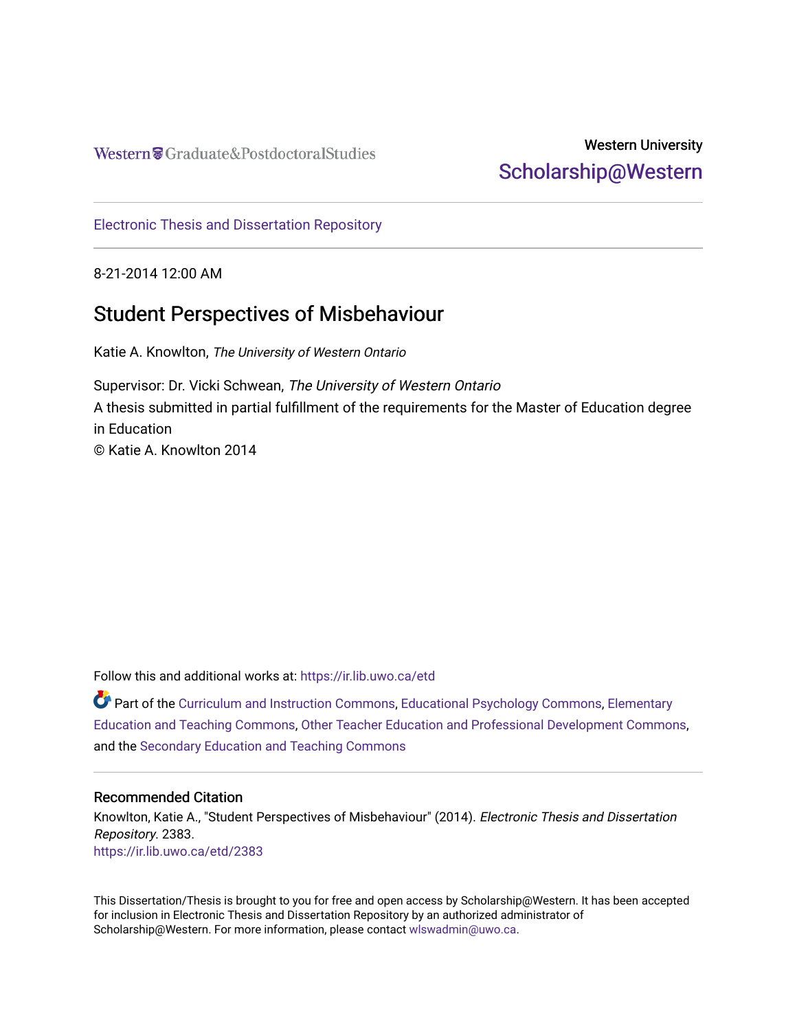Western Graduate&PostdoctoralStudies

Western University
Scholarship@Western

Electronic Thesis and Dissertation Repository

8-21-2014 12:00 AM

# Student Perspectives of Misbehaviour

Katie A. Knowlton, *The University of Western Ontario*

Supervisor: Dr. Vicki Schwean, *The University of Western Ontario*
A thesis submitted in partial fulfillment of the requirements for the Master of Education degree in Education
© Katie A. Knowlton 2014

Follow this and additional works at: https://ir.lib.uwo.ca/etd

Part of the Curriculum and Instruction Commons, Educational Psychology Commons, Elementary Education and Teaching Commons, Other Teacher Education and Professional Development Commons, and the Secondary Education and Teaching Commons

## Recommended Citation

Knowlton, Katie A., "Student Perspectives of Misbehaviour" (2014). *Electronic Thesis and Dissertation Repository*. 2383.
https://ir.lib.uwo.ca/etd/2383

This Dissertation/Thesis is brought to you for free and open access by Scholarship@Western. It has been accepted for inclusion in Electronic Thesis and Dissertation Repository by an authorized administrator of Scholarship@Western. For more information, please contact wlswadmin@uwo.ca.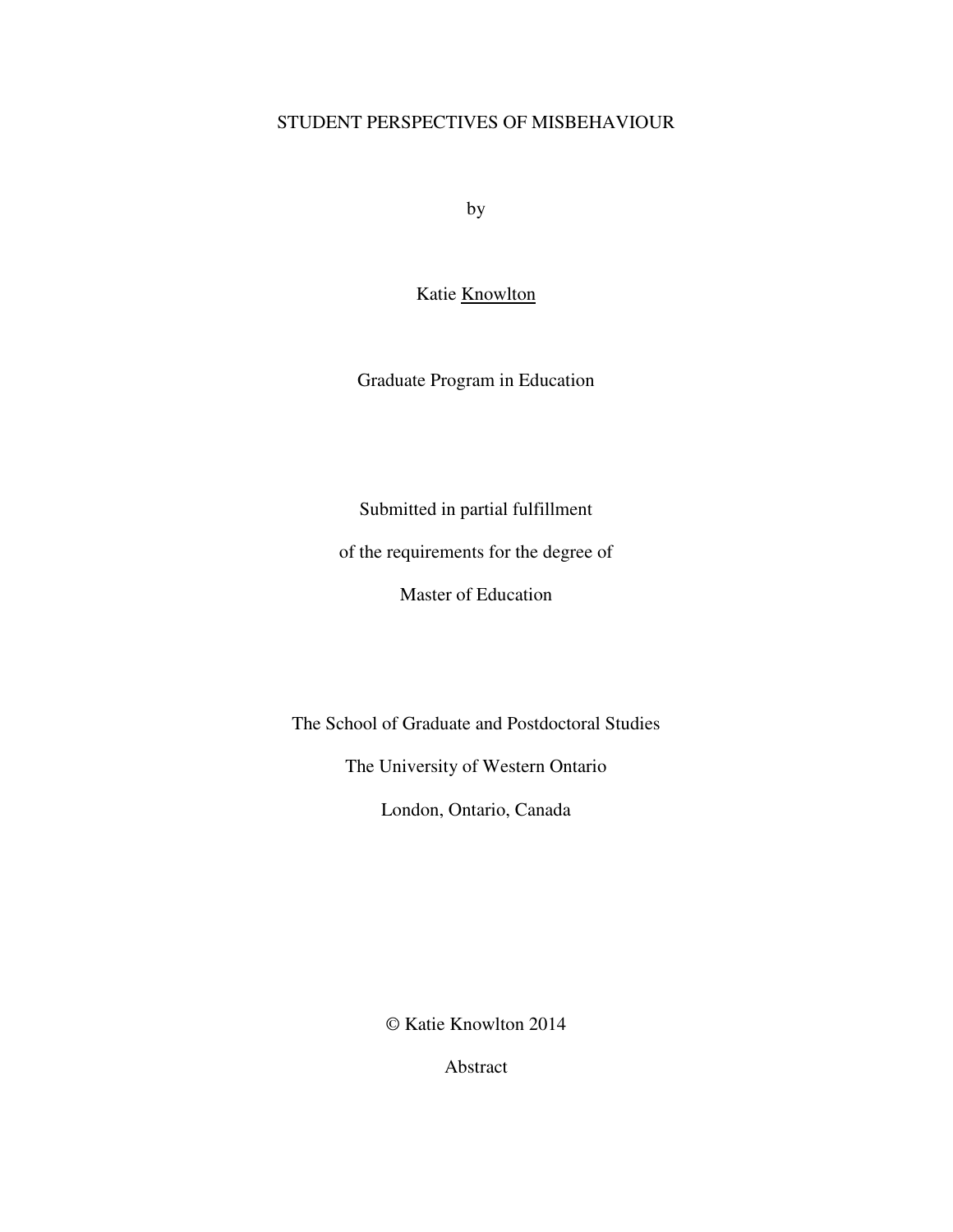STUDENT PERSPECTIVES OF MISBEHAVIOUR

by

Katie Knowlton

Graduate Program in Education

Submitted in partial fulfillment

of the requirements for the degree of

Master of Education

The School of Graduate and Postdoctoral Studies

The University of Western Ontario

London, Ontario, Canada

© Katie Knowlton 2014

Abstract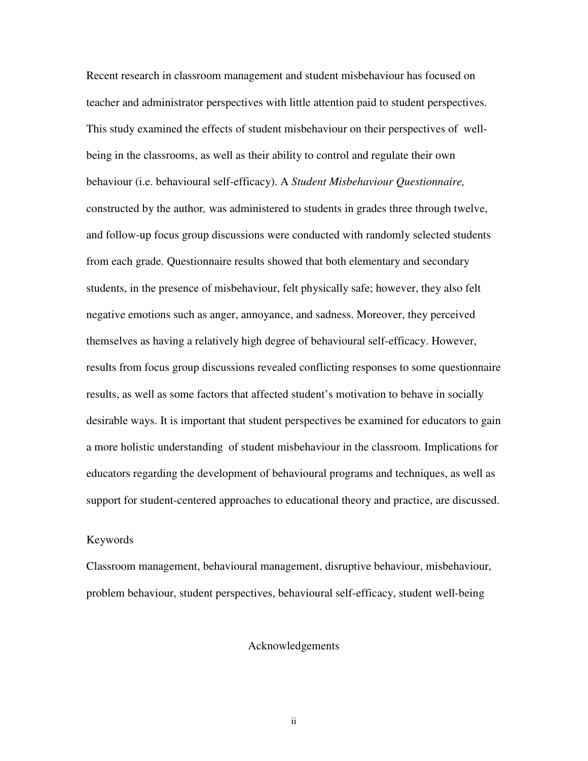Recent research in classroom management and student misbehaviour has focused on teacher and administrator perspectives with little attention paid to student perspectives. This study examined the effects of student misbehaviour on their perspectives of well-being in the classrooms, as well as their ability to control and regulate their own behaviour (i.e. behavioural self-efficacy). A *Student Misbehaviour Questionnaire,* constructed by the author*,* was administered to students in grades three through twelve, and follow-up focus group discussions were conducted with randomly selected students from each grade. Questionnaire results showed that both elementary and secondary students, in the presence of misbehaviour, felt physically safe; however, they also felt negative emotions such as anger, annoyance, and sadness. Moreover, they perceived themselves as having a relatively high degree of behavioural self-efficacy. However, results from focus group discussions revealed conflicting responses to some questionnaire results, as well as some factors that affected student's motivation to behave in socially desirable ways. It is important that student perspectives be examined for educators to gain a more holistic understanding of student misbehaviour in the classroom. Implications for educators regarding the development of behavioural programs and techniques, as well as support for student-centered approaches to educational theory and practice, are discussed.

Keywords

Classroom management, behavioural management, disruptive behaviour, misbehaviour, problem behaviour, student perspectives, behavioural self-efficacy, student well-being

## Acknowledgements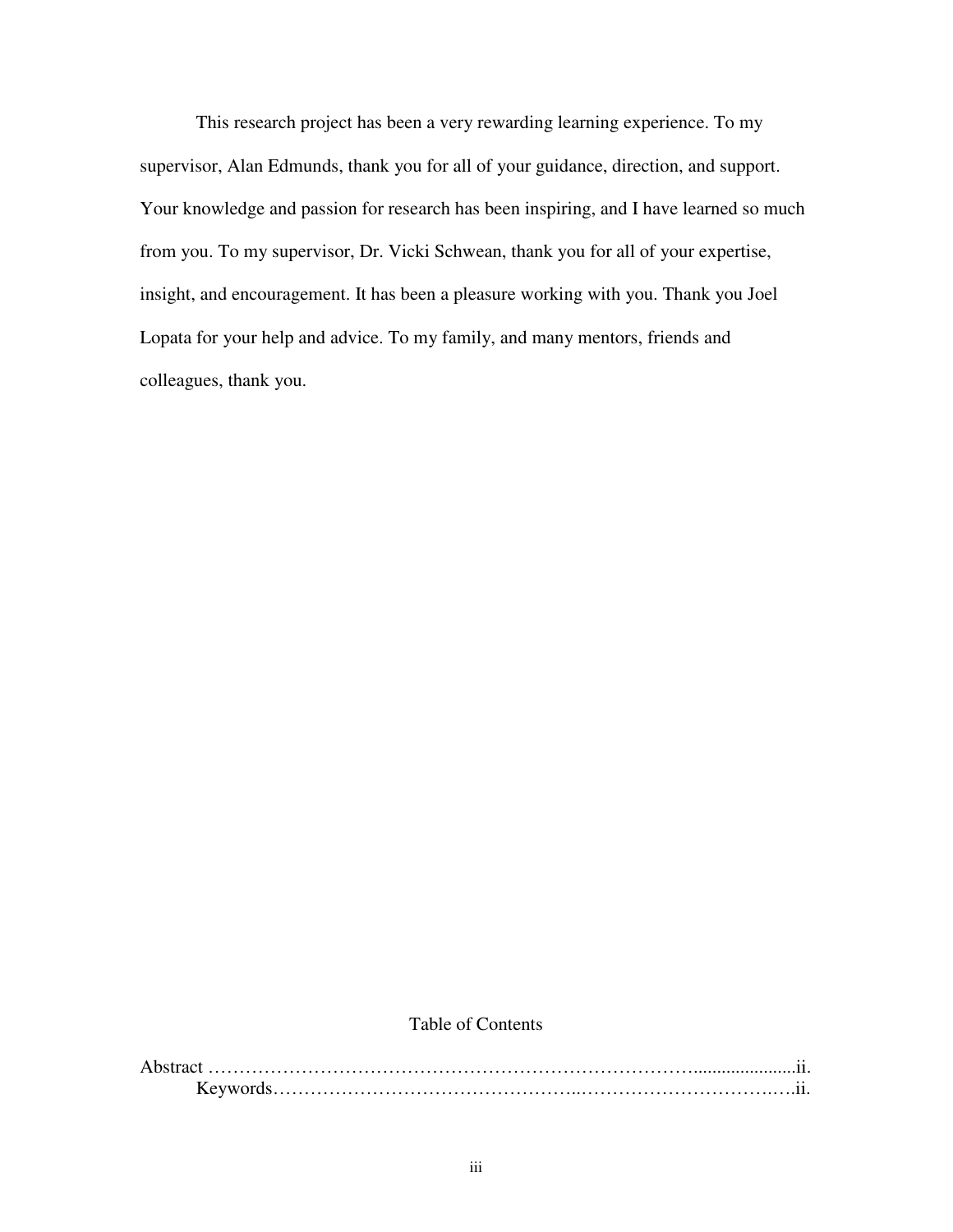This research project has been a very rewarding learning experience. To my supervisor, Alan Edmunds, thank you for all of your guidance, direction, and support. Your knowledge and passion for research has been inspiring, and I have learned so much from you. To my supervisor, Dr. Vicki Schwean, thank you for all of your expertise, insight, and encouragement. It has been a pleasure working with you. Thank you Joel Lopata for your help and advice. To my family, and many mentors, friends and colleagues, thank you.

# Table of Contents

Abstract …………………………………………………………………………......................ii.
    Keywords…………………………………………..…………………………..….ii.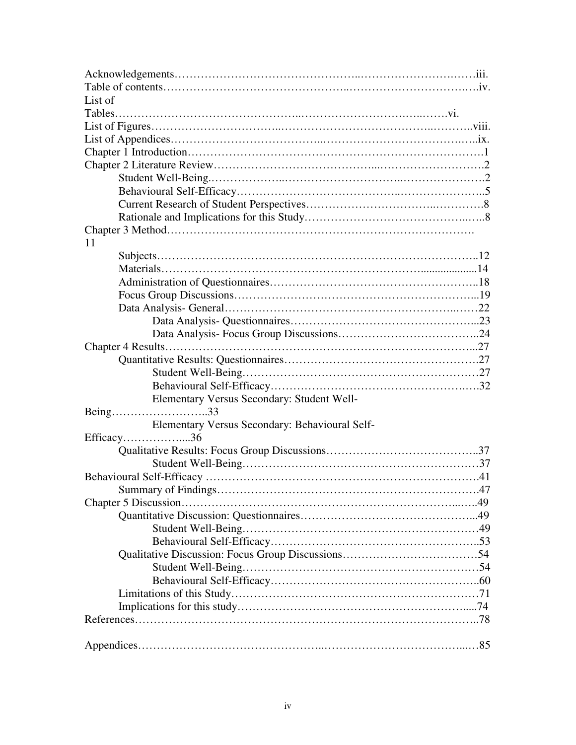Acknowledgements……………………………………………..…………………….……iii.
Table of contents………………………………………..…………………………….….iv.
List of Tables……………………………………..…………………………….…..…….vi.
List of Figures…………………………..…………………………………….………..viii.
List of Appendices……………………………..…………………………………….….ix.
Chapter 1 Introduction………………………………………………………………………1
Chapter 2 Literature Review……………………………………...……………………….2
- Student Well-Being.………………..………………………..………………….2
- Behavioural Self-Efficacy………………………………………..…………………..5
- Current Research of Student Perspectives…………………………..…………8
- Rationale and Implications for this Study……………………………………..…..8

Chapter 3 Method……………………………………………………………………. 11
- Subjects………………………………………………………………………..12
- Materials……………………………………………………………....................14
- Administration of Questionnaires……………………………………………..18
- Focus Group Discussions…………………………………………………...19
- Data Analysis- General………………………………………………...……22
  - Data Analysis- Questionnaires…………………………………………...23
  - Data Analysis- Focus Group Discussions………………………………..24

Chapter 4 Results……………………………………………………………………...27
- Quantitative Results: Questionnaires…………………………………………….27
  - Student Well-Being…………………………………………………………27
  - Behavioural Self-Efficacy…………………………………………….….32
  - Elementary Versus Secondary: Student Well-Being……………………..33
  - Elementary Versus Secondary: Behavioural Self-Efficacy……………....36
- Qualitative Results: Focus Group Discussions…………………………………..37
  - Student Well-Being…………………………………………………………37

Behavioural Self-Efficacy ………………………………………………………….41
- Summary of Findings…………………………………………………………….47

Chapter 5 Discussion……………………………………………………………...….49
- Quantitative Discussion: Questionnaires……………………………………...49
  - Student Well-Being………………………………………………………49
  - Behavioural Self-Efficacy………………………………………………..53
- Qualitative Discussion: Focus Group Discussions……………………………….54
  - Student Well-Being………………………………………………………54
  - Behavioural Self-Efficacy………………………………………………..60
- Limitations of this Study………………………………………………………71
- Implications for this study…………………………………………………....74

References…………………………………………………………………………..78

Appendices……………………………………..…………………………...…85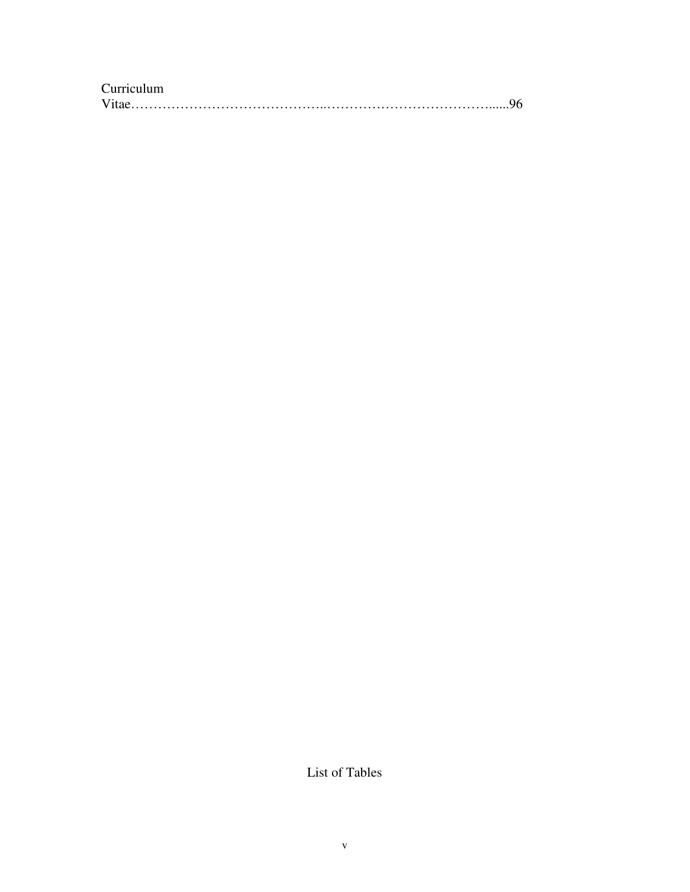Curriculum Vitae……………………………………..…………………………………......96

# List of Tables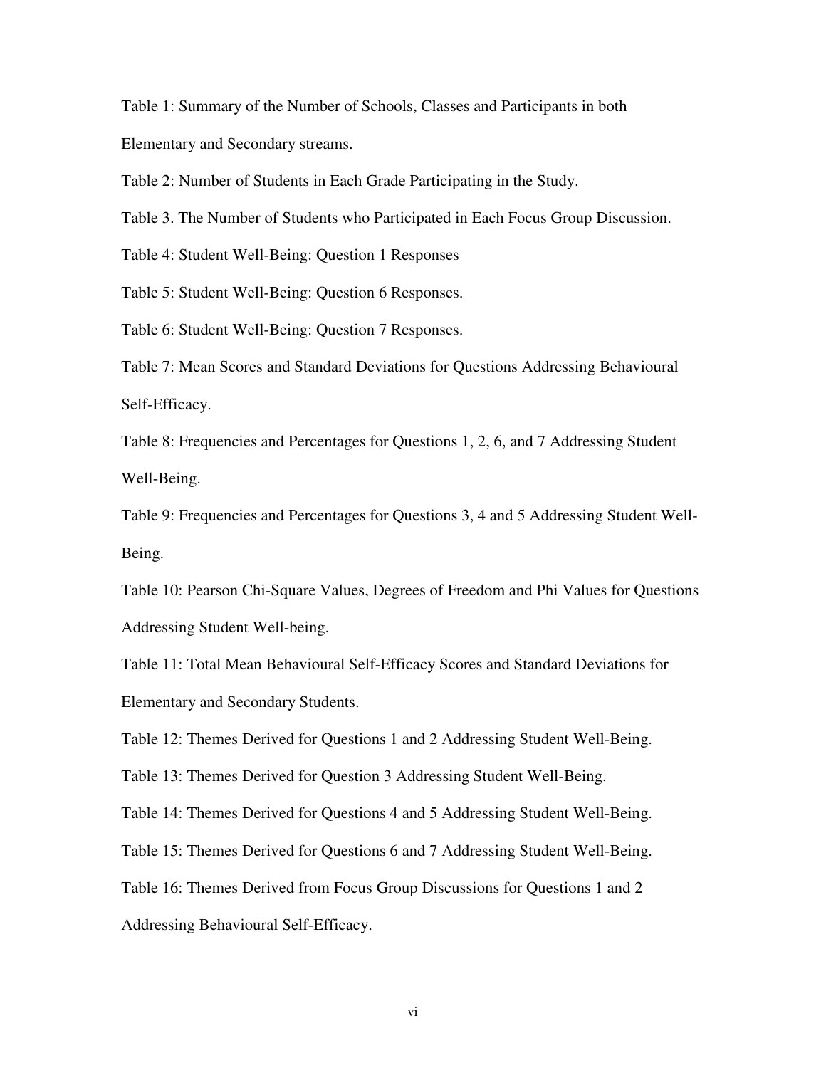Table 1: Summary of the Number of Schools, Classes and Participants in both Elementary and Secondary streams.

Table 2: Number of Students in Each Grade Participating in the Study.

Table 3. The Number of Students who Participated in Each Focus Group Discussion.

Table 4: Student Well-Being: Question 1 Responses

Table 5: Student Well-Being: Question 6 Responses.

Table 6: Student Well-Being: Question 7 Responses.

Table 7: Mean Scores and Standard Deviations for Questions Addressing Behavioural Self-Efficacy.

Table 8: Frequencies and Percentages for Questions 1, 2, 6, and 7 Addressing Student Well-Being.

Table 9: Frequencies and Percentages for Questions 3, 4 and 5 Addressing Student Well-Being.

Table 10: Pearson Chi-Square Values, Degrees of Freedom and Phi Values for Questions Addressing Student Well-being.

Table 11: Total Mean Behavioural Self-Efficacy Scores and Standard Deviations for Elementary and Secondary Students.

Table 12: Themes Derived for Questions 1 and 2 Addressing Student Well-Being.

Table 13: Themes Derived for Question 3 Addressing Student Well-Being.

Table 14: Themes Derived for Questions 4 and 5 Addressing Student Well-Being.

Table 15: Themes Derived for Questions 6 and 7 Addressing Student Well-Being.

Table 16: Themes Derived from Focus Group Discussions for Questions 1 and 2 Addressing Behavioural Self-Efficacy.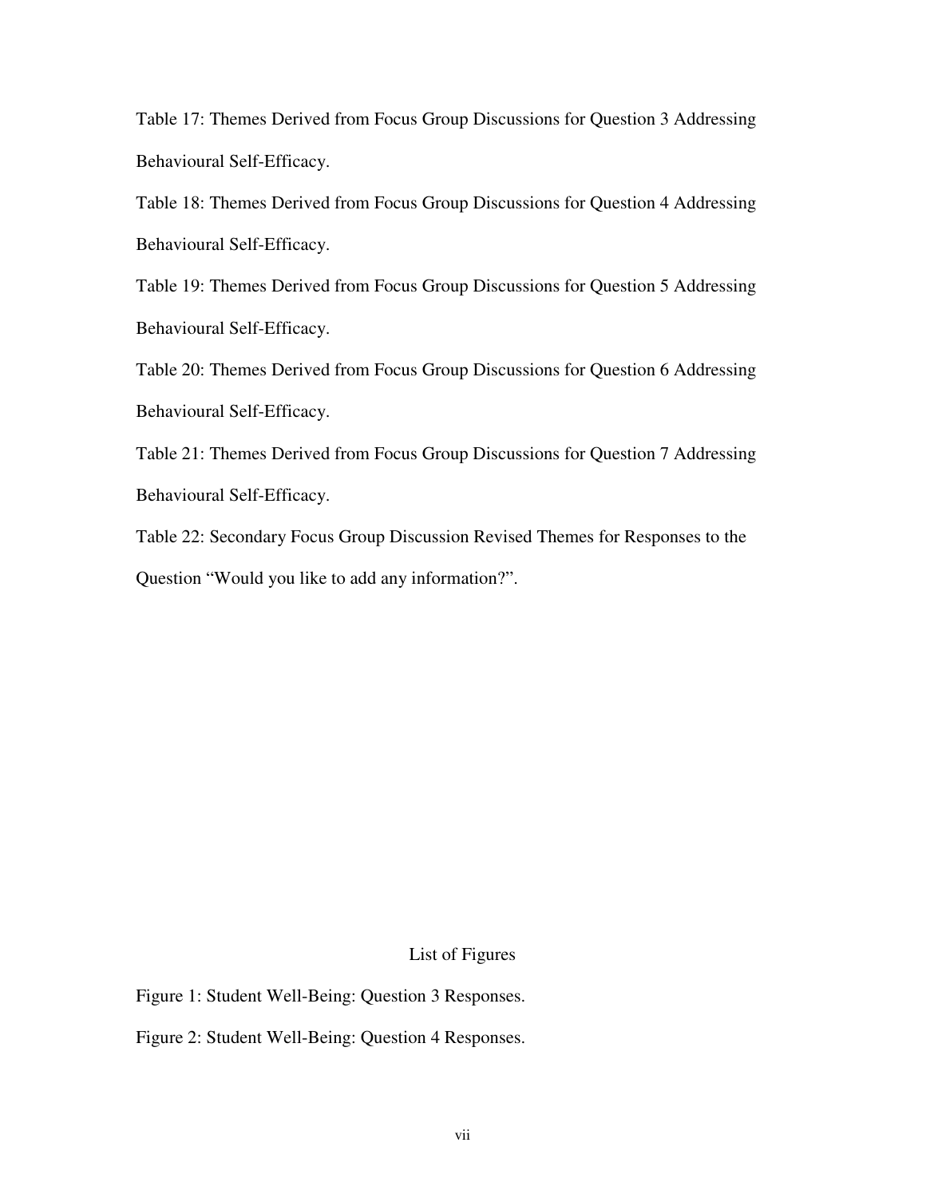Table 17: Themes Derived from Focus Group Discussions for Question 3 Addressing Behavioural Self-Efficacy.

Table 18: Themes Derived from Focus Group Discussions for Question 4 Addressing Behavioural Self-Efficacy.

Table 19: Themes Derived from Focus Group Discussions for Question 5 Addressing Behavioural Self-Efficacy.

Table 20: Themes Derived from Focus Group Discussions for Question 6 Addressing Behavioural Self-Efficacy.

Table 21: Themes Derived from Focus Group Discussions for Question 7 Addressing Behavioural Self-Efficacy.

Table 22: Secondary Focus Group Discussion Revised Themes for Responses to the Question "Would you like to add any information?".

## List of Figures

Figure 1: Student Well-Being: Question 3 Responses.

Figure 2: Student Well-Being: Question 4 Responses.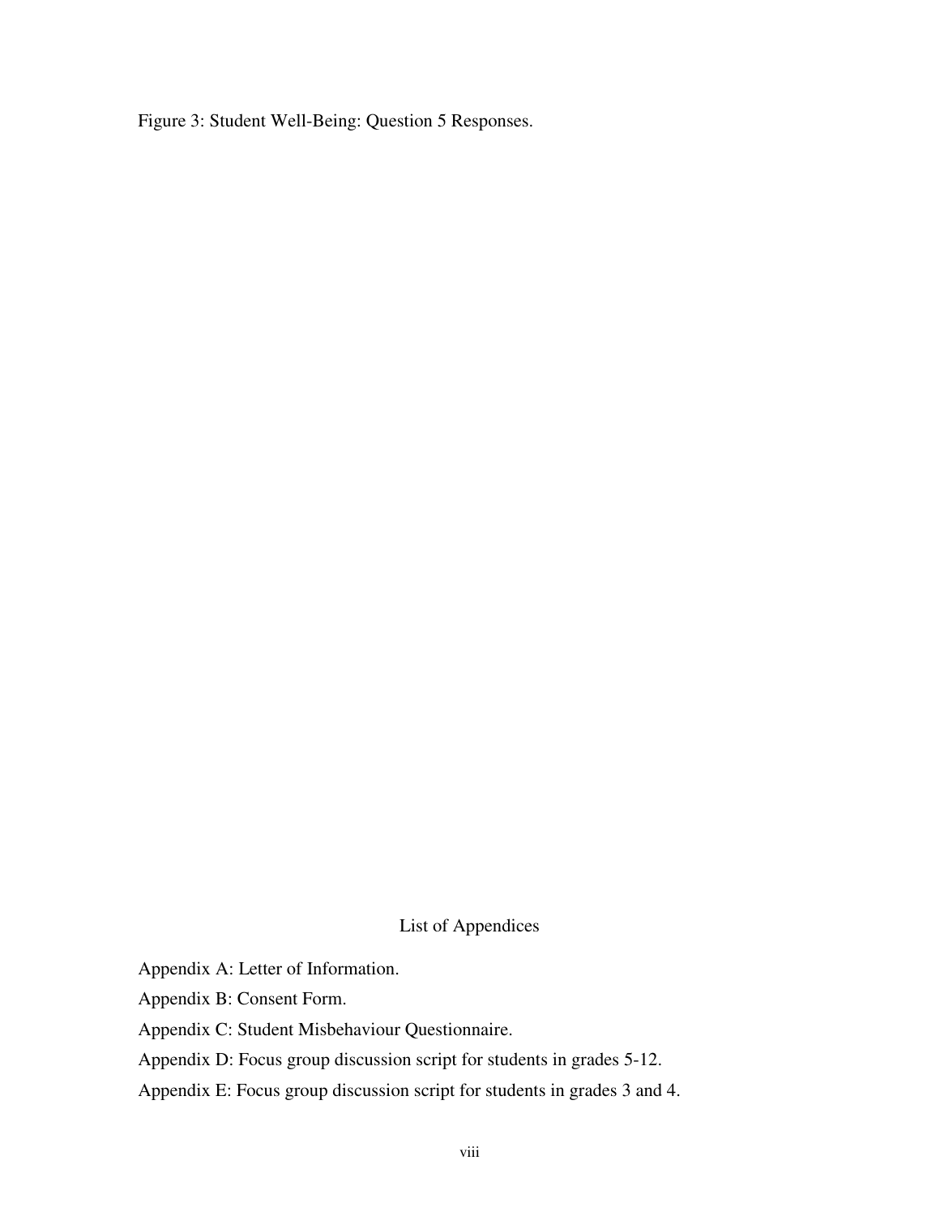Figure 3: Student Well-Being: Question 5 Responses.

## List of Appendices

Appendix A: Letter of Information.

Appendix B: Consent Form.

Appendix C: Student Misbehaviour Questionnaire.

Appendix D: Focus group discussion script for students in grades 5-12.

Appendix E: Focus group discussion script for students in grades 3 and 4.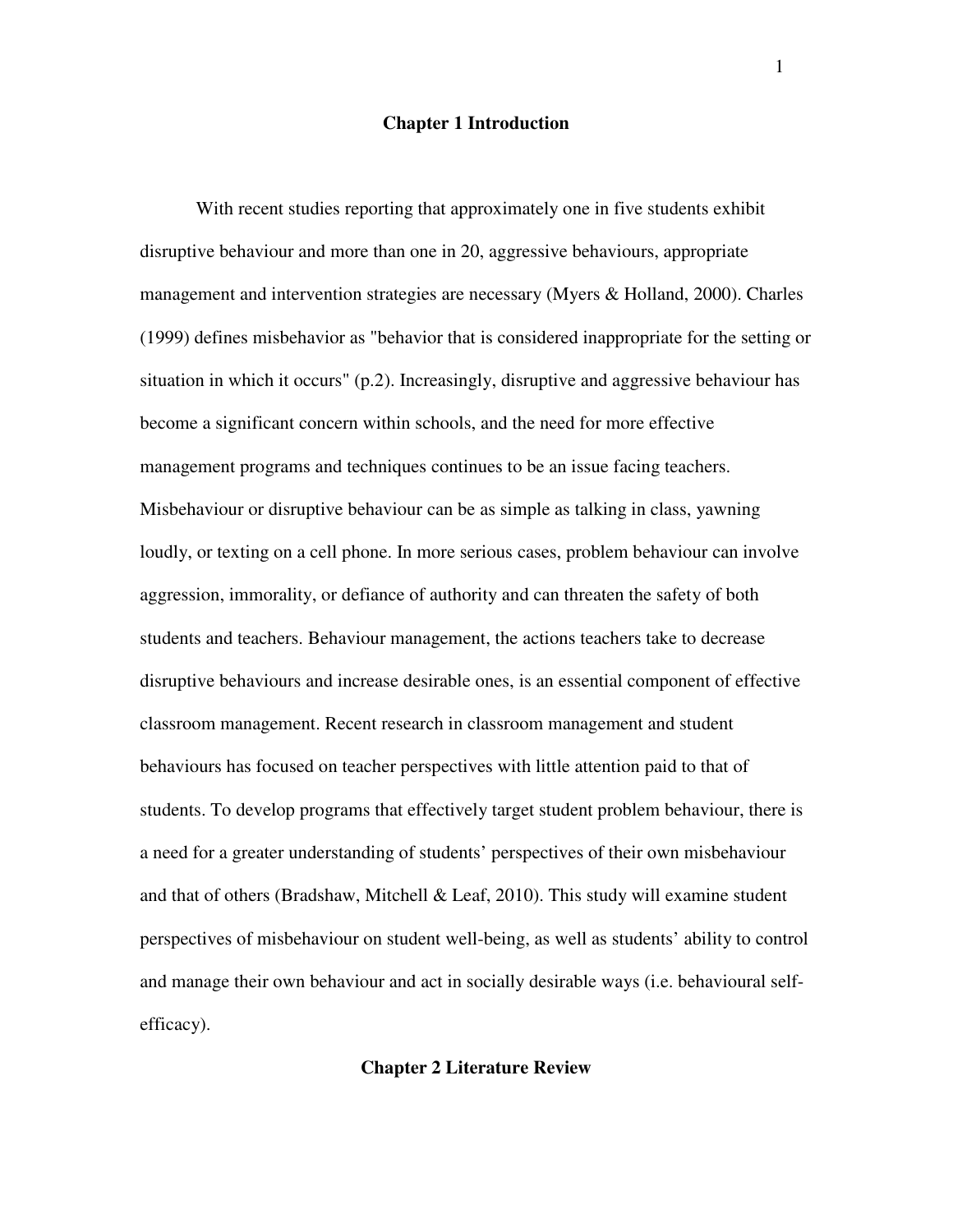# Chapter 1 Introduction

With recent studies reporting that approximately one in five students exhibit disruptive behaviour and more than one in 20, aggressive behaviours, appropriate management and intervention strategies are necessary (Myers & Holland, 2000). Charles (1999) defines misbehavior as "behavior that is considered inappropriate for the setting or situation in which it occurs" (p.2). Increasingly, disruptive and aggressive behaviour has become a significant concern within schools, and the need for more effective management programs and techniques continues to be an issue facing teachers. Misbehaviour or disruptive behaviour can be as simple as talking in class, yawning loudly, or texting on a cell phone. In more serious cases, problem behaviour can involve aggression, immorality, or defiance of authority and can threaten the safety of both students and teachers. Behaviour management, the actions teachers take to decrease disruptive behaviours and increase desirable ones, is an essential component of effective classroom management. Recent research in classroom management and student behaviours has focused on teacher perspectives with little attention paid to that of students. To develop programs that effectively target student problem behaviour, there is a need for a greater understanding of students' perspectives of their own misbehaviour and that of others (Bradshaw, Mitchell & Leaf, 2010). This study will examine student perspectives of misbehaviour on student well-being, as well as students' ability to control and manage their own behaviour and act in socially desirable ways (i.e. behavioural self-efficacy).

# Chapter 2 Literature Review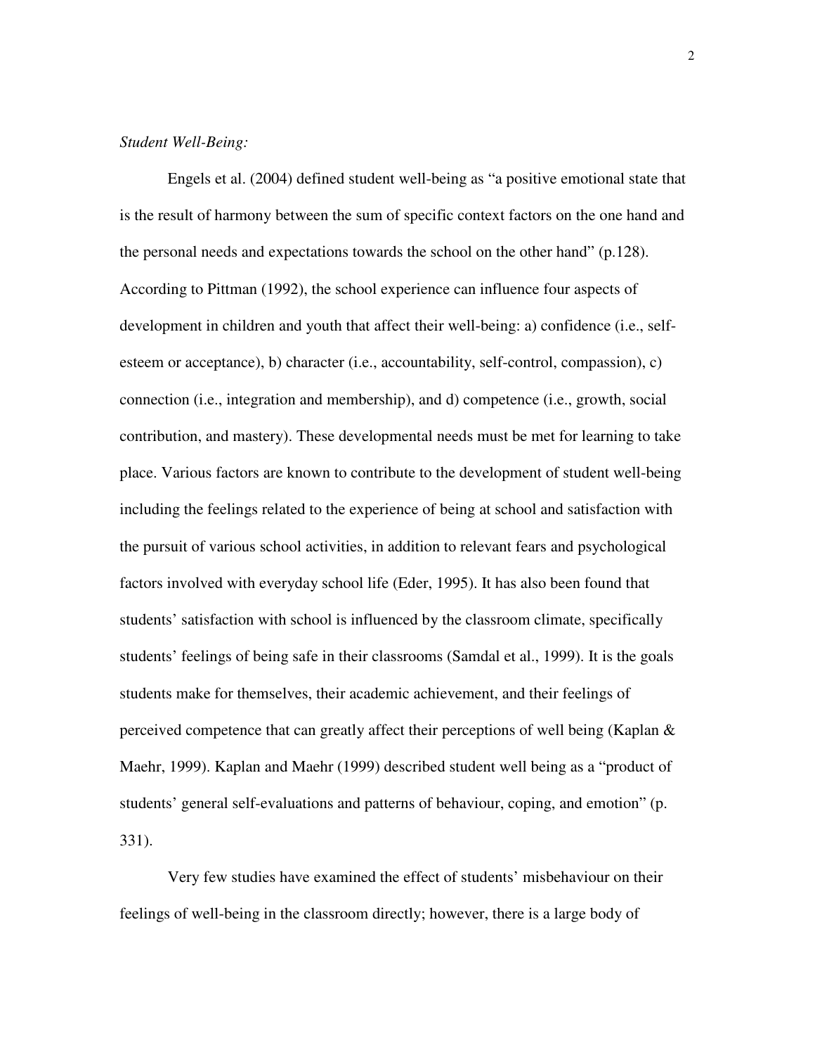*Student Well-Being:*

Engels et al. (2004) defined student well-being as "a positive emotional state that is the result of harmony between the sum of specific context factors on the one hand and the personal needs and expectations towards the school on the other hand" (p.128). According to Pittman (1992), the school experience can influence four aspects of development in children and youth that affect their well-being: a) confidence (i.e., self-esteem or acceptance), b) character (i.e., accountability, self-control, compassion), c) connection (i.e., integration and membership), and d) competence (i.e., growth, social contribution, and mastery). These developmental needs must be met for learning to take place. Various factors are known to contribute to the development of student well-being including the feelings related to the experience of being at school and satisfaction with the pursuit of various school activities, in addition to relevant fears and psychological factors involved with everyday school life (Eder, 1995). It has also been found that students' satisfaction with school is influenced by the classroom climate, specifically students' feelings of being safe in their classrooms (Samdal et al., 1999). It is the goals students make for themselves, their academic achievement, and their feelings of perceived competence that can greatly affect their perceptions of well being (Kaplan & Maehr, 1999). Kaplan and Maehr (1999) described student well being as a "product of students' general self-evaluations and patterns of behaviour, coping, and emotion" (p. 331).

Very few studies have examined the effect of students' misbehaviour on their feelings of well-being in the classroom directly; however, there is a large body of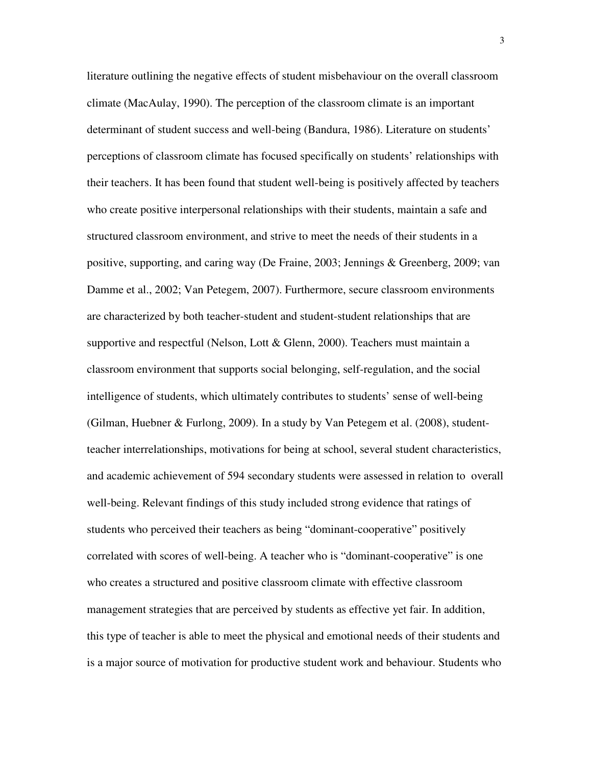literature outlining the negative effects of student misbehaviour on the overall classroom climate (MacAulay, 1990). The perception of the classroom climate is an important determinant of student success and well-being (Bandura, 1986). Literature on students' perceptions of classroom climate has focused specifically on students' relationships with their teachers. It has been found that student well-being is positively affected by teachers who create positive interpersonal relationships with their students, maintain a safe and structured classroom environment, and strive to meet the needs of their students in a positive, supporting, and caring way (De Fraine, 2003; Jennings & Greenberg, 2009; van Damme et al., 2002; Van Petegem, 2007). Furthermore, secure classroom environments are characterized by both teacher-student and student-student relationships that are supportive and respectful (Nelson, Lott & Glenn, 2000). Teachers must maintain a classroom environment that supports social belonging, self-regulation, and the social intelligence of students, which ultimately contributes to students' sense of well-being (Gilman, Huebner & Furlong, 2009). In a study by Van Petegem et al. (2008), student-teacher interrelationships, motivations for being at school, several student characteristics, and academic achievement of 594 secondary students were assessed in relation to overall well-being. Relevant findings of this study included strong evidence that ratings of students who perceived their teachers as being "dominant-cooperative" positively correlated with scores of well-being. A teacher who is "dominant-cooperative" is one who creates a structured and positive classroom climate with effective classroom management strategies that are perceived by students as effective yet fair. In addition, this type of teacher is able to meet the physical and emotional needs of their students and is a major source of motivation for productive student work and behaviour. Students who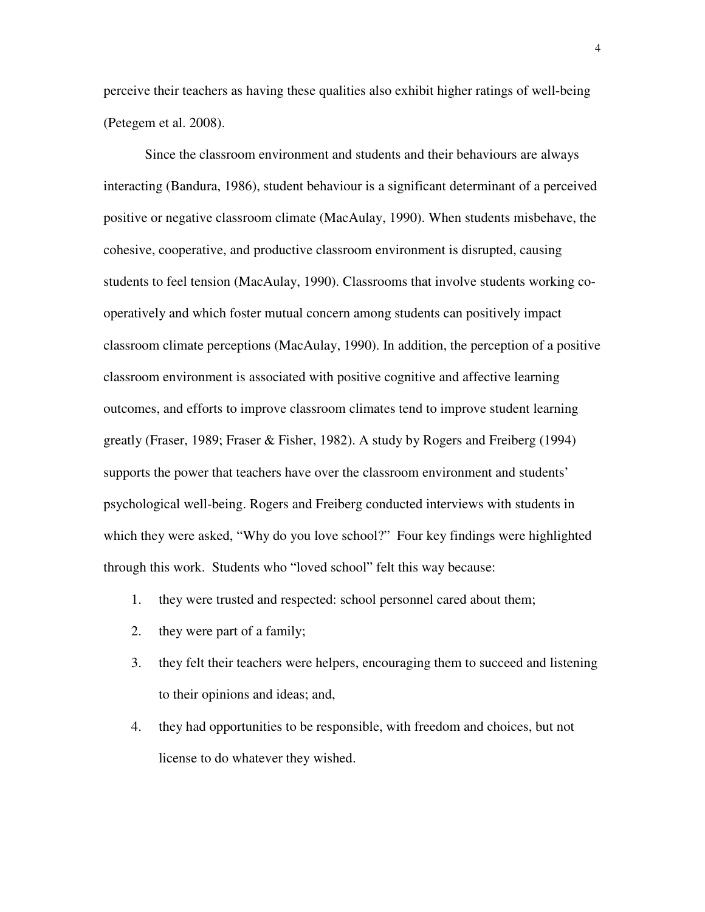perceive their teachers as having these qualities also exhibit higher ratings of well-being (Petegem et al. 2008).

Since the classroom environment and students and their behaviours are always interacting (Bandura, 1986), student behaviour is a significant determinant of a perceived positive or negative classroom climate (MacAulay, 1990). When students misbehave, the cohesive, cooperative, and productive classroom environment is disrupted, causing students to feel tension (MacAulay, 1990). Classrooms that involve students working co-operatively and which foster mutual concern among students can positively impact classroom climate perceptions (MacAulay, 1990). In addition, the perception of a positive classroom environment is associated with positive cognitive and affective learning outcomes, and efforts to improve classroom climates tend to improve student learning greatly (Fraser, 1989; Fraser & Fisher, 1982). A study by Rogers and Freiberg (1994) supports the power that teachers have over the classroom environment and students' psychological well-being. Rogers and Freiberg conducted interviews with students in which they were asked, "Why do you love school?" Four key findings were highlighted through this work. Students who "loved school" felt this way because:

1. they were trusted and respected: school personnel cared about them;
2. they were part of a family;
3. they felt their teachers were helpers, encouraging them to succeed and listening to their opinions and ideas; and,
4. they had opportunities to be responsible, with freedom and choices, but not license to do whatever they wished.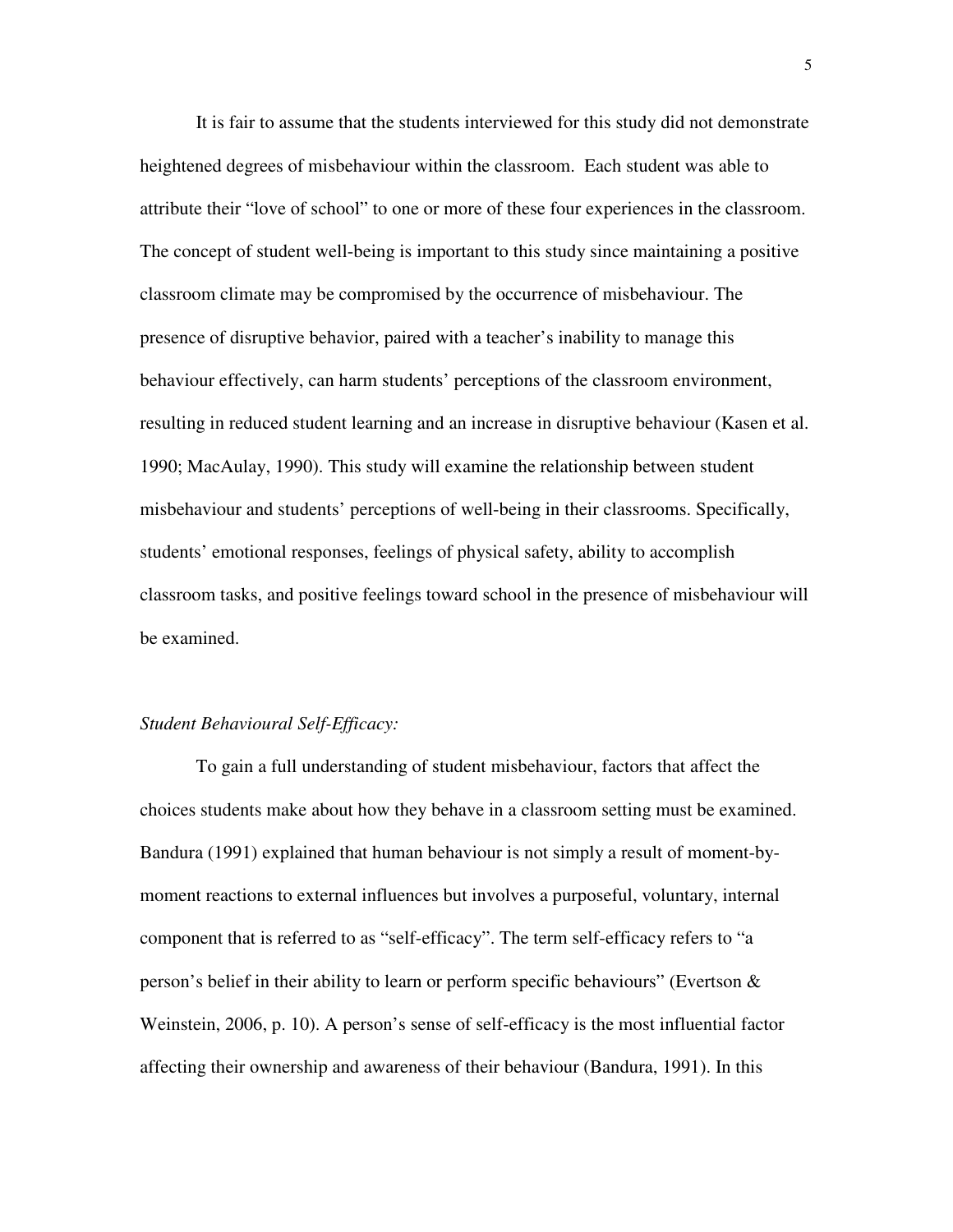It is fair to assume that the students interviewed for this study did not demonstrate heightened degrees of misbehaviour within the classroom. Each student was able to attribute their "love of school" to one or more of these four experiences in the classroom. The concept of student well-being is important to this study since maintaining a positive classroom climate may be compromised by the occurrence of misbehaviour. The presence of disruptive behavior, paired with a teacher's inability to manage this behaviour effectively, can harm students' perceptions of the classroom environment, resulting in reduced student learning and an increase in disruptive behaviour (Kasen et al. 1990; MacAulay, 1990). This study will examine the relationship between student misbehaviour and students' perceptions of well-being in their classrooms. Specifically, students' emotional responses, feelings of physical safety, ability to accomplish classroom tasks, and positive feelings toward school in the presence of misbehaviour will be examined.

### *Student Behavioural Self-Efficacy:*

To gain a full understanding of student misbehaviour, factors that affect the choices students make about how they behave in a classroom setting must be examined. Bandura (1991) explained that human behaviour is not simply a result of moment-by-moment reactions to external influences but involves a purposeful, voluntary, internal component that is referred to as "self-efficacy". The term self-efficacy refers to "a person's belief in their ability to learn or perform specific behaviours" (Evertson & Weinstein, 2006, p. 10). A person's sense of self-efficacy is the most influential factor affecting their ownership and awareness of their behaviour (Bandura, 1991). In this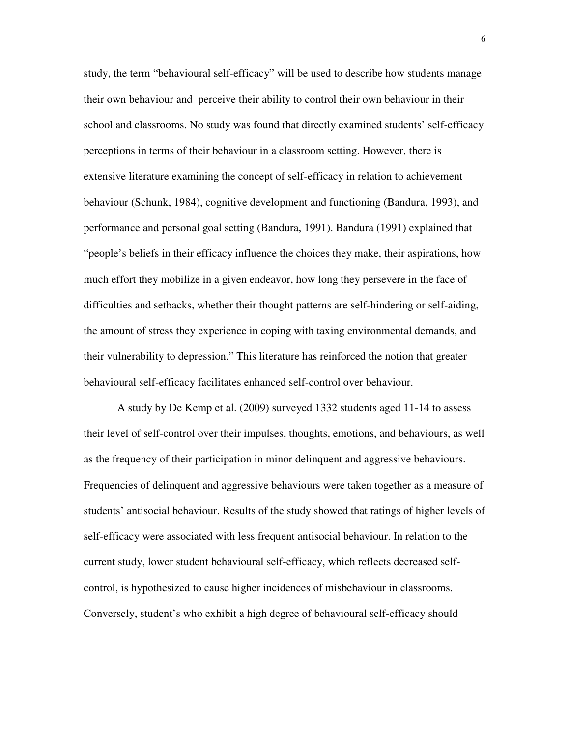study, the term "behavioural self-efficacy" will be used to describe how students manage their own behaviour and perceive their ability to control their own behaviour in their school and classrooms. No study was found that directly examined students' self-efficacy perceptions in terms of their behaviour in a classroom setting. However, there is extensive literature examining the concept of self-efficacy in relation to achievement behaviour (Schunk, 1984), cognitive development and functioning (Bandura, 1993), and performance and personal goal setting (Bandura, 1991). Bandura (1991) explained that "people's beliefs in their efficacy influence the choices they make, their aspirations, how much effort they mobilize in a given endeavor, how long they persevere in the face of difficulties and setbacks, whether their thought patterns are self-hindering or self-aiding, the amount of stress they experience in coping with taxing environmental demands, and their vulnerability to depression." This literature has reinforced the notion that greater behavioural self-efficacy facilitates enhanced self-control over behaviour.

A study by De Kemp et al. (2009) surveyed 1332 students aged 11-14 to assess their level of self-control over their impulses, thoughts, emotions, and behaviours, as well as the frequency of their participation in minor delinquent and aggressive behaviours. Frequencies of delinquent and aggressive behaviours were taken together as a measure of students' antisocial behaviour. Results of the study showed that ratings of higher levels of self-efficacy were associated with less frequent antisocial behaviour. In relation to the current study, lower student behavioural self-efficacy, which reflects decreased self-control, is hypothesized to cause higher incidences of misbehaviour in classrooms. Conversely, student's who exhibit a high degree of behavioural self-efficacy should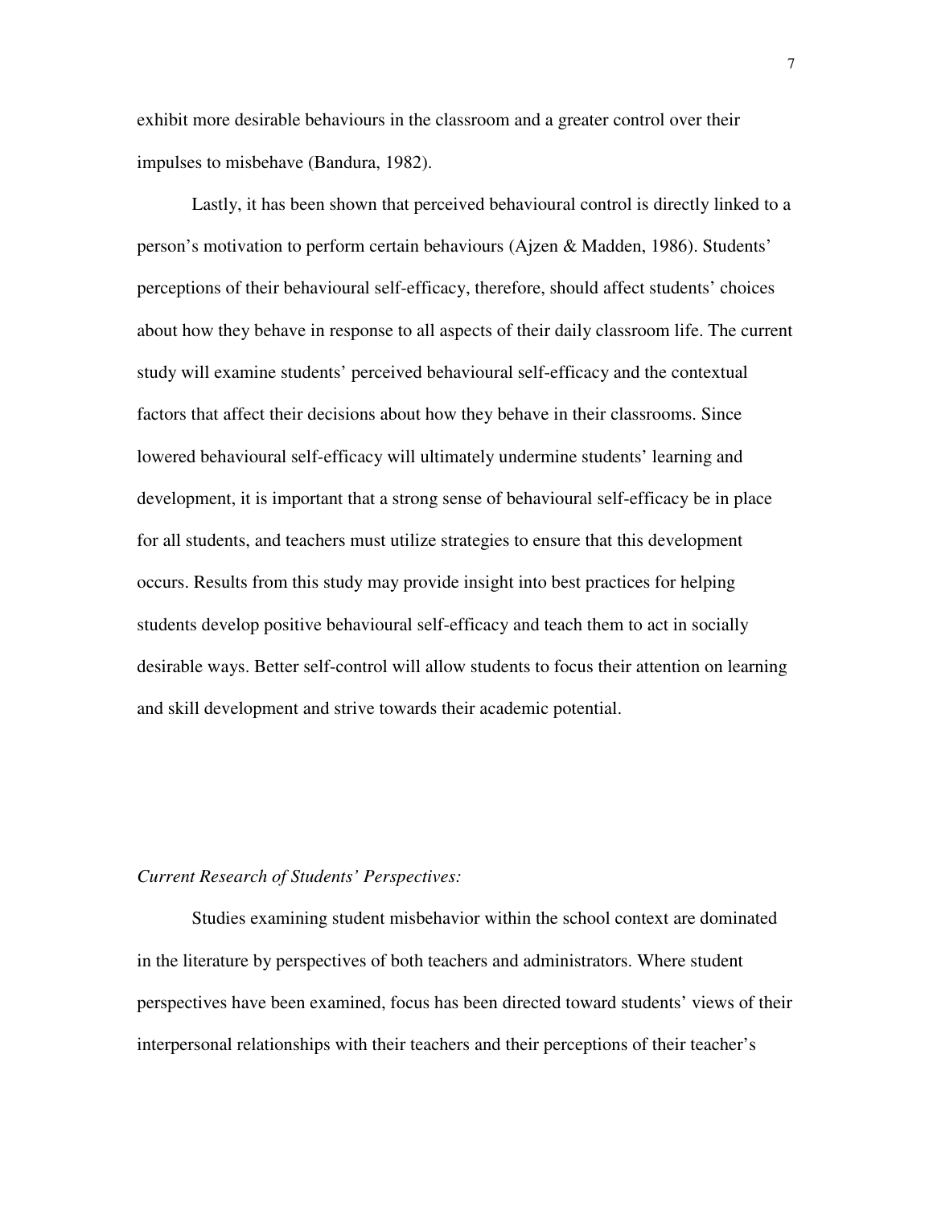exhibit more desirable behaviours in the classroom and a greater control over their impulses to misbehave (Bandura, 1982).

Lastly, it has been shown that perceived behavioural control is directly linked to a person's motivation to perform certain behaviours (Ajzen & Madden, 1986). Students' perceptions of their behavioural self-efficacy, therefore, should affect students' choices about how they behave in response to all aspects of their daily classroom life. The current study will examine students' perceived behavioural self-efficacy and the contextual factors that affect their decisions about how they behave in their classrooms. Since lowered behavioural self-efficacy will ultimately undermine students' learning and development, it is important that a strong sense of behavioural self-efficacy be in place for all students, and teachers must utilize strategies to ensure that this development occurs. Results from this study may provide insight into best practices for helping students develop positive behavioural self-efficacy and teach them to act in socially desirable ways. Better self-control will allow students to focus their attention on learning and skill development and strive towards their academic potential.

*Current Research of Students' Perspectives:*

Studies examining student misbehavior within the school context are dominated in the literature by perspectives of both teachers and administrators. Where student perspectives have been examined, focus has been directed toward students' views of their interpersonal relationships with their teachers and their perceptions of their teacher's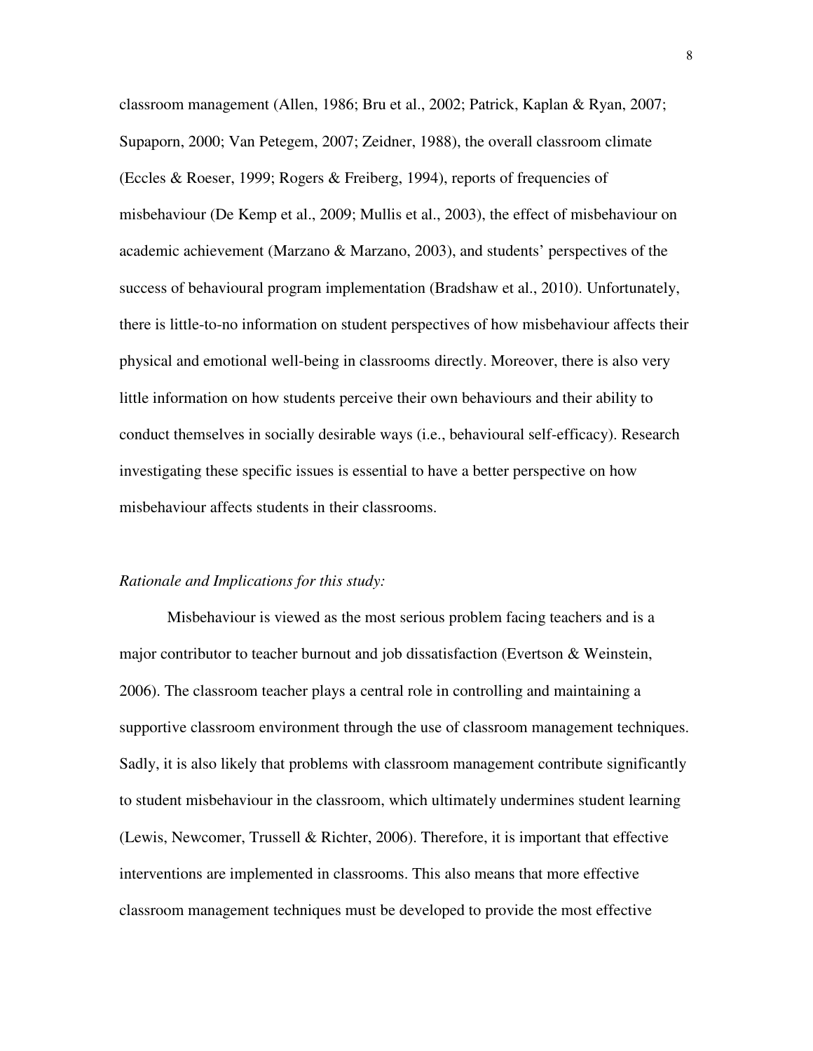classroom management (Allen, 1986; Bru et al., 2002; Patrick, Kaplan & Ryan, 2007; Supaporn, 2000; Van Petegem, 2007; Zeidner, 1988), the overall classroom climate (Eccles & Roeser, 1999; Rogers & Freiberg, 1994), reports of frequencies of misbehaviour (De Kemp et al., 2009; Mullis et al., 2003), the effect of misbehaviour on academic achievement (Marzano & Marzano, 2003), and students' perspectives of the success of behavioural program implementation (Bradshaw et al., 2010). Unfortunately, there is little-to-no information on student perspectives of how misbehaviour affects their physical and emotional well-being in classrooms directly. Moreover, there is also very little information on how students perceive their own behaviours and their ability to conduct themselves in socially desirable ways (i.e., behavioural self-efficacy). Research investigating these specific issues is essential to have a better perspective on how misbehaviour affects students in their classrooms.

*Rationale and Implications for this study:*

Misbehaviour is viewed as the most serious problem facing teachers and is a major contributor to teacher burnout and job dissatisfaction (Evertson & Weinstein, 2006). The classroom teacher plays a central role in controlling and maintaining a supportive classroom environment through the use of classroom management techniques. Sadly, it is also likely that problems with classroom management contribute significantly to student misbehaviour in the classroom, which ultimately undermines student learning (Lewis, Newcomer, Trussell & Richter, 2006). Therefore, it is important that effective interventions are implemented in classrooms. This also means that more effective classroom management techniques must be developed to provide the most effective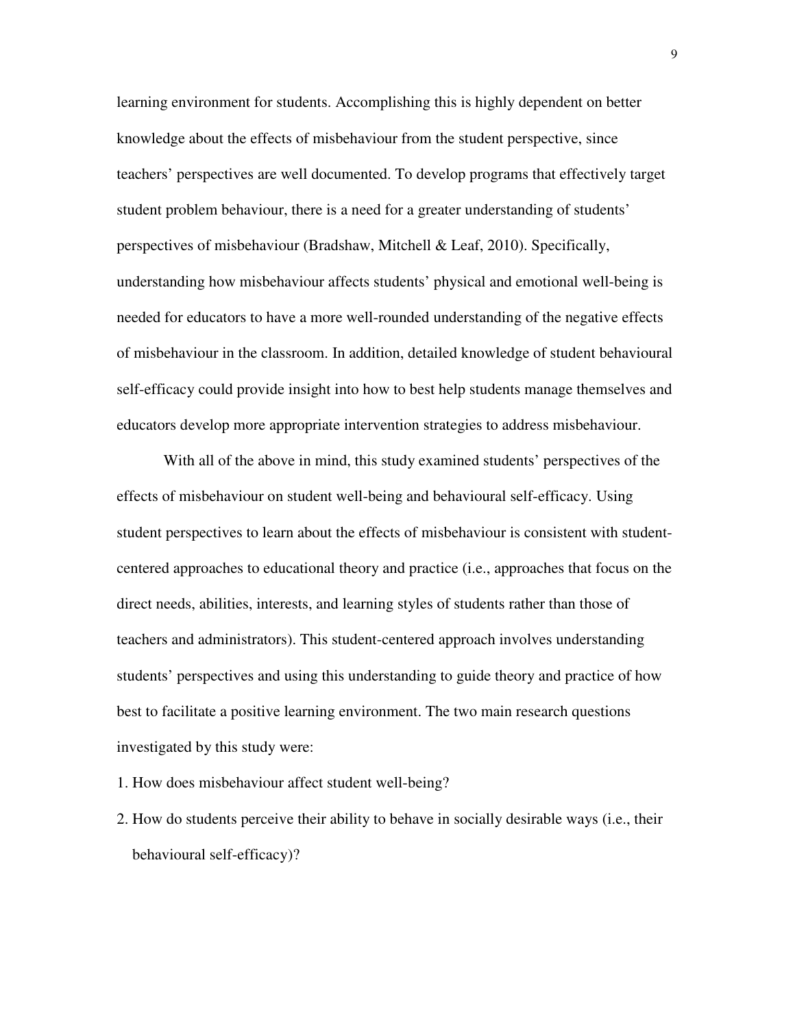learning environment for students. Accomplishing this is highly dependent on better knowledge about the effects of misbehaviour from the student perspective, since teachers' perspectives are well documented. To develop programs that effectively target student problem behaviour, there is a need for a greater understanding of students' perspectives of misbehaviour (Bradshaw, Mitchell & Leaf, 2010). Specifically, understanding how misbehaviour affects students' physical and emotional well-being is needed for educators to have a more well-rounded understanding of the negative effects of misbehaviour in the classroom. In addition, detailed knowledge of student behavioural self-efficacy could provide insight into how to best help students manage themselves and educators develop more appropriate intervention strategies to address misbehaviour.

With all of the above in mind, this study examined students' perspectives of the effects of misbehaviour on student well-being and behavioural self-efficacy. Using student perspectives to learn about the effects of misbehaviour is consistent with student-centered approaches to educational theory and practice (i.e., approaches that focus on the direct needs, abilities, interests, and learning styles of students rather than those of teachers and administrators). This student-centered approach involves understanding students' perspectives and using this understanding to guide theory and practice of how best to facilitate a positive learning environment. The two main research questions investigated by this study were:

1. How does misbehaviour affect student well-being?
2. How do students perceive their ability to behave in socially desirable ways (i.e., their behavioural self-efficacy)?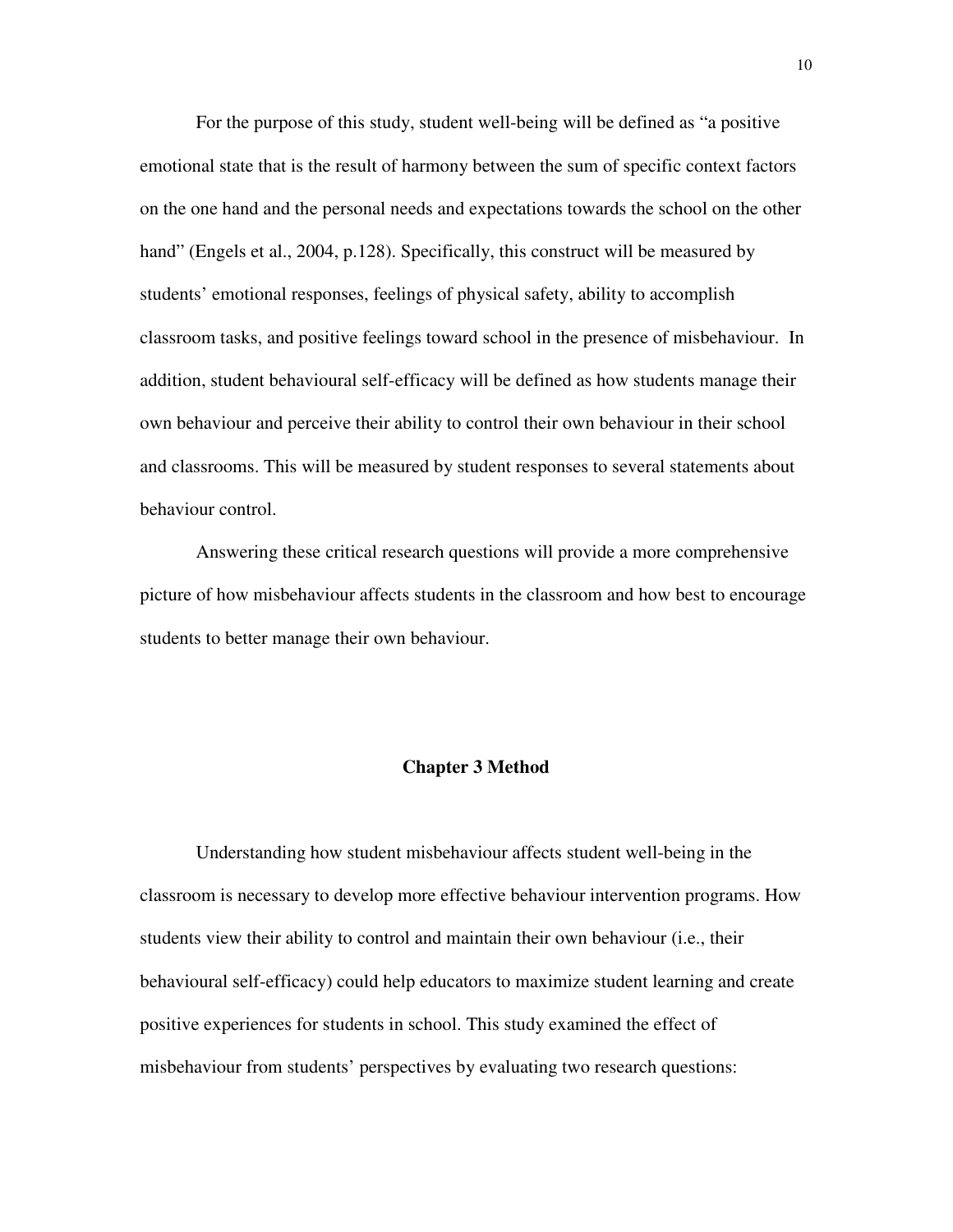For the purpose of this study, student well-being will be defined as "a positive emotional state that is the result of harmony between the sum of specific context factors on the one hand and the personal needs and expectations towards the school on the other hand" (Engels et al., 2004, p.128). Specifically, this construct will be measured by students' emotional responses, feelings of physical safety, ability to accomplish classroom tasks, and positive feelings toward school in the presence of misbehaviour. In addition, student behavioural self-efficacy will be defined as how students manage their own behaviour and perceive their ability to control their own behaviour in their school and classrooms. This will be measured by student responses to several statements about behaviour control.

Answering these critical research questions will provide a more comprehensive picture of how misbehaviour affects students in the classroom and how best to encourage students to better manage their own behaviour.

# Chapter 3 Method

Understanding how student misbehaviour affects student well-being in the classroom is necessary to develop more effective behaviour intervention programs. How students view their ability to control and maintain their own behaviour (i.e., their behavioural self-efficacy) could help educators to maximize student learning and create positive experiences for students in school. This study examined the effect of misbehaviour from students' perspectives by evaluating two research questions: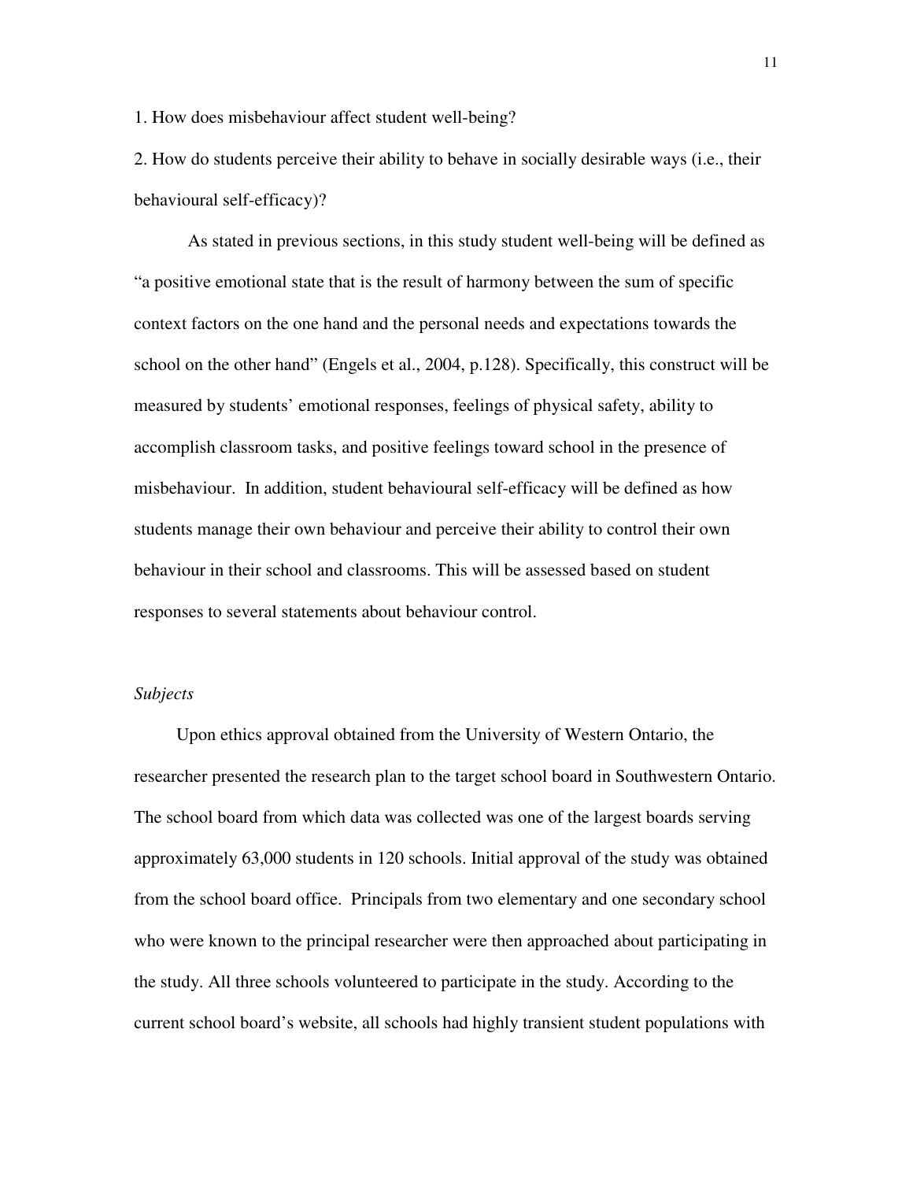1. How does misbehaviour affect student well-being?

2. How do students perceive their ability to behave in socially desirable ways (i.e., their behavioural self-efficacy)?

As stated in previous sections, in this study student well-being will be defined as "a positive emotional state that is the result of harmony between the sum of specific context factors on the one hand and the personal needs and expectations towards the school on the other hand" (Engels et al., 2004, p.128). Specifically, this construct will be measured by students' emotional responses, feelings of physical safety, ability to accomplish classroom tasks, and positive feelings toward school in the presence of misbehaviour. In addition, student behavioural self-efficacy will be defined as how students manage their own behaviour and perceive their ability to control their own behaviour in their school and classrooms. This will be assessed based on student responses to several statements about behaviour control.

*Subjects*

Upon ethics approval obtained from the University of Western Ontario, the researcher presented the research plan to the target school board in Southwestern Ontario. The school board from which data was collected was one of the largest boards serving approximately 63,000 students in 120 schools. Initial approval of the study was obtained from the school board office. Principals from two elementary and one secondary school who were known to the principal researcher were then approached about participating in the study. All three schools volunteered to participate in the study. According to the current school board's website, all schools had highly transient student populations with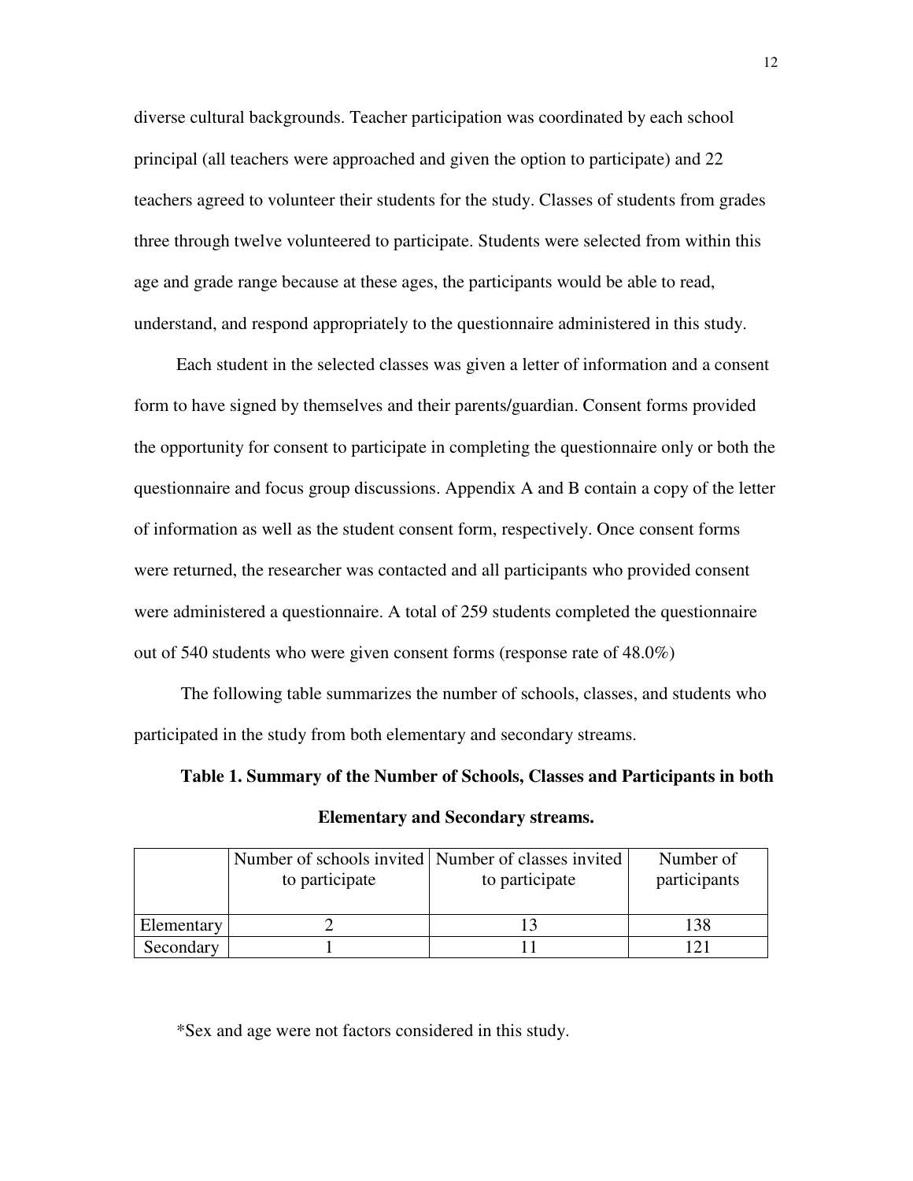diverse cultural backgrounds. Teacher participation was coordinated by each school principal (all teachers were approached and given the option to participate) and 22 teachers agreed to volunteer their students for the study. Classes of students from grades three through twelve volunteered to participate. Students were selected from within this age and grade range because at these ages, the participants would be able to read, understand, and respond appropriately to the questionnaire administered in this study.

Each student in the selected classes was given a letter of information and a consent form to have signed by themselves and their parents/guardian. Consent forms provided the opportunity for consent to participate in completing the questionnaire only or both the questionnaire and focus group discussions. Appendix A and B contain a copy of the letter of information as well as the student consent form, respectively. Once consent forms were returned, the researcher was contacted and all participants who provided consent were administered a questionnaire. A total of 259 students completed the questionnaire out of 540 students who were given consent forms (response rate of 48.0%)

The following table summarizes the number of schools, classes, and students who participated in the study from both elementary and secondary streams.

**Table 1. Summary of the Number of Schools, Classes and Participants in both Elementary and Secondary streams.**

| | Number of schools invited to participate | Number of classes invited to participate | Number of participants |
|---|---|---|---|
| Elementary | 2 | 13 | 138 |
| Secondary | 1 | 11 | 121 |

*Sex and age were not factors considered in this study.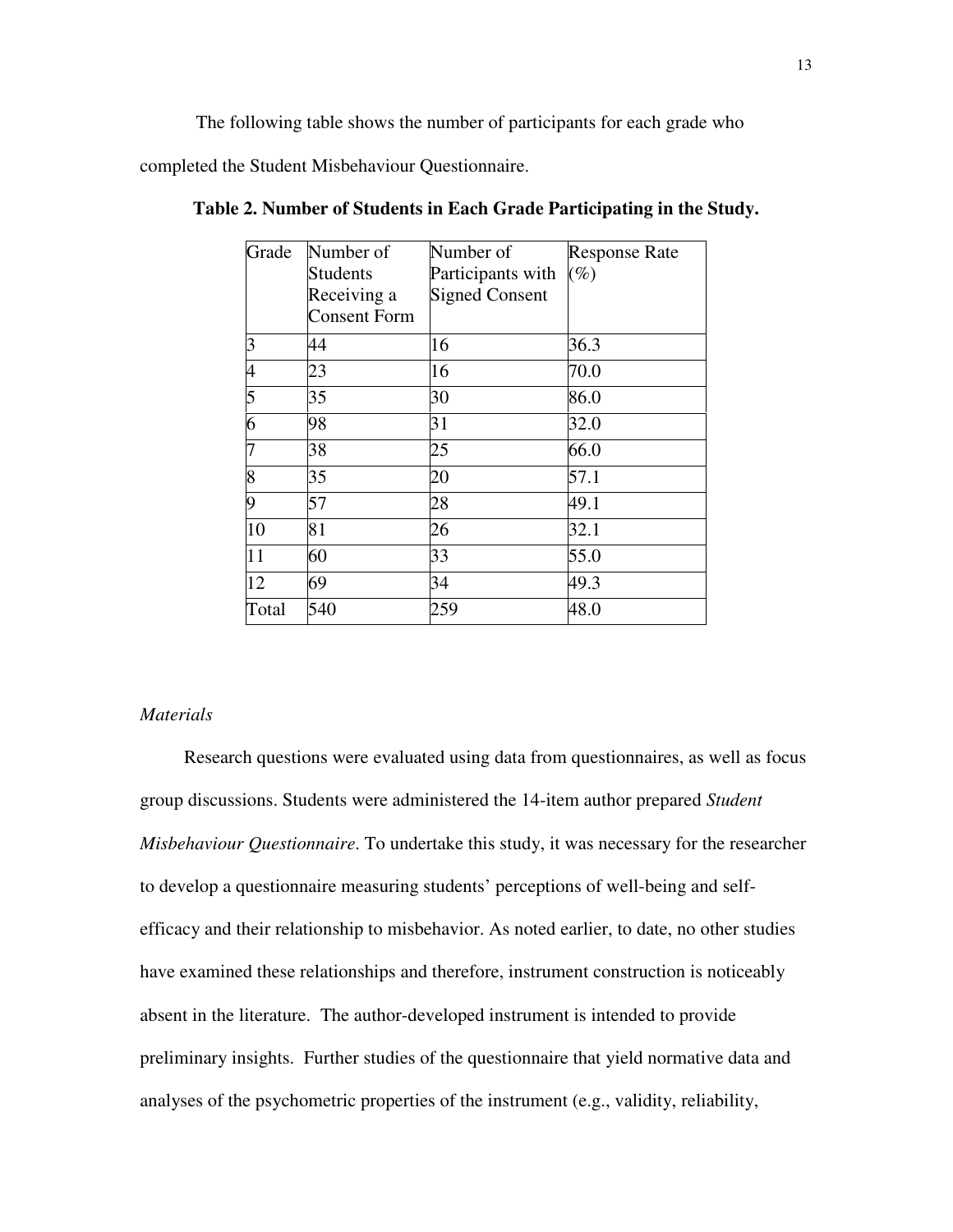The following table shows the number of participants for each grade who completed the Student Misbehaviour Questionnaire.

**Table 2. Number of Students in Each Grade Participating in the Study.**

| Grade | Number of Students Receiving a Consent Form | Number of Participants with Signed Consent | Response Rate (%) |
|---|---|---|---|
| 3 | 44 | 16 | 36.3 |
| 4 | 23 | 16 | 70.0 |
| 5 | 35 | 30 | 86.0 |
| 6 | 98 | 31 | 32.0 |
| 7 | 38 | 25 | 66.0 |
| 8 | 35 | 20 | 57.1 |
| 9 | 57 | 28 | 49.1 |
| 10 | 81 | 26 | 32.1 |
| 11 | 60 | 33 | 55.0 |
| 12 | 69 | 34 | 49.3 |
| Total | 540 | 259 | 48.0 |

*Materials*

Research questions were evaluated using data from questionnaires, as well as focus group discussions. Students were administered the 14-item author prepared *Student Misbehaviour Questionnaire*. To undertake this study, it was necessary for the researcher to develop a questionnaire measuring students' perceptions of well-being and self-efficacy and their relationship to misbehavior. As noted earlier, to date, no other studies have examined these relationships and therefore, instrument construction is noticeably absent in the literature. The author-developed instrument is intended to provide preliminary insights. Further studies of the questionnaire that yield normative data and analyses of the psychometric properties of the instrument (e.g., validity, reliability,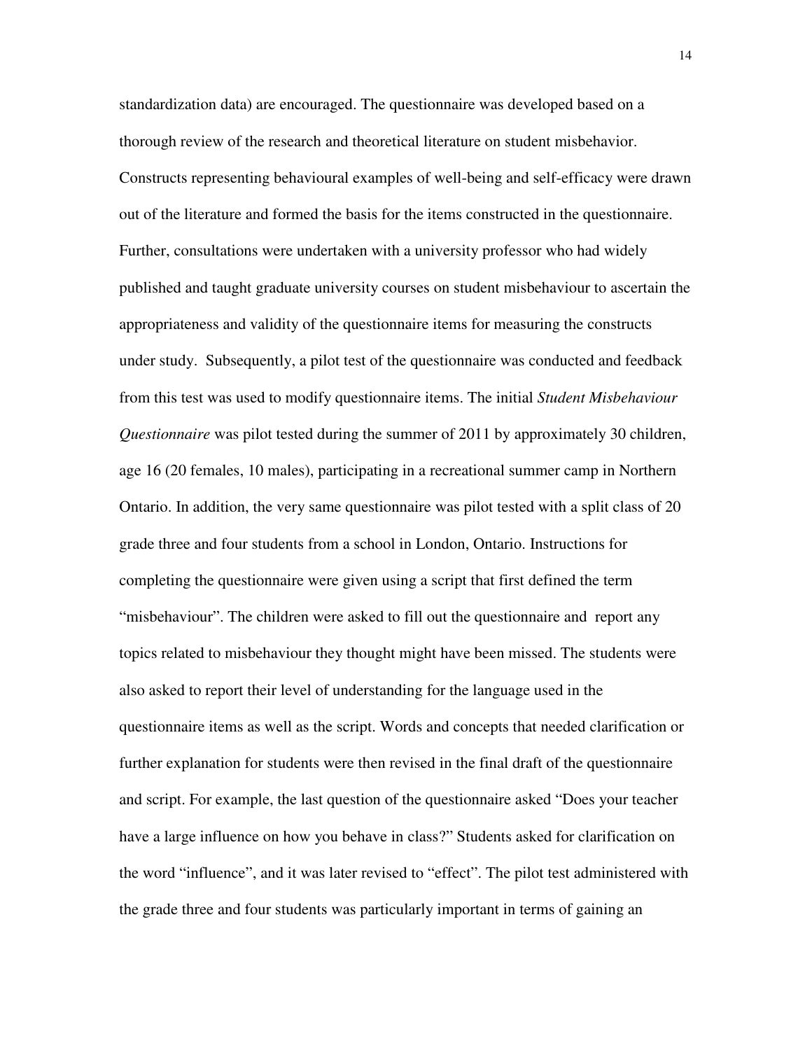standardization data) are encouraged. The questionnaire was developed based on a thorough review of the research and theoretical literature on student misbehavior. Constructs representing behavioural examples of well-being and self-efficacy were drawn out of the literature and formed the basis for the items constructed in the questionnaire. Further, consultations were undertaken with a university professor who had widely published and taught graduate university courses on student misbehaviour to ascertain the appropriateness and validity of the questionnaire items for measuring the constructs under study. Subsequently, a pilot test of the questionnaire was conducted and feedback from this test was used to modify questionnaire items. The initial *Student Misbehaviour Questionnaire* was pilot tested during the summer of 2011 by approximately 30 children, age 16 (20 females, 10 males), participating in a recreational summer camp in Northern Ontario. In addition, the very same questionnaire was pilot tested with a split class of 20 grade three and four students from a school in London, Ontario. Instructions for completing the questionnaire were given using a script that first defined the term "misbehaviour". The children were asked to fill out the questionnaire and report any topics related to misbehaviour they thought might have been missed. The students were also asked to report their level of understanding for the language used in the questionnaire items as well as the script. Words and concepts that needed clarification or further explanation for students were then revised in the final draft of the questionnaire and script. For example, the last question of the questionnaire asked "Does your teacher have a large influence on how you behave in class?" Students asked for clarification on the word "influence", and it was later revised to "effect". The pilot test administered with the grade three and four students was particularly important in terms of gaining an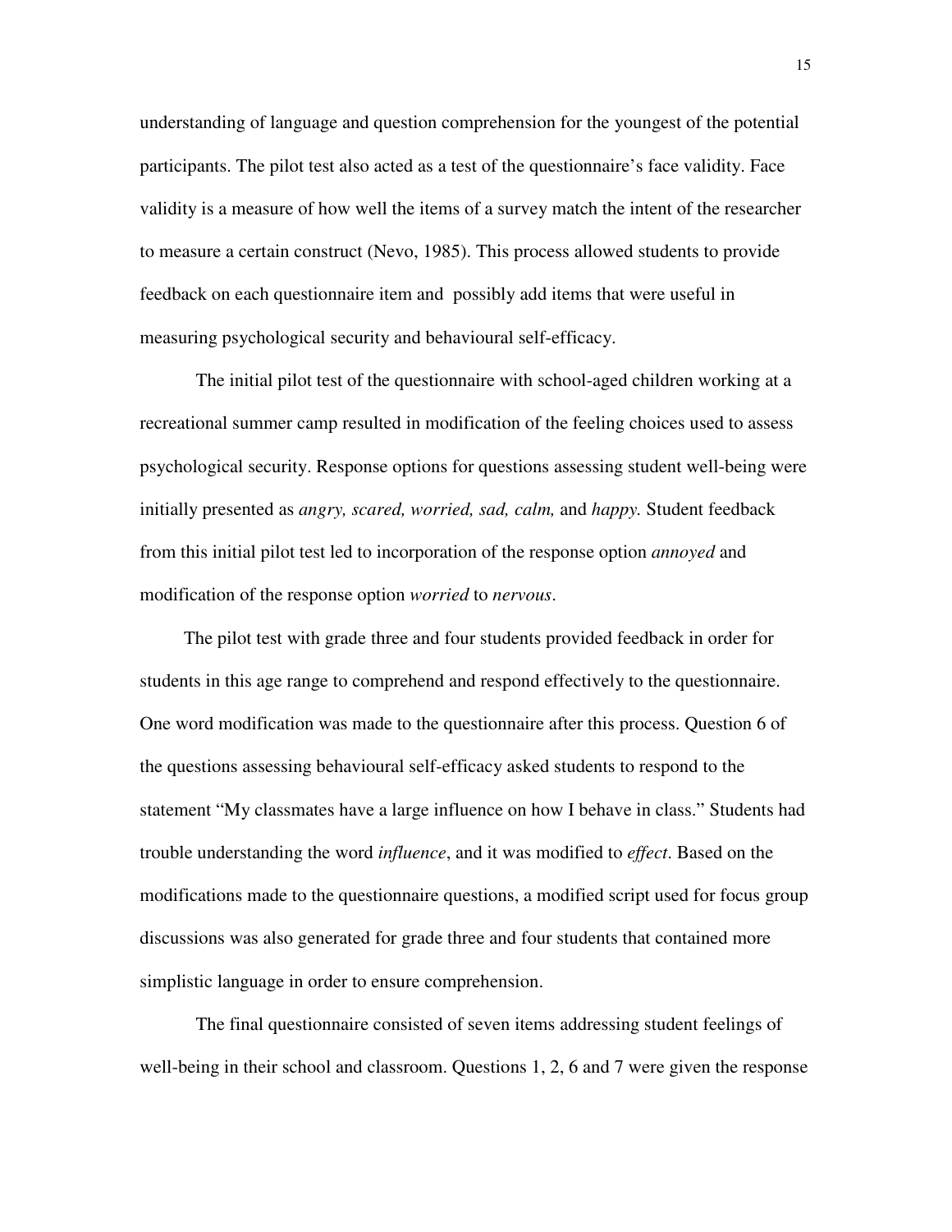understanding of language and question comprehension for the youngest of the potential participants. The pilot test also acted as a test of the questionnaire's face validity. Face validity is a measure of how well the items of a survey match the intent of the researcher to measure a certain construct (Nevo, 1985). This process allowed students to provide feedback on each questionnaire item and possibly add items that were useful in measuring psychological security and behavioural self-efficacy.

The initial pilot test of the questionnaire with school-aged children working at a recreational summer camp resulted in modification of the feeling choices used to assess psychological security. Response options for questions assessing student well-being were initially presented as *angry, scared, worried, sad, calm,* and *happy.* Student feedback from this initial pilot test led to incorporation of the response option *annoyed* and modification of the response option *worried* to *nervous*.

The pilot test with grade three and four students provided feedback in order for students in this age range to comprehend and respond effectively to the questionnaire. One word modification was made to the questionnaire after this process. Question 6 of the questions assessing behavioural self-efficacy asked students to respond to the statement "My classmates have a large influence on how I behave in class." Students had trouble understanding the word *influence*, and it was modified to *effect*. Based on the modifications made to the questionnaire questions, a modified script used for focus group discussions was also generated for grade three and four students that contained more simplistic language in order to ensure comprehension.

The final questionnaire consisted of seven items addressing student feelings of well-being in their school and classroom. Questions 1, 2, 6 and 7 were given the response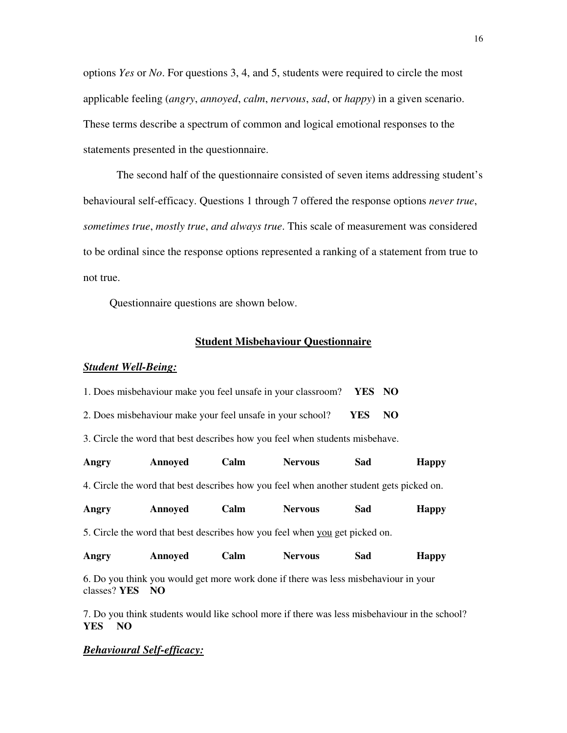options *Yes* or *No*. For questions 3, 4, and 5, students were required to circle the most applicable feeling (*angry*, *annoyed*, *calm*, *nervous*, *sad*, or *happy*) in a given scenario. These terms describe a spectrum of common and logical emotional responses to the statements presented in the questionnaire.

The second half of the questionnaire consisted of seven items addressing student's behavioural self-efficacy. Questions 1 through 7 offered the response options *never true*, *sometimes true*, *mostly true*, *and always true*. This scale of measurement was considered to be ordinal since the response options represented a ranking of a statement from true to not true.

Questionnaire questions are shown below.

## Student Misbehaviour Questionnaire

### ***Student Well-Being:***

1. Does misbehaviour make you feel unsafe in your classroom? **YES NO**

2. Does misbehaviour make your feel unsafe in your school? **YES NO**

3. Circle the word that best describes how you feel when students misbehave.

**Angry Annoyed Calm Nervous Sad Happy**

4. Circle the word that best describes how you feel when another student gets picked on.

**Angry Annoyed Calm Nervous Sad Happy**

5. Circle the word that best describes how you feel when <u>you</u> get picked on.

**Angry Annoyed Calm Nervous Sad Happy**

6. Do you think you would get more work done if there was less misbehaviour in your classes? **YES NO**

7. Do you think students would like school more if there was less misbehaviour in the school? **YES NO**

### ***Behavioural Self-efficacy:***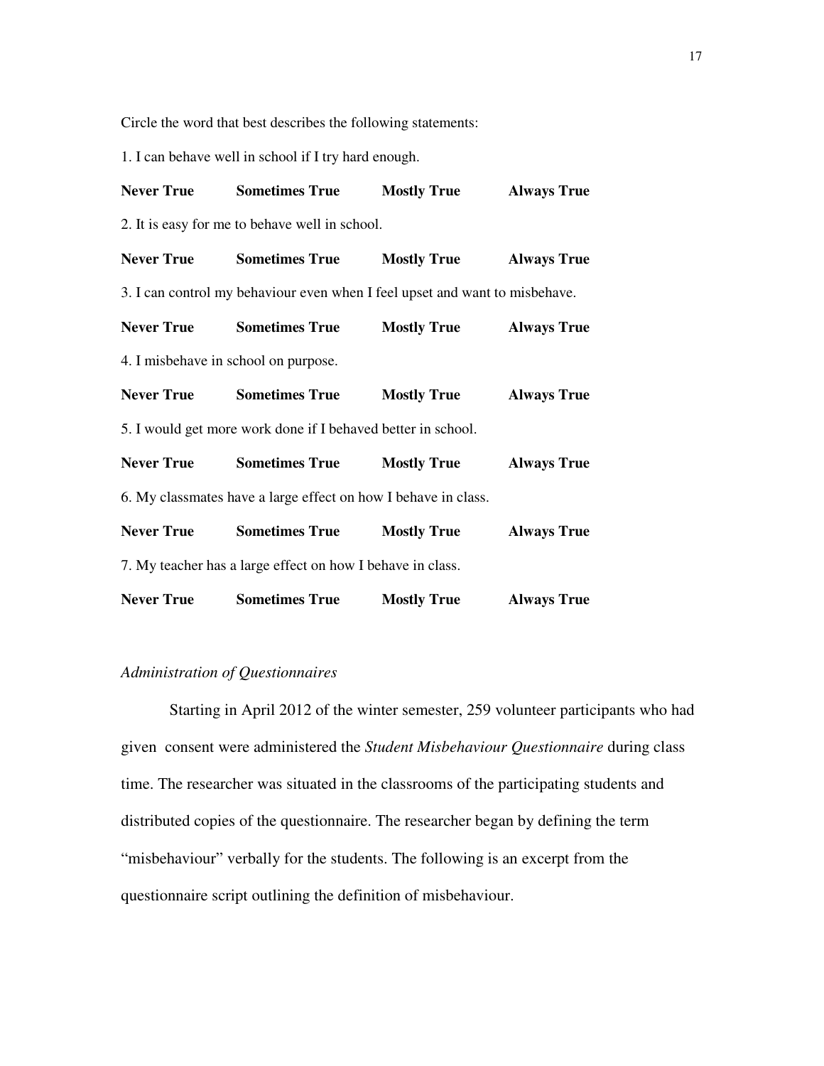Circle the word that best describes the following statements:

1. I can behave well in school if I try hard enough.

**Never True** **Sometimes True** **Mostly True** **Always True**

2. It is easy for me to behave well in school.

**Never True** **Sometimes True** **Mostly True** **Always True**

3. I can control my behaviour even when I feel upset and want to misbehave.

**Never True** **Sometimes True** **Mostly True** **Always True**

4. I misbehave in school on purpose.

**Never True** **Sometimes True** **Mostly True** **Always True**

5. I would get more work done if I behaved better in school.

**Never True** **Sometimes True** **Mostly True** **Always True**

6. My classmates have a large effect on how I behave in class.

**Never True** **Sometimes True** **Mostly True** **Always True**

7. My teacher has a large effect on how I behave in class.

**Never True** **Sometimes True** **Mostly True** **Always True**

*Administration of Questionnaires*

Starting in April 2012 of the winter semester, 259 volunteer participants who had given consent were administered the *Student Misbehaviour Questionnaire* during class time. The researcher was situated in the classrooms of the participating students and distributed copies of the questionnaire. The researcher began by defining the term "misbehaviour" verbally for the students. The following is an excerpt from the questionnaire script outlining the definition of misbehaviour.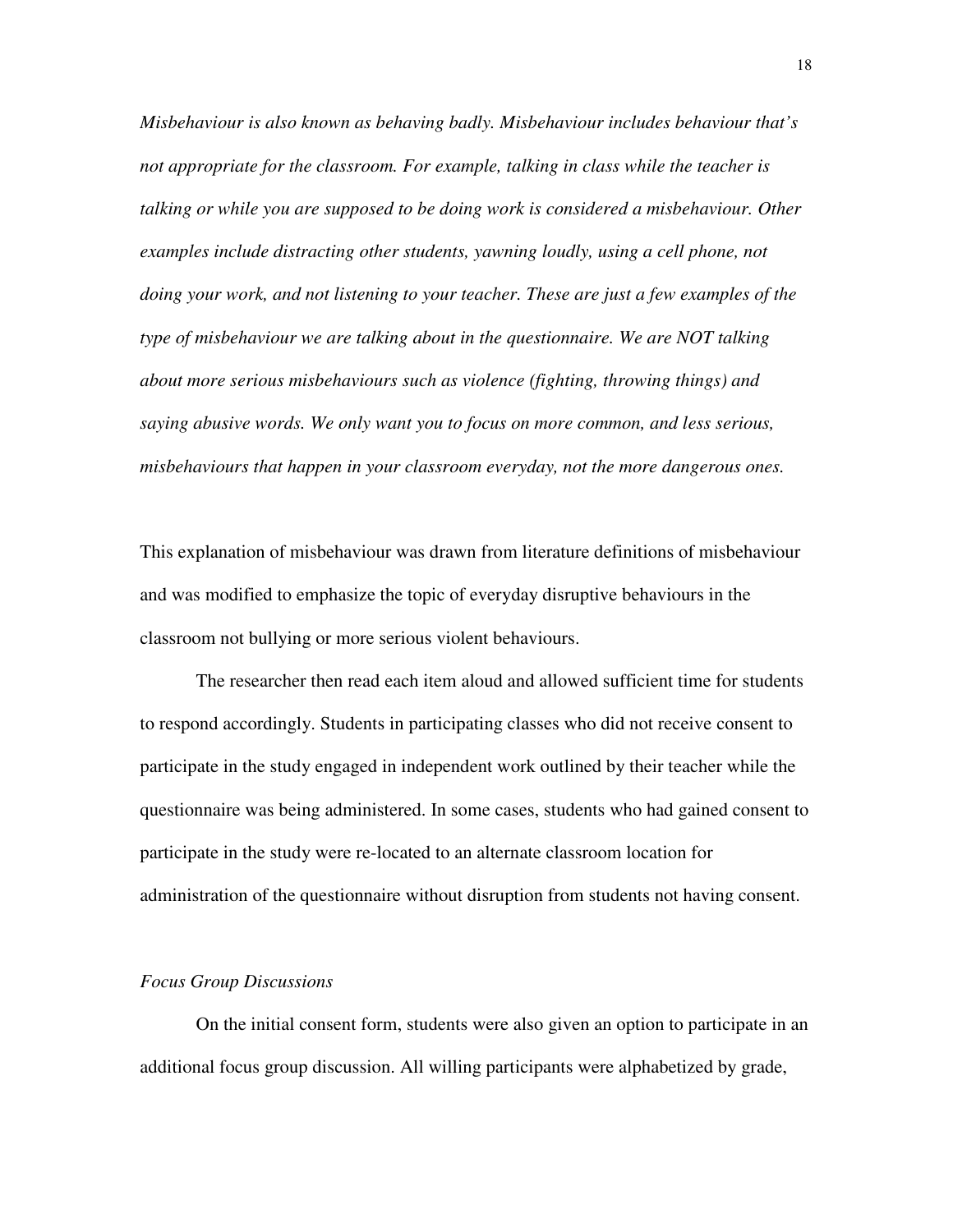*Misbehaviour is also known as behaving badly. Misbehaviour includes behaviour that's not appropriate for the classroom. For example, talking in class while the teacher is talking or while you are supposed to be doing work is considered a misbehaviour. Other examples include distracting other students, yawning loudly, using a cell phone, not doing your work, and not listening to your teacher. These are just a few examples of the type of misbehaviour we are talking about in the questionnaire. We are NOT talking about more serious misbehaviours such as violence (fighting, throwing things) and saying abusive words. We only want you to focus on more common, and less serious, misbehaviours that happen in your classroom everyday, not the more dangerous ones.*

This explanation of misbehaviour was drawn from literature definitions of misbehaviour and was modified to emphasize the topic of everyday disruptive behaviours in the classroom not bullying or more serious violent behaviours.

The researcher then read each item aloud and allowed sufficient time for students to respond accordingly. Students in participating classes who did not receive consent to participate in the study engaged in independent work outlined by their teacher while the questionnaire was being administered. In some cases, students who had gained consent to participate in the study were re-located to an alternate classroom location for administration of the questionnaire without disruption from students not having consent.

### *Focus Group Discussions*

On the initial consent form, students were also given an option to participate in an additional focus group discussion. All willing participants were alphabetized by grade,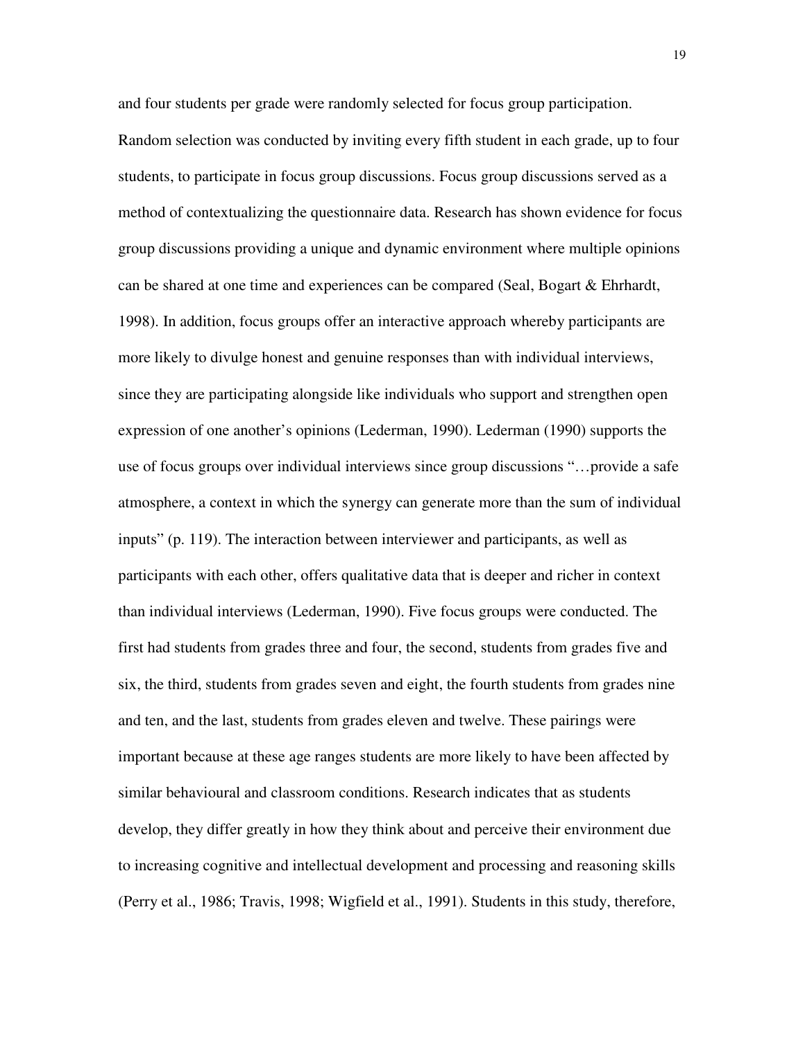and four students per grade were randomly selected for focus group participation. Random selection was conducted by inviting every fifth student in each grade, up to four students, to participate in focus group discussions. Focus group discussions served as a method of contextualizing the questionnaire data. Research has shown evidence for focus group discussions providing a unique and dynamic environment where multiple opinions can be shared at one time and experiences can be compared (Seal, Bogart & Ehrhardt, 1998). In addition, focus groups offer an interactive approach whereby participants are more likely to divulge honest and genuine responses than with individual interviews, since they are participating alongside like individuals who support and strengthen open expression of one another's opinions (Lederman, 1990). Lederman (1990) supports the use of focus groups over individual interviews since group discussions "…provide a safe atmosphere, a context in which the synergy can generate more than the sum of individual inputs" (p. 119). The interaction between interviewer and participants, as well as participants with each other, offers qualitative data that is deeper and richer in context than individual interviews (Lederman, 1990). Five focus groups were conducted. The first had students from grades three and four, the second, students from grades five and six, the third, students from grades seven and eight, the fourth students from grades nine and ten, and the last, students from grades eleven and twelve. These pairings were important because at these age ranges students are more likely to have been affected by similar behavioural and classroom conditions. Research indicates that as students develop, they differ greatly in how they think about and perceive their environment due to increasing cognitive and intellectual development and processing and reasoning skills (Perry et al., 1986; Travis, 1998; Wigfield et al., 1991). Students in this study, therefore,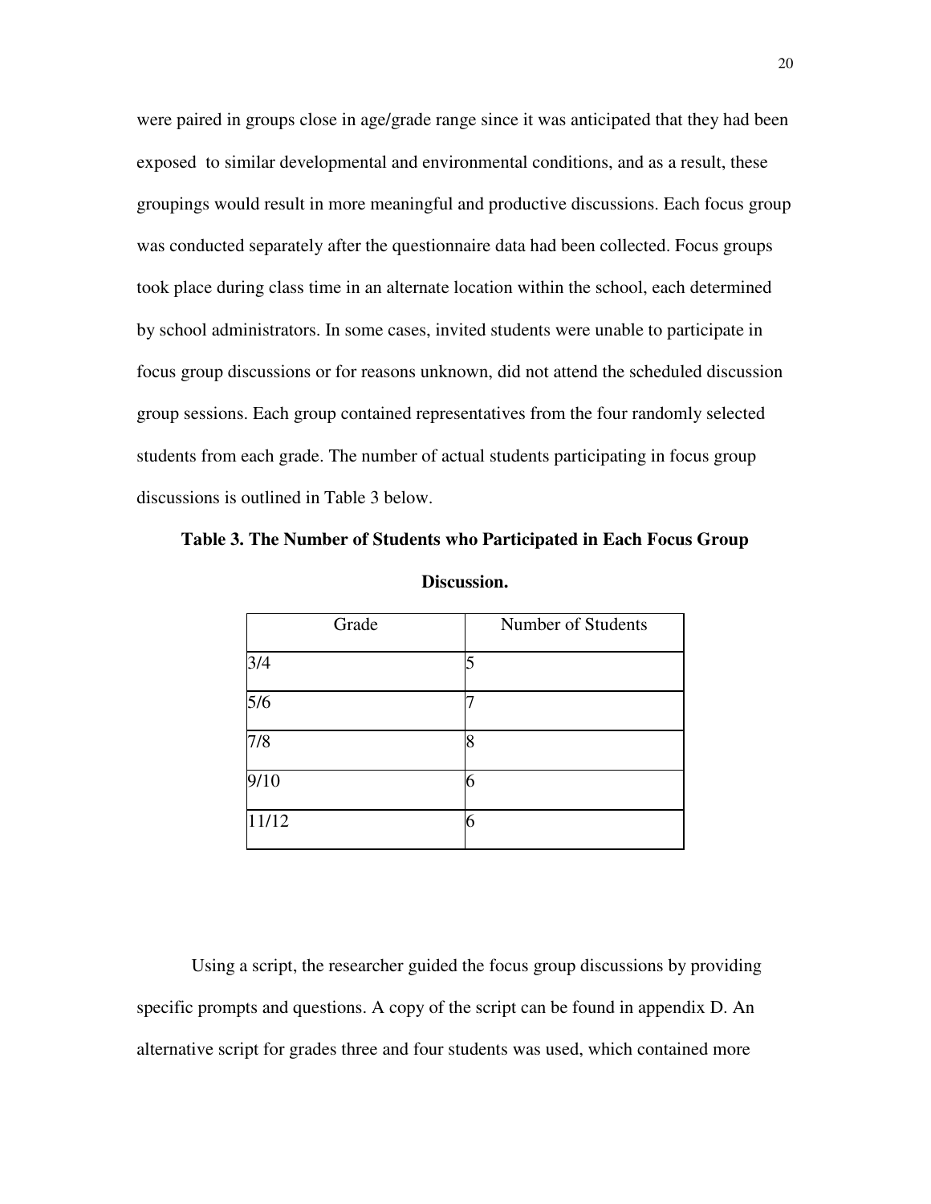were paired in groups close in age/grade range since it was anticipated that they had been exposed to similar developmental and environmental conditions, and as a result, these groupings would result in more meaningful and productive discussions. Each focus group was conducted separately after the questionnaire data had been collected. Focus groups took place during class time in an alternate location within the school, each determined by school administrators. In some cases, invited students were unable to participate in focus group discussions or for reasons unknown, did not attend the scheduled discussion group sessions. Each group contained representatives from the four randomly selected students from each grade. The number of actual students participating in focus group discussions is outlined in Table 3 below.

**Table 3. The Number of Students who Participated in Each Focus Group Discussion.**

| Grade | Number of Students |
|---|---|
| 3/4 | 5 |
| 5/6 | 7 |
| 7/8 | 8 |
| 9/10 | 6 |
| 11/12 | 6 |

Using a script, the researcher guided the focus group discussions by providing specific prompts and questions. A copy of the script can be found in appendix D. An alternative script for grades three and four students was used, which contained more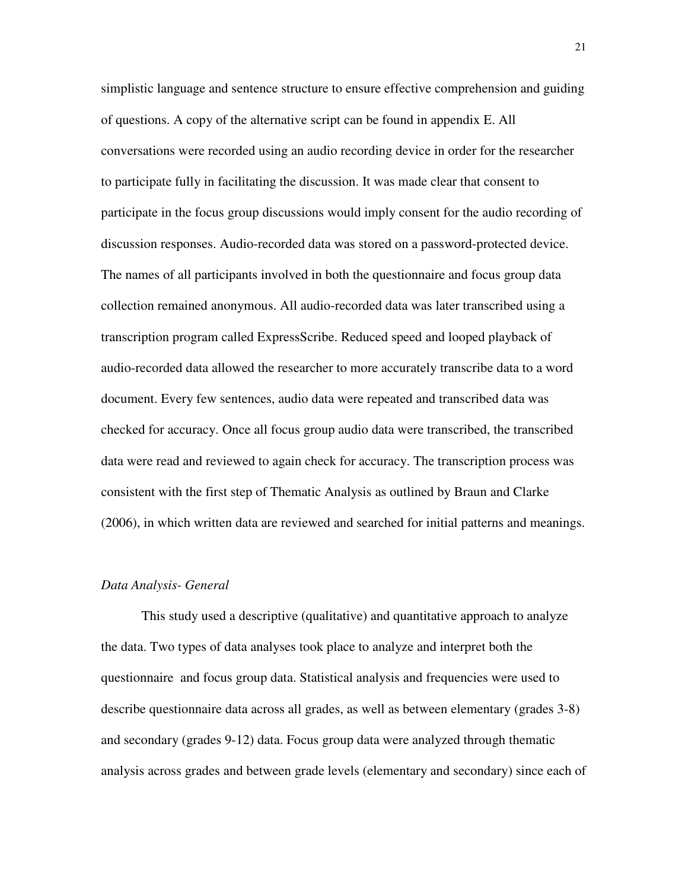simplistic language and sentence structure to ensure effective comprehension and guiding of questions. A copy of the alternative script can be found in appendix E. All conversations were recorded using an audio recording device in order for the researcher to participate fully in facilitating the discussion. It was made clear that consent to participate in the focus group discussions would imply consent for the audio recording of discussion responses. Audio-recorded data was stored on a password-protected device. The names of all participants involved in both the questionnaire and focus group data collection remained anonymous. All audio-recorded data was later transcribed using a transcription program called ExpressScribe. Reduced speed and looped playback of audio-recorded data allowed the researcher to more accurately transcribe data to a word document. Every few sentences, audio data were repeated and transcribed data was checked for accuracy. Once all focus group audio data were transcribed, the transcribed data were read and reviewed to again check for accuracy. The transcription process was consistent with the first step of Thematic Analysis as outlined by Braun and Clarke (2006), in which written data are reviewed and searched for initial patterns and meanings.

*Data Analysis- General*

This study used a descriptive (qualitative) and quantitative approach to analyze the data. Two types of data analyses took place to analyze and interpret both the questionnaire and focus group data. Statistical analysis and frequencies were used to describe questionnaire data across all grades, as well as between elementary (grades 3-8) and secondary (grades 9-12) data. Focus group data were analyzed through thematic analysis across grades and between grade levels (elementary and secondary) since each of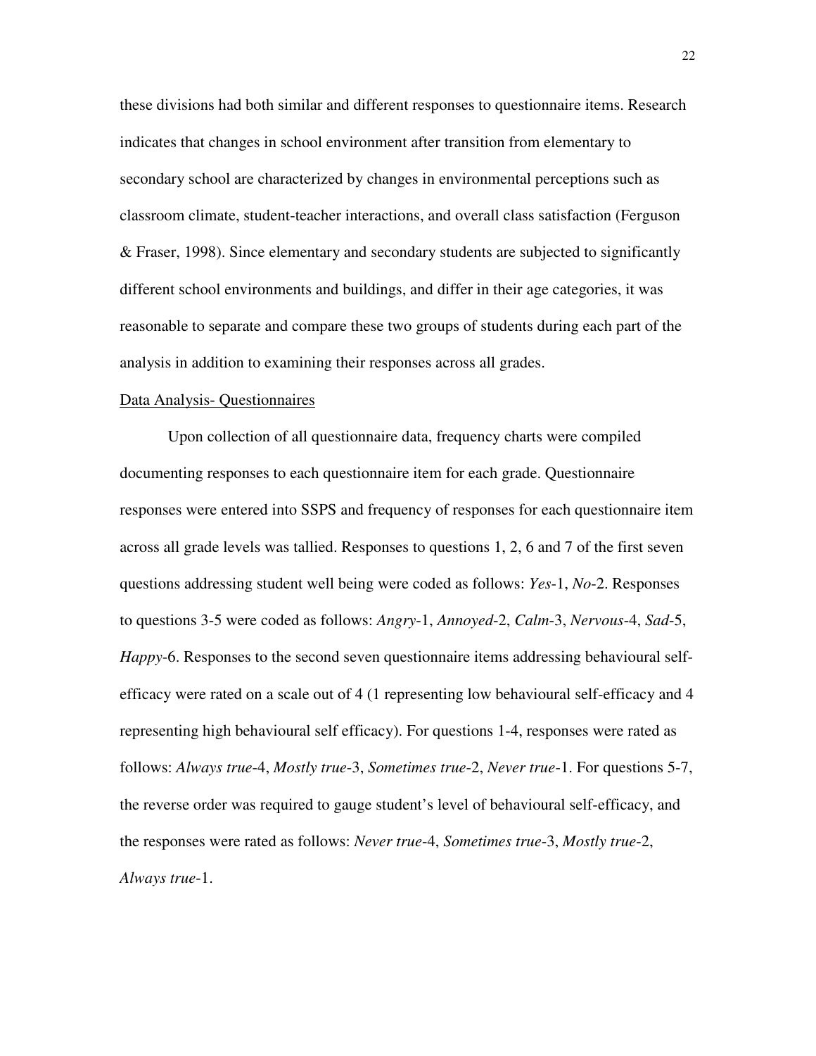these divisions had both similar and different responses to questionnaire items. Research indicates that changes in school environment after transition from elementary to secondary school are characterized by changes in environmental perceptions such as classroom climate, student-teacher interactions, and overall class satisfaction (Ferguson & Fraser, 1998). Since elementary and secondary students are subjected to significantly different school environments and buildings, and differ in their age categories, it was reasonable to separate and compare these two groups of students during each part of the analysis in addition to examining their responses across all grades.

<u>Data Analysis- Questionnaires</u>

Upon collection of all questionnaire data, frequency charts were compiled documenting responses to each questionnaire item for each grade. Questionnaire responses were entered into SSPS and frequency of responses for each questionnaire item across all grade levels was tallied. Responses to questions 1, 2, 6 and 7 of the first seven questions addressing student well being were coded as follows: *Yes*-1, *No*-2. Responses to questions 3-5 were coded as follows: *Angry*-1, *Annoyed*-2, *Calm*-3, *Nervous*-4, *Sad*-5, *Happy*-6. Responses to the second seven questionnaire items addressing behavioural self-efficacy were rated on a scale out of 4 (1 representing low behavioural self-efficacy and 4 representing high behavioural self efficacy). For questions 1-4, responses were rated as follows: *Always true*-4, *Mostly true*-3, *Sometimes true*-2, *Never true*-1. For questions 5-7, the reverse order was required to gauge student's level of behavioural self-efficacy, and the responses were rated as follows: *Never true*-4, *Sometimes true*-3, *Mostly true*-2, *Always true*-1.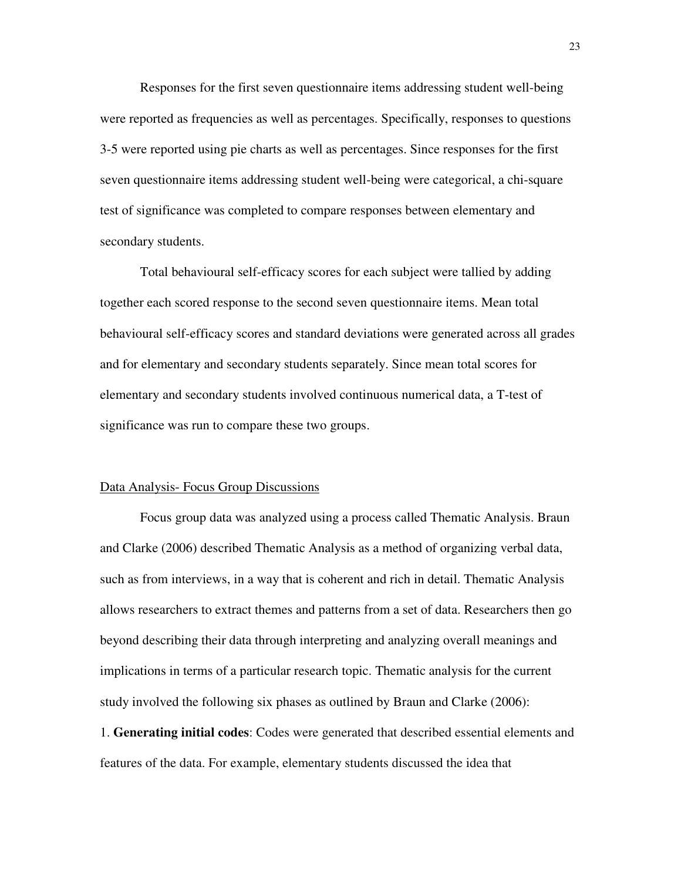Responses for the first seven questionnaire items addressing student well-being were reported as frequencies as well as percentages. Specifically, responses to questions 3-5 were reported using pie charts as well as percentages. Since responses for the first seven questionnaire items addressing student well-being were categorical, a chi-square test of significance was completed to compare responses between elementary and secondary students.

Total behavioural self-efficacy scores for each subject were tallied by adding together each scored response to the second seven questionnaire items. Mean total behavioural self-efficacy scores and standard deviations were generated across all grades and for elementary and secondary students separately. Since mean total scores for elementary and secondary students involved continuous numerical data, a T-test of significance was run to compare these two groups.

<u>Data Analysis- Focus Group Discussions</u>

Focus group data was analyzed using a process called Thematic Analysis. Braun and Clarke (2006) described Thematic Analysis as a method of organizing verbal data, such as from interviews, in a way that is coherent and rich in detail. Thematic Analysis allows researchers to extract themes and patterns from a set of data. Researchers then go beyond describing their data through interpreting and analyzing overall meanings and implications in terms of a particular research topic. Thematic analysis for the current study involved the following six phases as outlined by Braun and Clarke (2006):

1. **Generating initial codes**: Codes were generated that described essential elements and features of the data. For example, elementary students discussed the idea that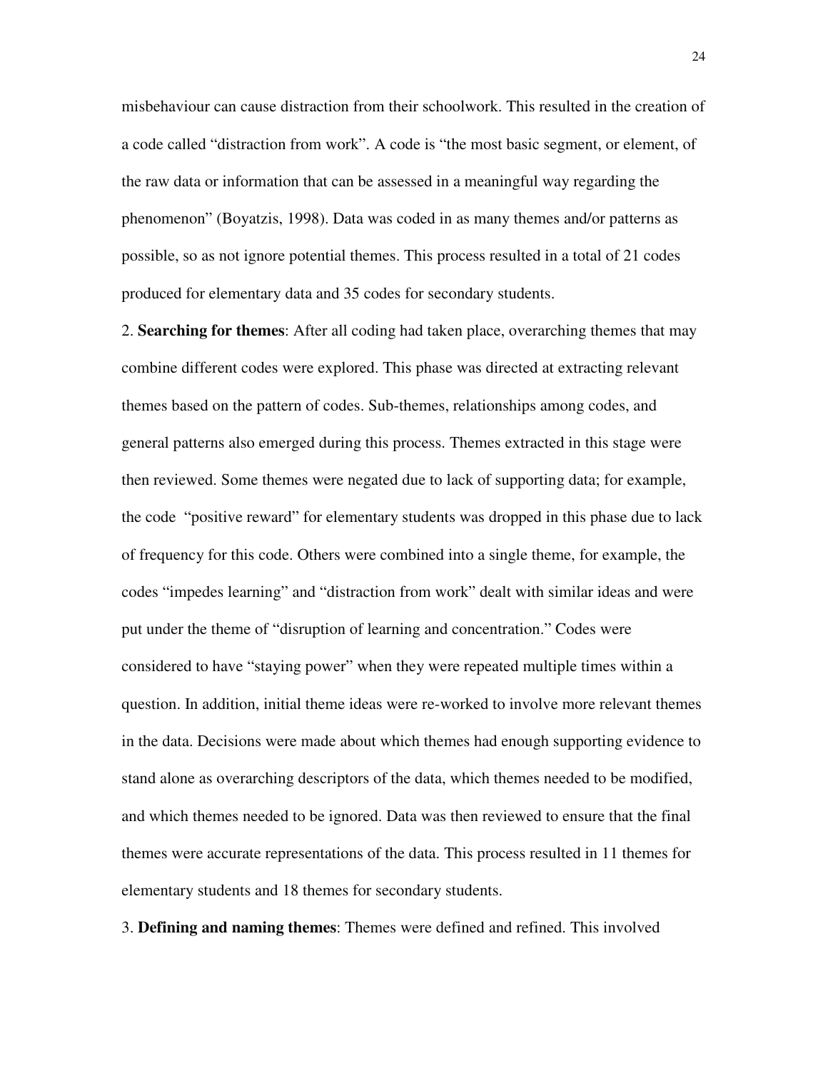misbehaviour can cause distraction from their schoolwork. This resulted in the creation of a code called "distraction from work". A code is "the most basic segment, or element, of the raw data or information that can be assessed in a meaningful way regarding the phenomenon" (Boyatzis, 1998). Data was coded in as many themes and/or patterns as possible, so as not ignore potential themes. This process resulted in a total of 21 codes produced for elementary data and 35 codes for secondary students.

2. **Searching for themes**: After all coding had taken place, overarching themes that may combine different codes were explored. This phase was directed at extracting relevant themes based on the pattern of codes. Sub-themes, relationships among codes, and general patterns also emerged during this process. Themes extracted in this stage were then reviewed. Some themes were negated due to lack of supporting data; for example, the code "positive reward" for elementary students was dropped in this phase due to lack of frequency for this code. Others were combined into a single theme, for example, the codes "impedes learning" and "distraction from work" dealt with similar ideas and were put under the theme of "disruption of learning and concentration." Codes were considered to have "staying power" when they were repeated multiple times within a question. In addition, initial theme ideas were re-worked to involve more relevant themes in the data. Decisions were made about which themes had enough supporting evidence to stand alone as overarching descriptors of the data, which themes needed to be modified, and which themes needed to be ignored. Data was then reviewed to ensure that the final themes were accurate representations of the data. This process resulted in 11 themes for elementary students and 18 themes for secondary students.

3. **Defining and naming themes**: Themes were defined and refined. This involved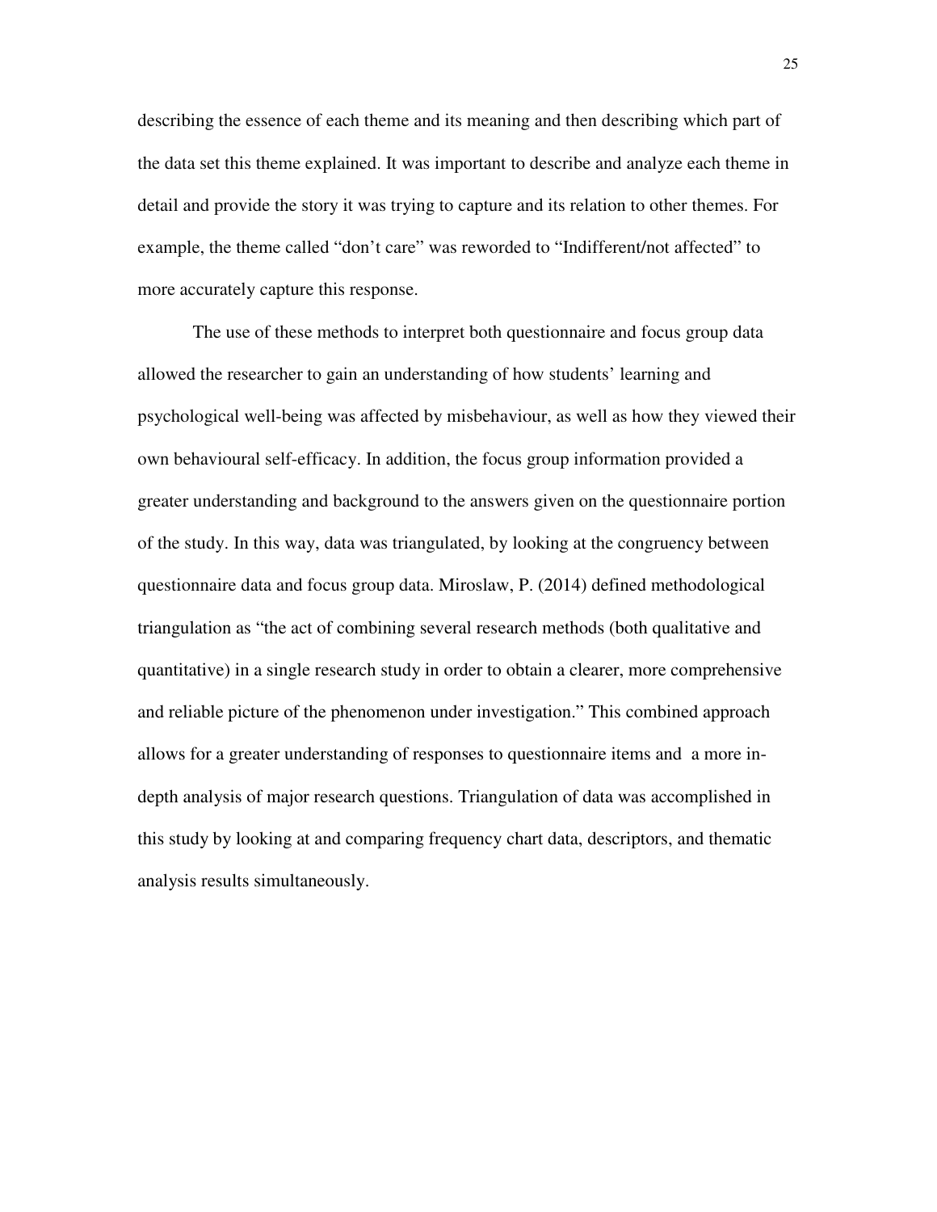describing the essence of each theme and its meaning and then describing which part of the data set this theme explained. It was important to describe and analyze each theme in detail and provide the story it was trying to capture and its relation to other themes. For example, the theme called "don't care" was reworded to "Indifferent/not affected" to more accurately capture this response.

The use of these methods to interpret both questionnaire and focus group data allowed the researcher to gain an understanding of how students' learning and psychological well-being was affected by misbehaviour, as well as how they viewed their own behavioural self-efficacy. In addition, the focus group information provided a greater understanding and background to the answers given on the questionnaire portion of the study. In this way, data was triangulated, by looking at the congruency between questionnaire data and focus group data. Miroslaw, P. (2014) defined methodological triangulation as "the act of combining several research methods (both qualitative and quantitative) in a single research study in order to obtain a clearer, more comprehensive and reliable picture of the phenomenon under investigation." This combined approach allows for a greater understanding of responses to questionnaire items and a more in-depth analysis of major research questions. Triangulation of data was accomplished in this study by looking at and comparing frequency chart data, descriptors, and thematic analysis results simultaneously.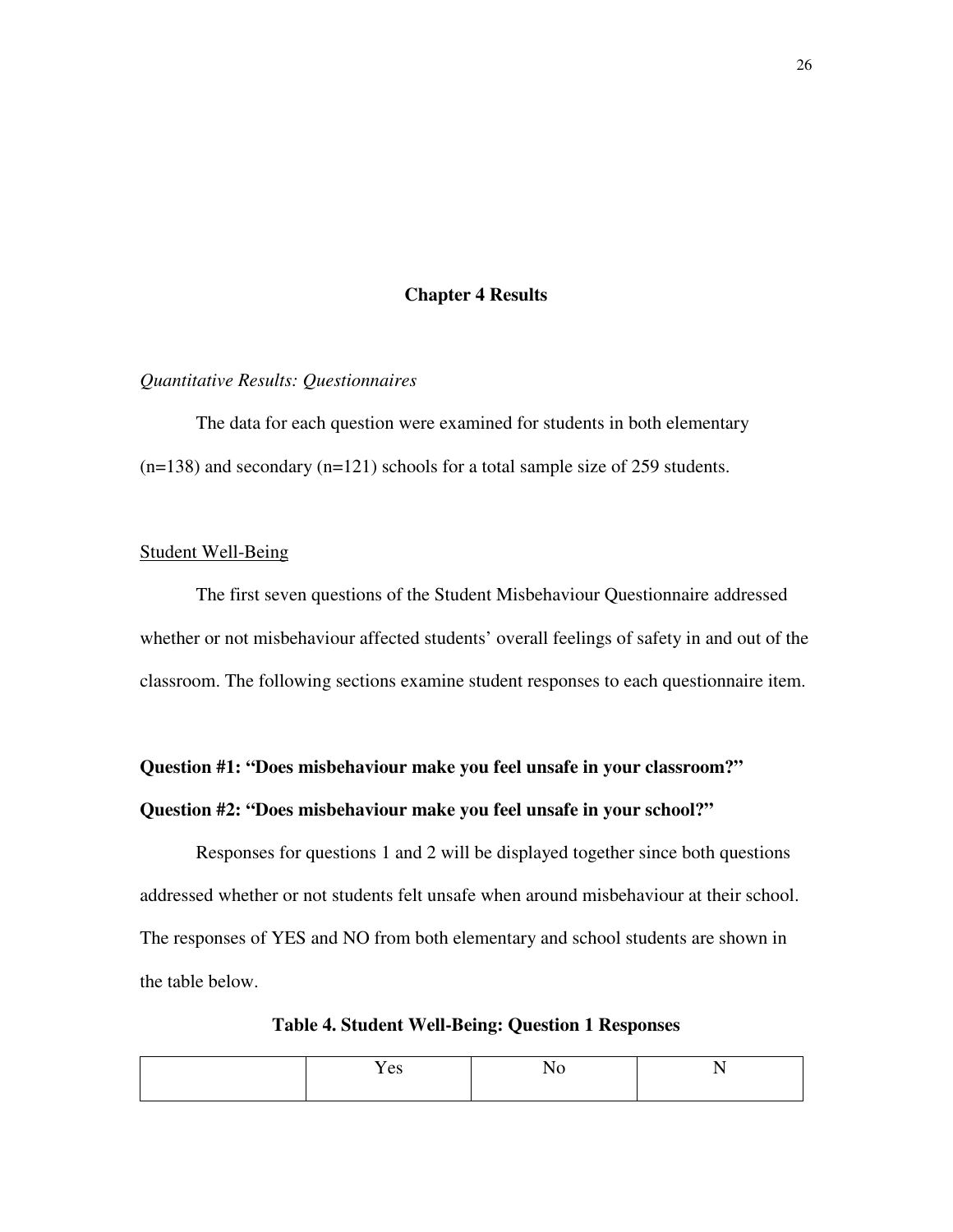# Chapter 4 Results

*Quantitative Results: Questionnaires*

The data for each question were examined for students in both elementary (n=138) and secondary (n=121) schools for a total sample size of 259 students.

<u>Student Well-Being</u>

The first seven questions of the Student Misbehaviour Questionnaire addressed whether or not misbehaviour affected students' overall feelings of safety in and out of the classroom. The following sections examine student responses to each questionnaire item.

**Question #1: "Does misbehaviour make you feel unsafe in your classroom?"**

**Question #2: "Does misbehaviour make you feel unsafe in your school?"**

Responses for questions 1 and 2 will be displayed together since both questions addressed whether or not students felt unsafe when around misbehaviour at their school. The responses of YES and NO from both elementary and school students are shown in the table below.

**Table 4. Student Well-Being: Question 1 Responses**

| | Yes | No | N |
|---|---|---|---|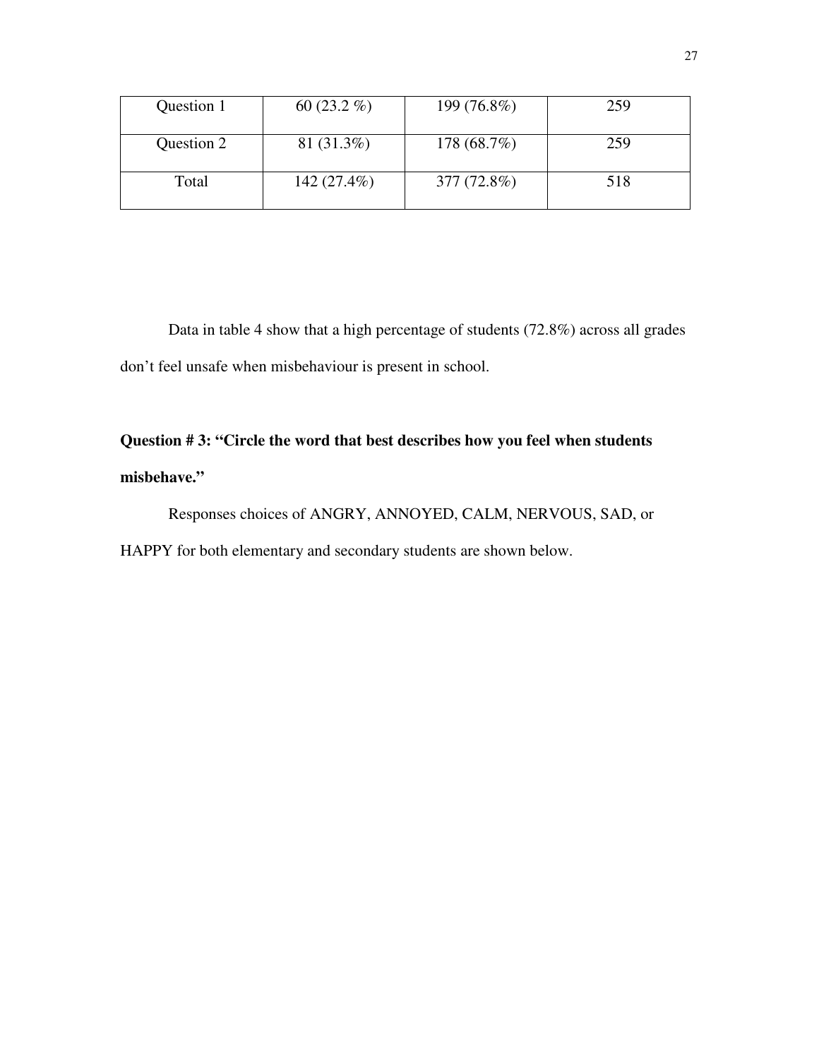| | | | |
|---|---|---|---|
| Question 1 | 60 (23.2 %) | 199 (76.8%) | 259 |
| Question 2 | 81 (31.3%) | 178 (68.7%) | 259 |
| Total | 142 (27.4%) | 377 (72.8%) | 518 |

Data in table 4 show that a high percentage of students (72.8%) across all grades don't feel unsafe when misbehaviour is present in school.

**Question # 3: "Circle the word that best describes how you feel when students misbehave."**

Responses choices of ANGRY, ANNOYED, CALM, NERVOUS, SAD, or HAPPY for both elementary and secondary students are shown below.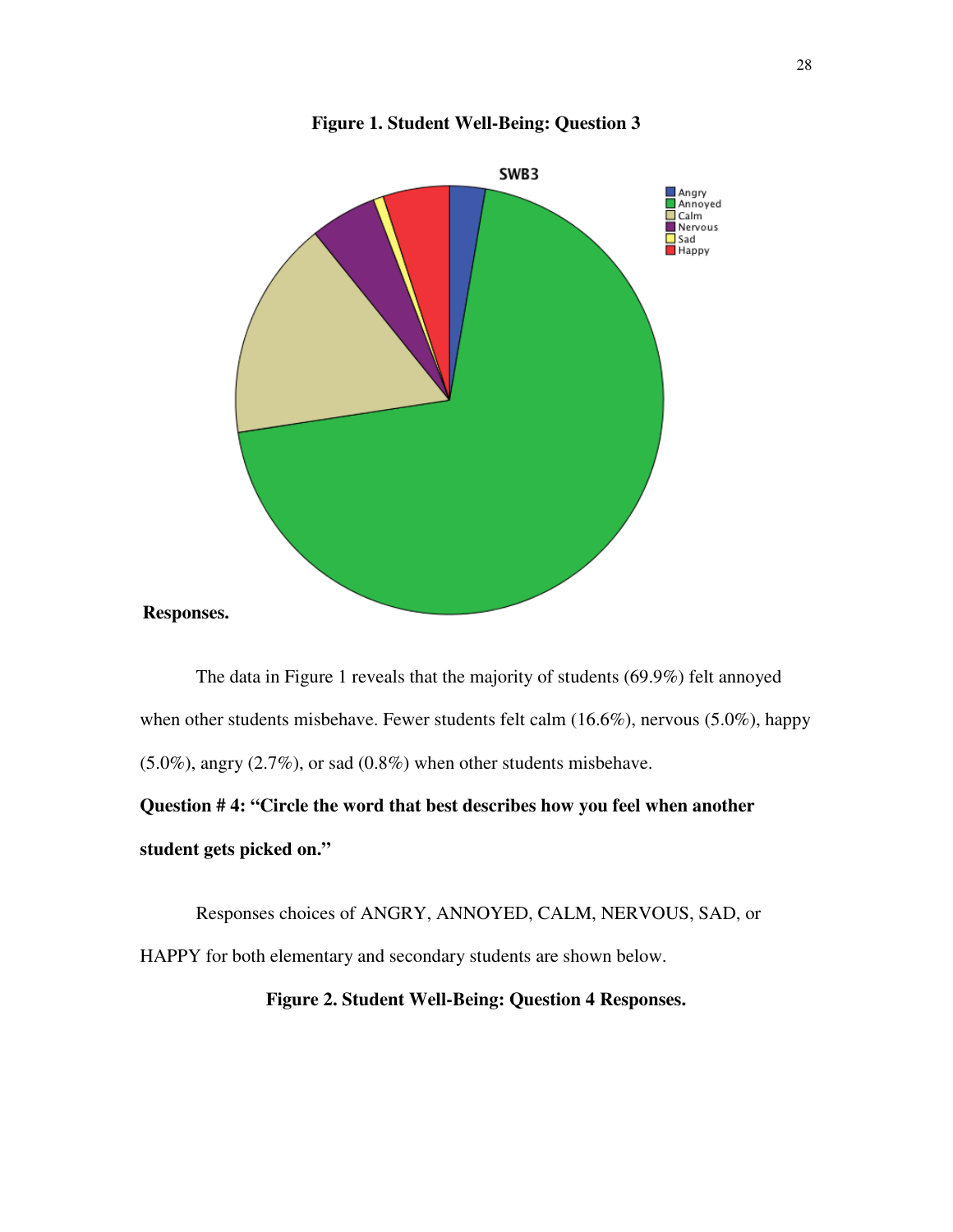**Figure 1. Student Well-Being: Question 3 Responses.**

The data in Figure 1 reveals that the majority of students (69.9%) felt annoyed when other students misbehave. Fewer students felt calm (16.6%), nervous (5.0%), happy (5.0%), angry (2.7%), or sad (0.8%) when other students misbehave.

**Question # 4: "Circle the word that best describes how you feel when another student gets picked on."**

Responses choices of ANGRY, ANNOYED, CALM, NERVOUS, SAD, or HAPPY for both elementary and secondary students are shown below.

**Figure 2. Student Well-Being: Question 4 Responses.**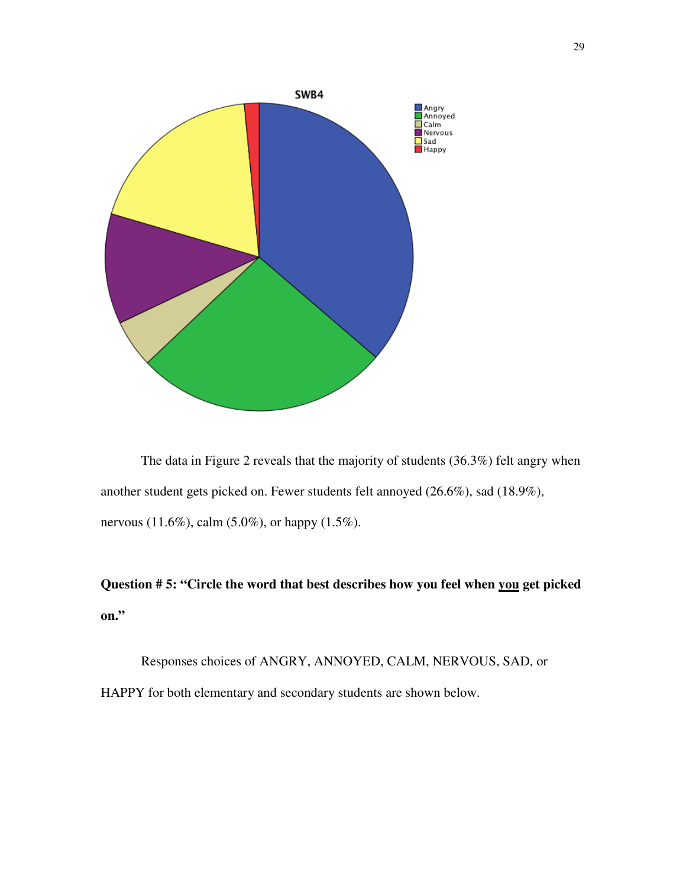SWB4

- Angry
- Annoyed
- Calm
- Nervous
- Sad
- Happy

The data in Figure 2 reveals that the majority of students (36.3%) felt angry when another student gets picked on. Fewer students felt annoyed (26.6%), sad (18.9%), nervous (11.6%), calm (5.0%), or happy (1.5%).

**Question # 5: "Circle the word that best describes how you feel when <u>you</u> get picked on."**

Responses choices of ANGRY, ANNOYED, CALM, NERVOUS, SAD, or HAPPY for both elementary and secondary students are shown below.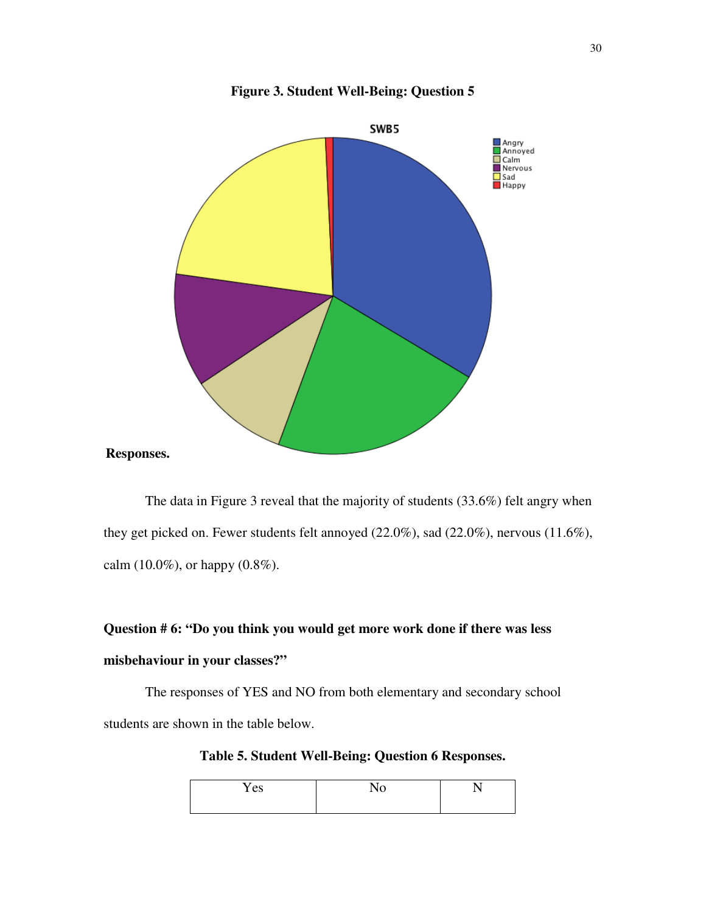**Figure 3. Student Well-Being: Question 5 Responses.**

The data in Figure 3 reveal that the majority of students (33.6%) felt angry when they get picked on. Fewer students felt annoyed (22.0%), sad (22.0%), nervous (11.6%), calm (10.0%), or happy (0.8%).

**Question # 6: "Do you think you would get more work done if there was less misbehaviour in your classes?"**

The responses of YES and NO from both elementary and secondary school students are shown in the table below.

**Table 5. Student Well-Being: Question 6 Responses.**

| Yes | No | N |
|---|---|---|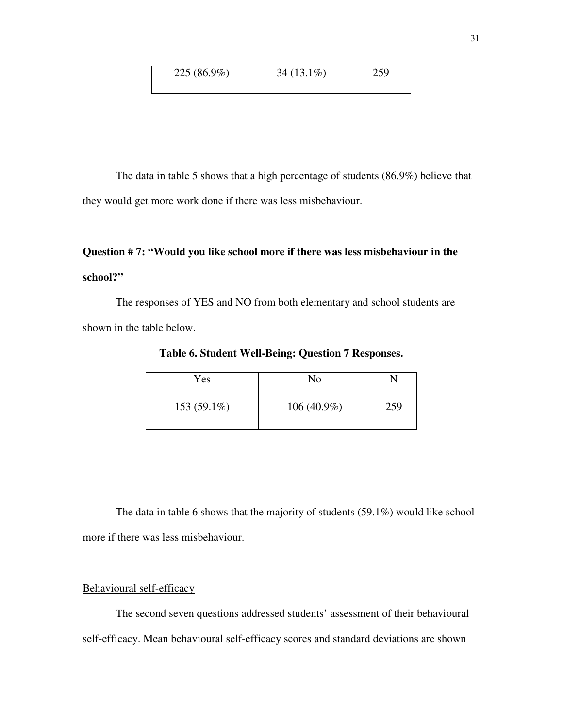| 225 (86.9%) | 34 (13.1%) | 259 |
|---|---|---|

The data in table 5 shows that a high percentage of students (86.9%) believe that they would get more work done if there was less misbehaviour.

**Question # 7: "Would you like school more if there was less misbehaviour in the school?"**

The responses of YES and NO from both elementary and school students are shown in the table below.

**Table 6. Student Well-Being: Question 7 Responses.**

| Yes | No | N |
|---|---|---|
| 153 (59.1%) | 106 (40.9%) | 259 |

The data in table 6 shows that the majority of students (59.1%) would like school more if there was less misbehaviour.

<u>Behavioural self-efficacy</u>

The second seven questions addressed students' assessment of their behavioural self-efficacy. Mean behavioural self-efficacy scores and standard deviations are shown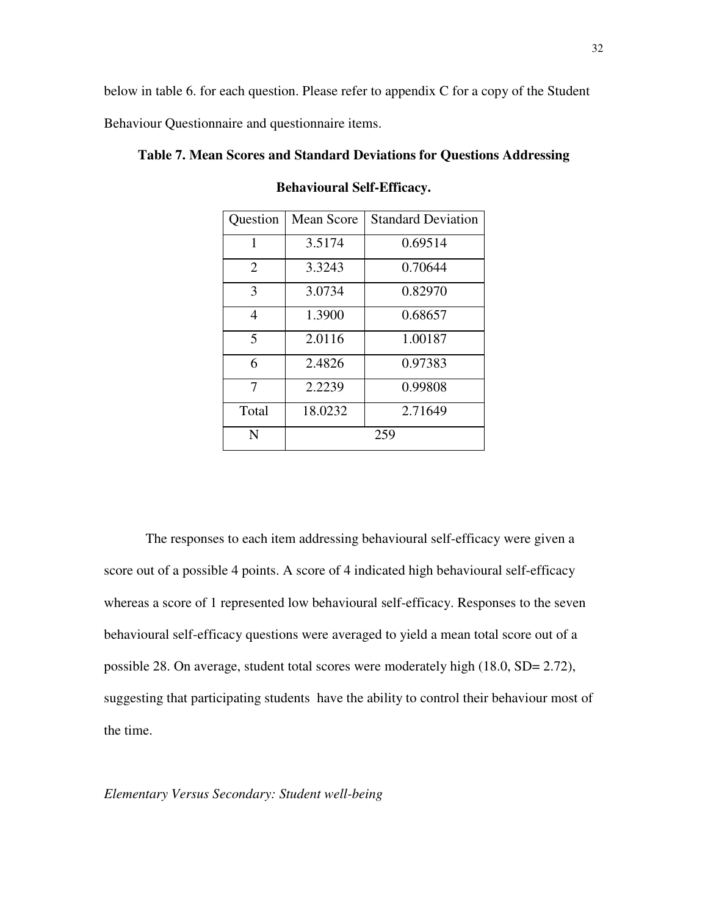below in table 6. for each question. Please refer to appendix C for a copy of the Student Behaviour Questionnaire and questionnaire items.

**Table 7. Mean Scores and Standard Deviations for Questions Addressing Behavioural Self-Efficacy.**

| Question | Mean Score | Standard Deviation |
|---|---|---|
| 1 | 3.5174 | 0.69514 |
| 2 | 3.3243 | 0.70644 |
| 3 | 3.0734 | 0.82970 |
| 4 | 1.3900 | 0.68657 |
| 5 | 2.0116 | 1.00187 |
| 6 | 2.4826 | 0.97383 |
| 7 | 2.2239 | 0.99808 |
| Total | 18.0232 | 2.71649 |
| N | 259 | |

The responses to each item addressing behavioural self-efficacy were given a score out of a possible 4 points. A score of 4 indicated high behavioural self-efficacy whereas a score of 1 represented low behavioural self-efficacy. Responses to the seven behavioural self-efficacy questions were averaged to yield a mean total score out of a possible 28. On average, student total scores were moderately high (18.0, SD= 2.72), suggesting that participating students have the ability to control their behaviour most of the time.

*Elementary Versus Secondary: Student well-being*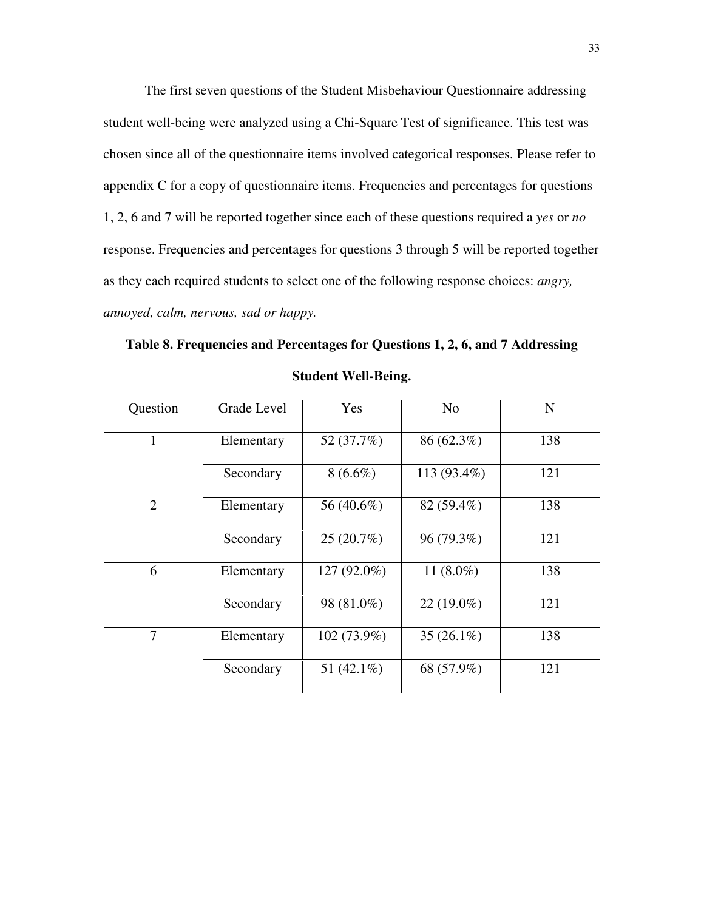The first seven questions of the Student Misbehaviour Questionnaire addressing student well-being were analyzed using a Chi-Square Test of significance. This test was chosen since all of the questionnaire items involved categorical responses. Please refer to appendix C for a copy of questionnaire items. Frequencies and percentages for questions 1, 2, 6 and 7 will be reported together since each of these questions required a *yes* or *no* response. Frequencies and percentages for questions 3 through 5 will be reported together as they each required students to select one of the following response choices: *angry, annoyed, calm, nervous, sad or happy.*

**Table 8. Frequencies and Percentages for Questions 1, 2, 6, and 7 Addressing Student Well-Being.**

| Question | Grade Level | Yes | No | N |
|---|---|---|---|---|
| 1 | Elementary | 52 (37.7%) | 86 (62.3%) | 138 |
| | Secondary | 8 (6.6%) | 113 (93.4%) | 121 |
| 2 | Elementary | 56 (40.6%) | 82 (59.4%) | 138 |
| | Secondary | 25 (20.7%) | 96 (79.3%) | 121 |
| 6 | Elementary | 127 (92.0%) | 11 (8.0%) | 138 |
| | Secondary | 98 (81.0%) | 22 (19.0%) | 121 |
| 7 | Elementary | 102 (73.9%) | 35 (26.1%) | 138 |
| | Secondary | 51 (42.1%) | 68 (57.9%) | 121 |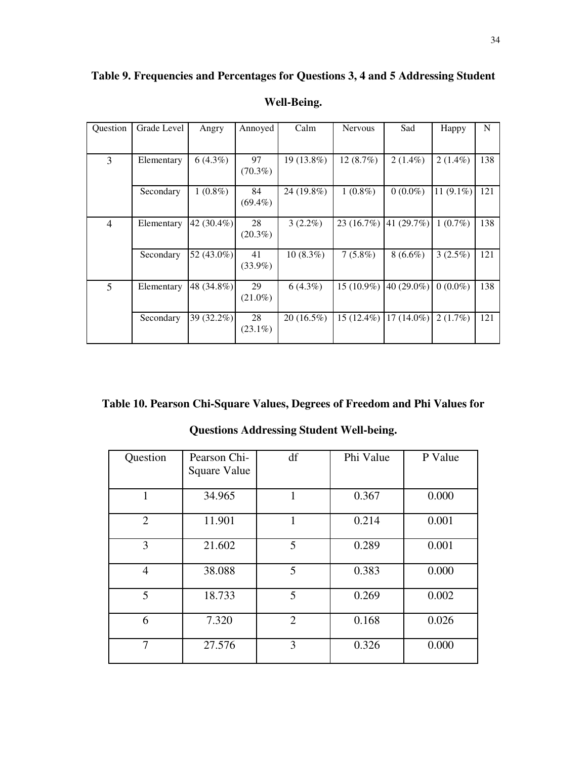**Table 9. Frequencies and Percentages for Questions 3, 4 and 5 Addressing Student Well-Being.**

| Question | Grade Level | Angry | Annoyed | Calm | Nervous | Sad | Happy | N |
|---|---|---|---|---|---|---|---|---|
| 3 | Elementary | 6 (4.3%) | 97 (70.3%) | 19 (13.8%) | 12 (8.7%) | 2 (1.4%) | 2 (1.4%) | 138 |
| | Secondary | 1 (0.8%) | 84 (69.4%) | 24 (19.8%) | 1 (0.8%) | 0 (0.0%) | 11 (9.1%) | 121 |
| 4 | Elementary | 42 (30.4%) | 28 (20.3%) | 3 (2.2%) | 23 (16.7%) | 41 (29.7%) | 1 (0.7%) | 138 |
| | Secondary | 52 (43.0%) | 41 (33.9%) | 10 (8.3%) | 7 (5.8%) | 8 (6.6%) | 3 (2.5%) | 121 |
| 5 | Elementary | 48 (34.8%) | 29 (21.0%) | 6 (4.3%) | 15 (10.9%) | 40 (29.0%) | 0 (0.0%) | 138 |
| | Secondary | 39 (32.2%) | 28 (23.1%) | 20 (16.5%) | 15 (12.4%) | 17 (14.0%) | 2 (1.7%) | 121 |

**Table 10. Pearson Chi-Square Values, Degrees of Freedom and Phi Values for Questions Addressing Student Well-being.**

| Question | Pearson Chi-Square Value | df | Phi Value | P Value |
|---|---|---|---|---|
| 1 | 34.965 | 1 | 0.367 | 0.000 |
| 2 | 11.901 | 1 | 0.214 | 0.001 |
| 3 | 21.602 | 5 | 0.289 | 0.001 |
| 4 | 38.088 | 5 | 0.383 | 0.000 |
| 5 | 18.733 | 5 | 0.269 | 0.002 |
| 6 | 7.320 | 2 | 0.168 | 0.026 |
| 7 | 27.576 | 3 | 0.326 | 0.000 |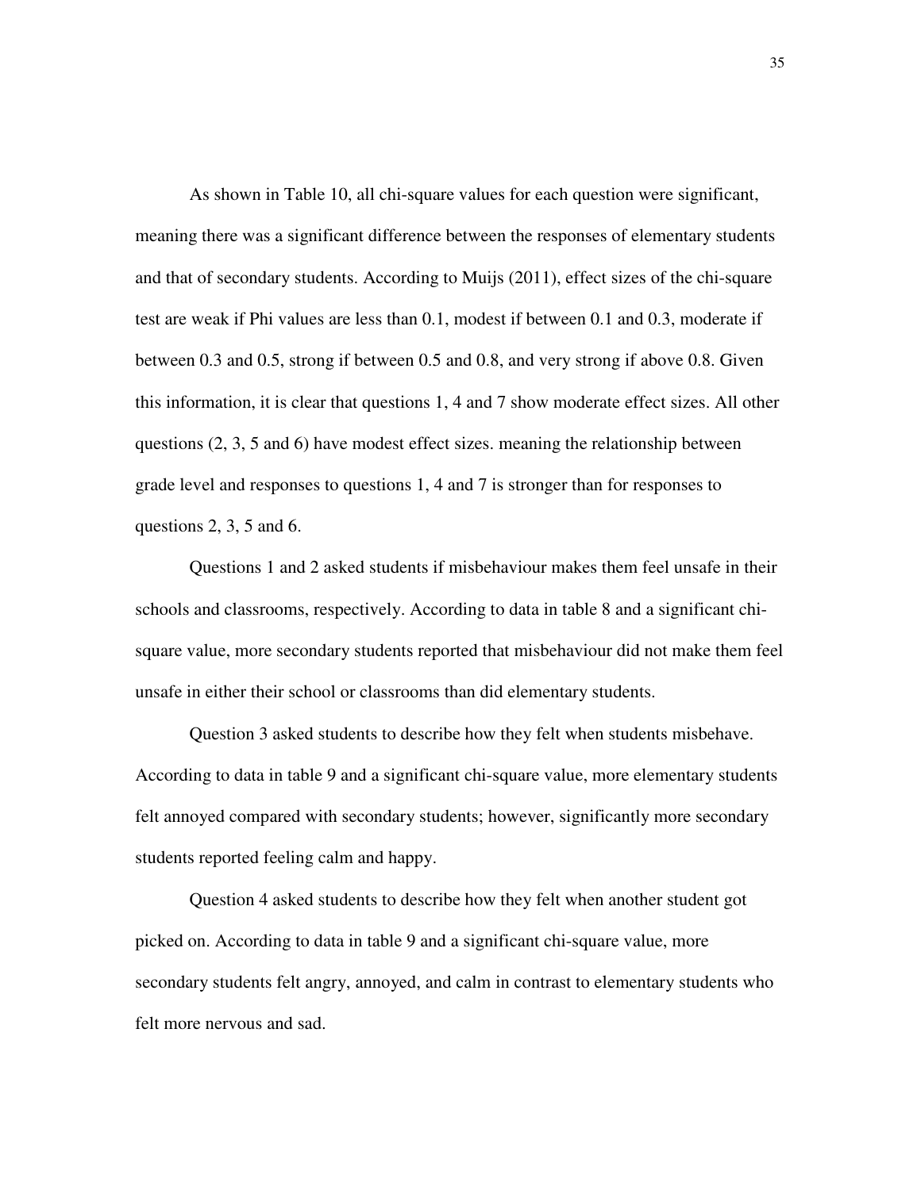As shown in Table 10, all chi-square values for each question were significant, meaning there was a significant difference between the responses of elementary students and that of secondary students. According to Muijs (2011), effect sizes of the chi-square test are weak if Phi values are less than 0.1, modest if between 0.1 and 0.3, moderate if between 0.3 and 0.5, strong if between 0.5 and 0.8, and very strong if above 0.8. Given this information, it is clear that questions 1, 4 and 7 show moderate effect sizes. All other questions (2, 3, 5 and 6) have modest effect sizes. meaning the relationship between grade level and responses to questions 1, 4 and 7 is stronger than for responses to questions 2, 3, 5 and 6.

Questions 1 and 2 asked students if misbehaviour makes them feel unsafe in their schools and classrooms, respectively. According to data in table 8 and a significant chi-square value, more secondary students reported that misbehaviour did not make them feel unsafe in either their school or classrooms than did elementary students.

Question 3 asked students to describe how they felt when students misbehave. According to data in table 9 and a significant chi-square value, more elementary students felt annoyed compared with secondary students; however, significantly more secondary students reported feeling calm and happy.

Question 4 asked students to describe how they felt when another student got picked on. According to data in table 9 and a significant chi-square value, more secondary students felt angry, annoyed, and calm in contrast to elementary students who felt more nervous and sad.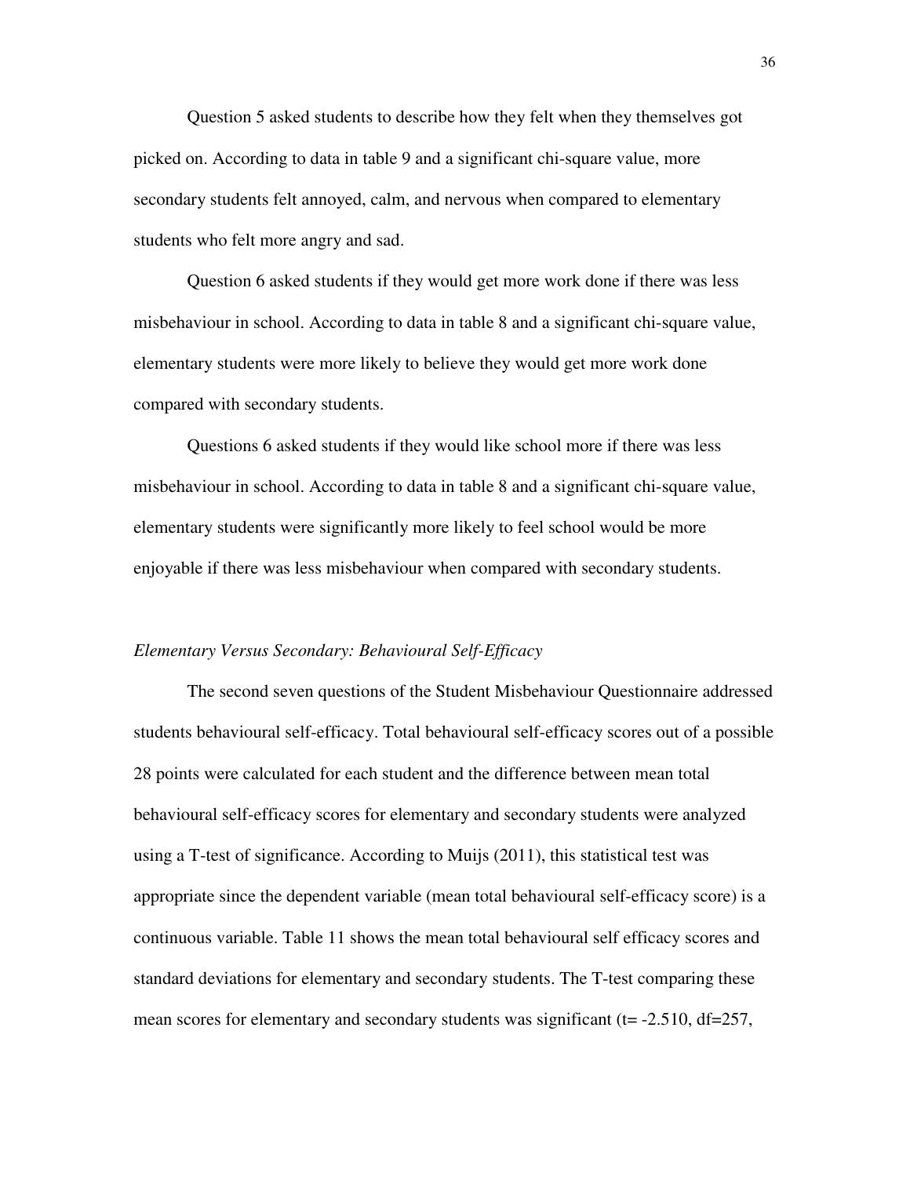Question 5 asked students to describe how they felt when they themselves got picked on. According to data in table 9 and a significant chi-square value, more secondary students felt annoyed, calm, and nervous when compared to elementary students who felt more angry and sad.

Question 6 asked students if they would get more work done if there was less misbehaviour in school. According to data in table 8 and a significant chi-square value, elementary students were more likely to believe they would get more work done compared with secondary students.

Questions 6 asked students if they would like school more if there was less misbehaviour in school. According to data in table 8 and a significant chi-square value, elementary students were significantly more likely to feel school would be more enjoyable if there was less misbehaviour when compared with secondary students.

*Elementary Versus Secondary: Behavioural Self-Efficacy*

The second seven questions of the Student Misbehaviour Questionnaire addressed students behavioural self-efficacy. Total behavioural self-efficacy scores out of a possible 28 points were calculated for each student and the difference between mean total behavioural self-efficacy scores for elementary and secondary students were analyzed using a T-test of significance. According to Muijs (2011), this statistical test was appropriate since the dependent variable (mean total behavioural self-efficacy score) is a continuous variable. Table 11 shows the mean total behavioural self efficacy scores and standard deviations for elementary and secondary students. The T-test comparing these mean scores for elementary and secondary students was significant ($t = -2.510$, $df = 257$,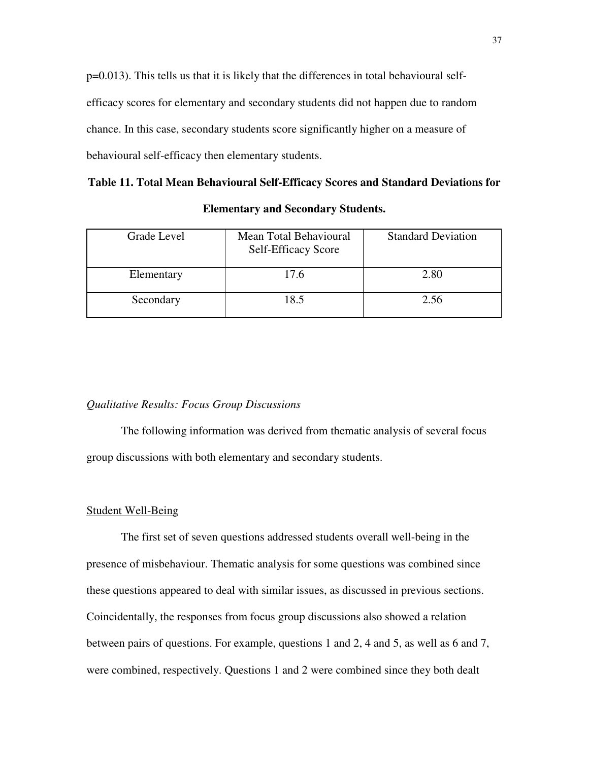$p=0.013$). This tells us that it is likely that the differences in total behavioural self-efficacy scores for elementary and secondary students did not happen due to random chance. In this case, secondary students score significantly higher on a measure of behavioural self-efficacy then elementary students.

**Table 11. Total Mean Behavioural Self-Efficacy Scores and Standard Deviations for Elementary and Secondary Students.**

| Grade Level | Mean Total Behavioural Self-Efficacy Score | Standard Deviation |
|---|---|---|
| Elementary | 17.6 | 2.80 |
| Secondary | 18.5 | 2.56 |

*Qualitative Results: Focus Group Discussions*

The following information was derived from thematic analysis of several focus group discussions with both elementary and secondary students.

<u>Student Well-Being</u>

The first set of seven questions addressed students overall well-being in the presence of misbehaviour. Thematic analysis for some questions was combined since these questions appeared to deal with similar issues, as discussed in previous sections. Coincidentally, the responses from focus group discussions also showed a relation between pairs of questions. For example, questions 1 and 2, 4 and 5, as well as 6 and 7, were combined, respectively. Questions 1 and 2 were combined since they both dealt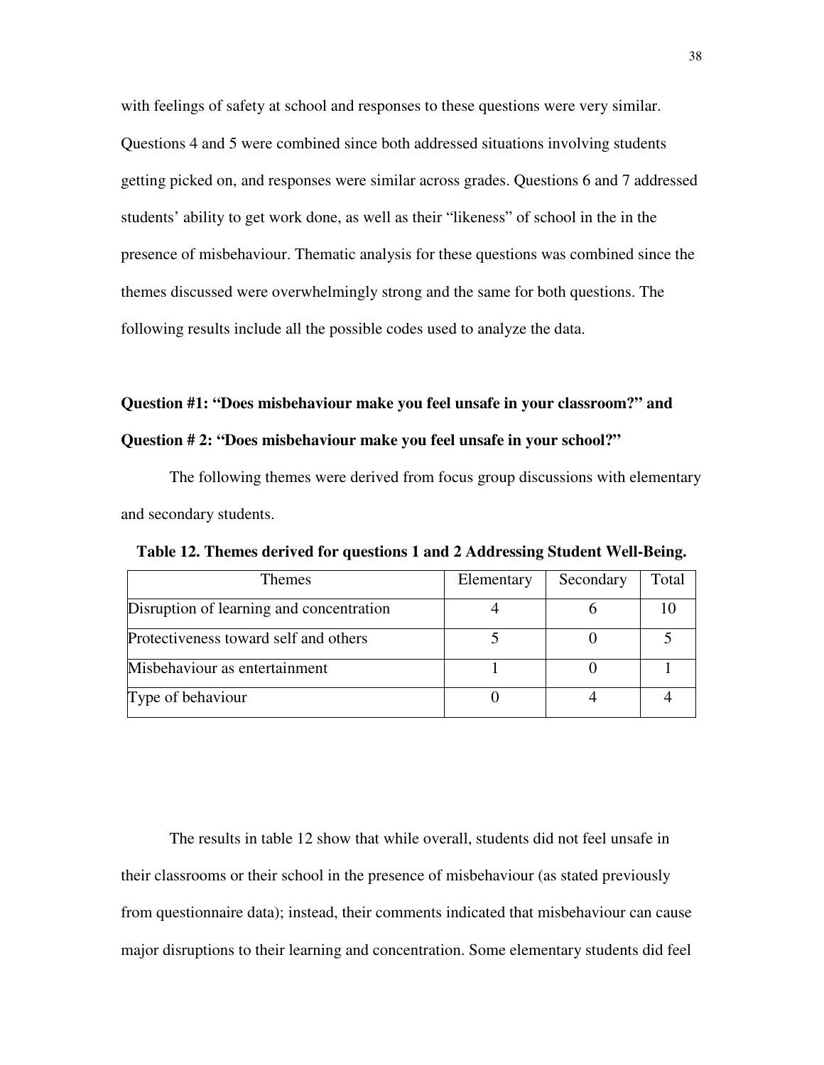with feelings of safety at school and responses to these questions were very similar. Questions 4 and 5 were combined since both addressed situations involving students getting picked on, and responses were similar across grades. Questions 6 and 7 addressed students' ability to get work done, as well as their "likeness" of school in the in the presence of misbehaviour. Thematic analysis for these questions was combined since the themes discussed were overwhelmingly strong and the same for both questions. The following results include all the possible codes used to analyze the data.

**Question #1: "Does misbehaviour make you feel unsafe in your classroom?" and Question # 2: "Does misbehaviour make you feel unsafe in your school?"**

The following themes were derived from focus group discussions with elementary and secondary students.

**Table 12. Themes derived for questions 1 and 2 Addressing Student Well-Being.**

| Themes | Elementary | Secondary | Total |
|---|---|---|---|
| Disruption of learning and concentration | 4 | 6 | 10 |
| Protectiveness toward self and others | 5 | 0 | 5 |
| Misbehaviour as entertainment | 1 | 0 | 1 |
| Type of behaviour | 0 | 4 | 4 |

The results in table 12 show that while overall, students did not feel unsafe in their classrooms or their school in the presence of misbehaviour (as stated previously from questionnaire data); instead, their comments indicated that misbehaviour can cause major disruptions to their learning and concentration. Some elementary students did feel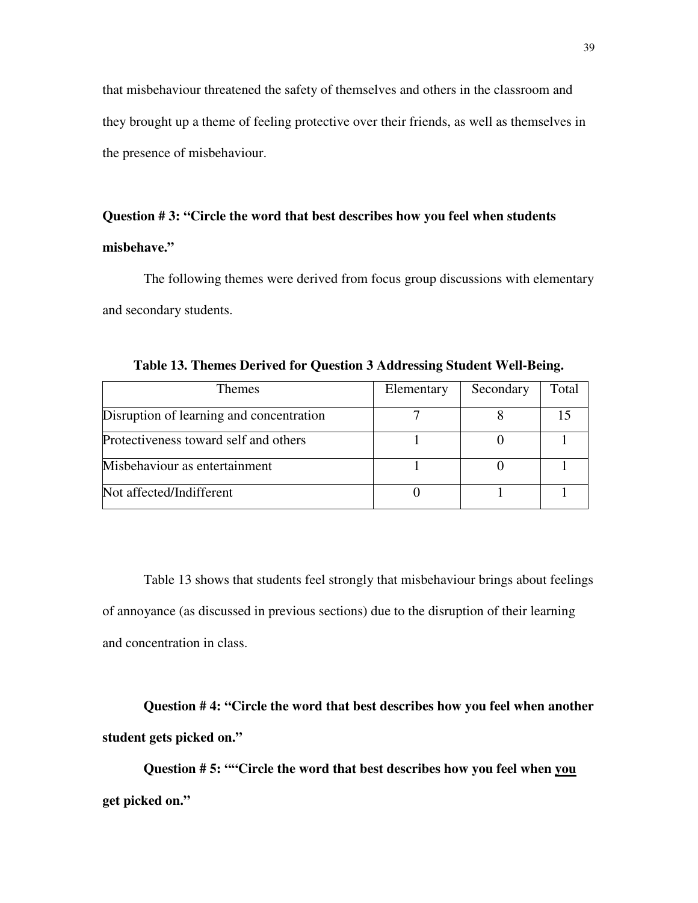that misbehaviour threatened the safety of themselves and others in the classroom and they brought up a theme of feeling protective over their friends, as well as themselves in the presence of misbehaviour.

**Question # 3: "Circle the word that best describes how you feel when students misbehave."**

The following themes were derived from focus group discussions with elementary and secondary students.

**Table 13. Themes Derived for Question 3 Addressing Student Well-Being.**

| Themes | Elementary | Secondary | Total |
| --- | --- | --- | --- |
| Disruption of learning and concentration | 7 | 8 | 15 |
| Protectiveness toward self and others | 1 | 0 | 1 |
| Misbehaviour as entertainment | 1 | 0 | 1 |
| Not affected/Indifferent | 0 | 1 | 1 |

Table 13 shows that students feel strongly that misbehaviour brings about feelings of annoyance (as discussed in previous sections) due to the disruption of their learning and concentration in class.

**Question # 4: "Circle the word that best describes how you feel when another student gets picked on."**

**Question # 5: ""Circle the word that best describes how you feel when <u>you</u> get picked on."**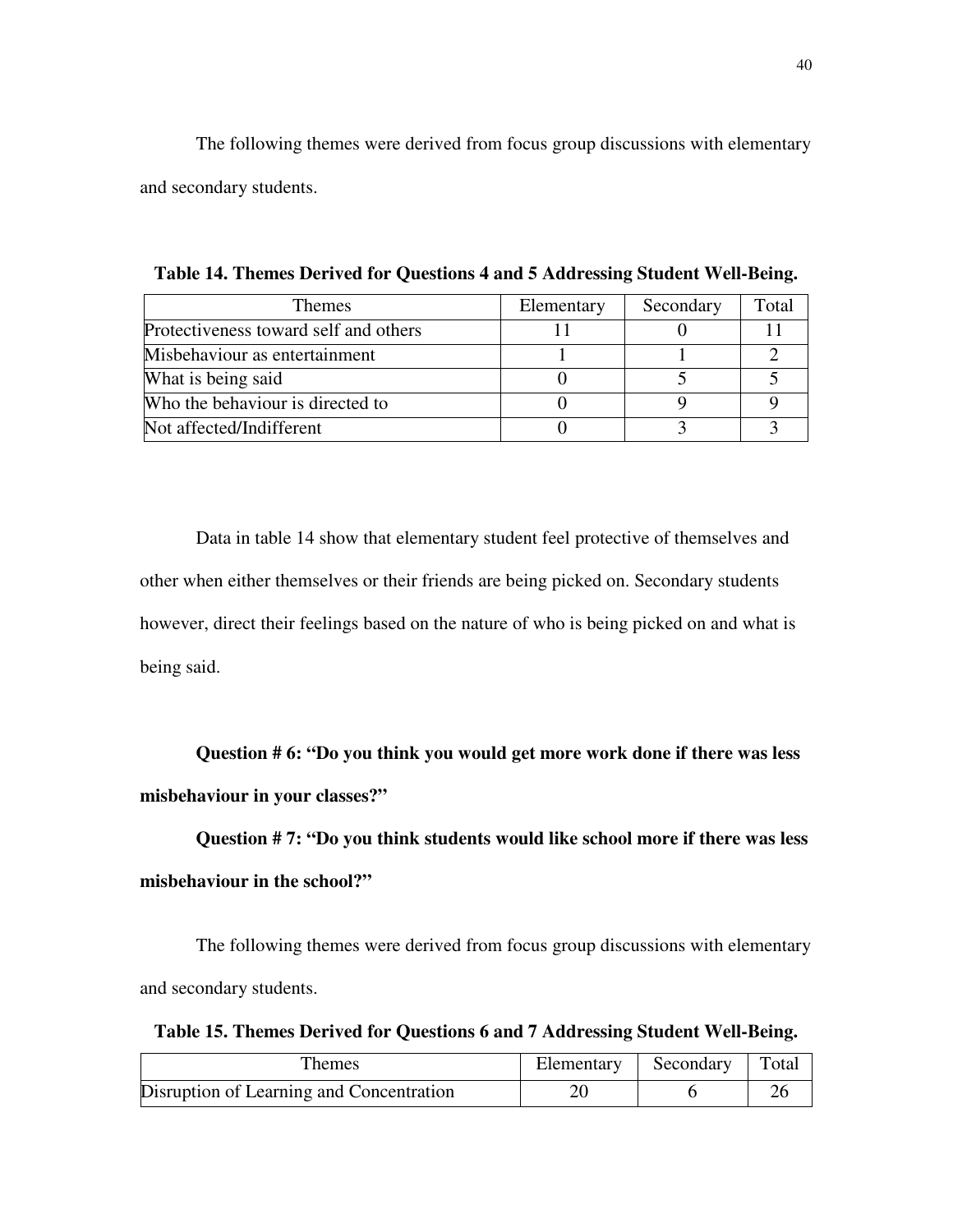The following themes were derived from focus group discussions with elementary and secondary students.

**Table 14. Themes Derived for Questions 4 and 5 Addressing Student Well-Being.**

| Themes | Elementary | Secondary | Total |
|---|---|---|---|
| Protectiveness toward self and others | 11 | 0 | 11 |
| Misbehaviour as entertainment | 1 | 1 | 2 |
| What is being said | 0 | 5 | 5 |
| Who the behaviour is directed to | 0 | 9 | 9 |
| Not affected/Indifferent | 0 | 3 | 3 |

Data in table 14 show that elementary student feel protective of themselves and other when either themselves or their friends are being picked on. Secondary students however, direct their feelings based on the nature of who is being picked on and what is being said.

**Question # 6: "Do you think you would get more work done if there was less misbehaviour in your classes?"**

**Question # 7: "Do you think students would like school more if there was less misbehaviour in the school?"**

The following themes were derived from focus group discussions with elementary and secondary students.

**Table 15. Themes Derived for Questions 6 and 7 Addressing Student Well-Being.**

| Themes | Elementary | Secondary | Total |
|---|---|---|---|
| Disruption of Learning and Concentration | 20 | 6 | 26 |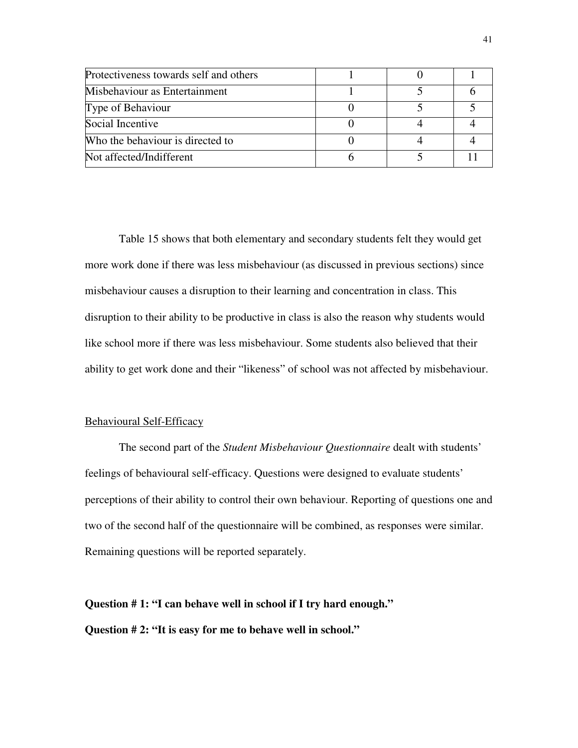| | | | |
|---|---|---|---|
| Protectiveness towards self and others | 1 | 0 | 1 |
| Misbehaviour as Entertainment | 1 | 5 | 6 |
| Type of Behaviour | 0 | 5 | 5 |
| Social Incentive | 0 | 4 | 4 |
| Who the behaviour is directed to | 0 | 4 | 4 |
| Not affected/Indifferent | 6 | 5 | 11 |

Table 15 shows that both elementary and secondary students felt they would get more work done if there was less misbehaviour (as discussed in previous sections) since misbehaviour causes a disruption to their learning and concentration in class. This disruption to their ability to be productive in class is also the reason why students would like school more if there was less misbehaviour. Some students also believed that their ability to get work done and their "likeness" of school was not affected by misbehaviour.

Behavioural Self-Efficacy

The second part of the *Student Misbehaviour Questionnaire* dealt with students' feelings of behavioural self-efficacy. Questions were designed to evaluate students' perceptions of their ability to control their own behaviour. Reporting of questions one and two of the second half of the questionnaire will be combined, as responses were similar. Remaining questions will be reported separately.

**Question # 1: "I can behave well in school if I try hard enough."**

**Question # 2: "It is easy for me to behave well in school."**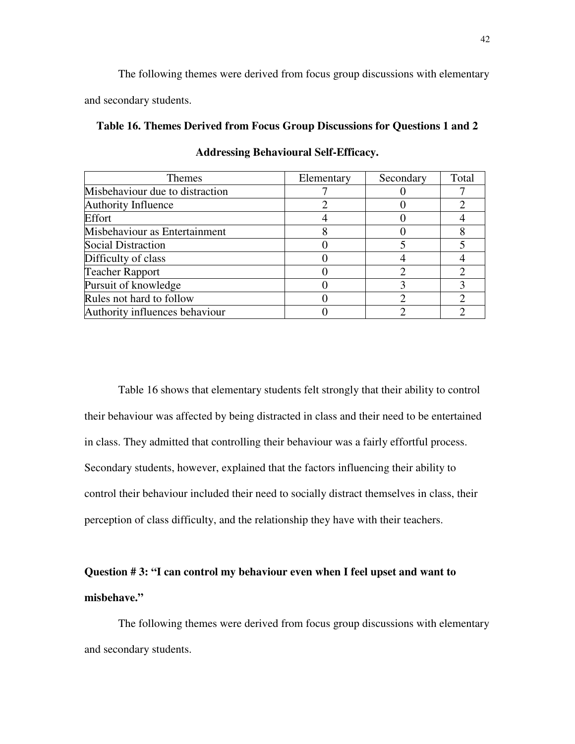The following themes were derived from focus group discussions with elementary and secondary students.

**Table 16. Themes Derived from Focus Group Discussions for Questions 1 and 2 Addressing Behavioural Self-Efficacy.**

| Themes | Elementary | Secondary | Total |
|---|---|---|---|
| Misbehaviour due to distraction | 7 | 0 | 7 |
| Authority Influence | 2 | 0 | 2 |
| Effort | 4 | 0 | 4 |
| Misbehaviour as Entertainment | 8 | 0 | 8 |
| Social Distraction | 0 | 5 | 5 |
| Difficulty of class | 0 | 4 | 4 |
| Teacher Rapport | 0 | 2 | 2 |
| Pursuit of knowledge | 0 | 3 | 3 |
| Rules not hard to follow | 0 | 2 | 2 |
| Authority influences behaviour | 0 | 2 | 2 |

Table 16 shows that elementary students felt strongly that their ability to control their behaviour was affected by being distracted in class and their need to be entertained in class. They admitted that controlling their behaviour was a fairly effortful process. Secondary students, however, explained that the factors influencing their ability to control their behaviour included their need to socially distract themselves in class, their perception of class difficulty, and the relationship they have with their teachers.

**Question # 3: "I can control my behaviour even when I feel upset and want to misbehave."**

The following themes were derived from focus group discussions with elementary and secondary students.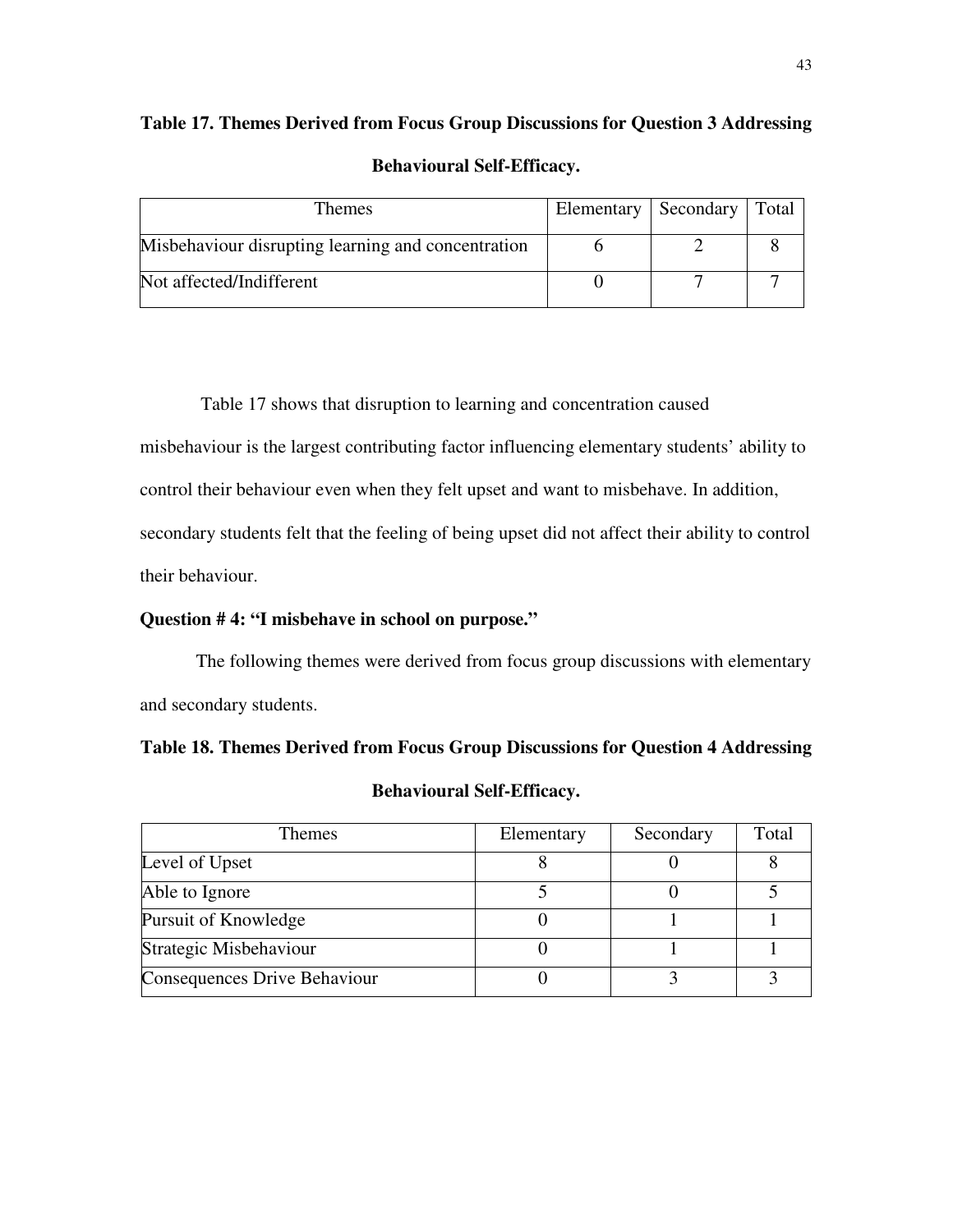**Table 17. Themes Derived from Focus Group Discussions for Question 3 Addressing Behavioural Self-Efficacy.**

| Themes | Elementary | Secondary | Total |
|---|---|---|---|
| Misbehaviour disrupting learning and concentration | 6 | 2 | 8 |
| Not affected/Indifferent | 0 | 7 | 7 |

Table 17 shows that disruption to learning and concentration caused misbehaviour is the largest contributing factor influencing elementary students' ability to control their behaviour even when they felt upset and want to misbehave. In addition, secondary students felt that the feeling of being upset did not affect their ability to control their behaviour.

**Question # 4: "I misbehave in school on purpose."**

The following themes were derived from focus group discussions with elementary and secondary students.

**Table 18. Themes Derived from Focus Group Discussions for Question 4 Addressing Behavioural Self-Efficacy.**

| Themes | Elementary | Secondary | Total |
|---|---|---|---|
| Level of Upset | 8 | 0 | 8 |
| Able to Ignore | 5 | 0 | 5 |
| Pursuit of Knowledge | 0 | 1 | 1 |
| Strategic Misbehaviour | 0 | 1 | 1 |
| Consequences Drive Behaviour | 0 | 3 | 3 |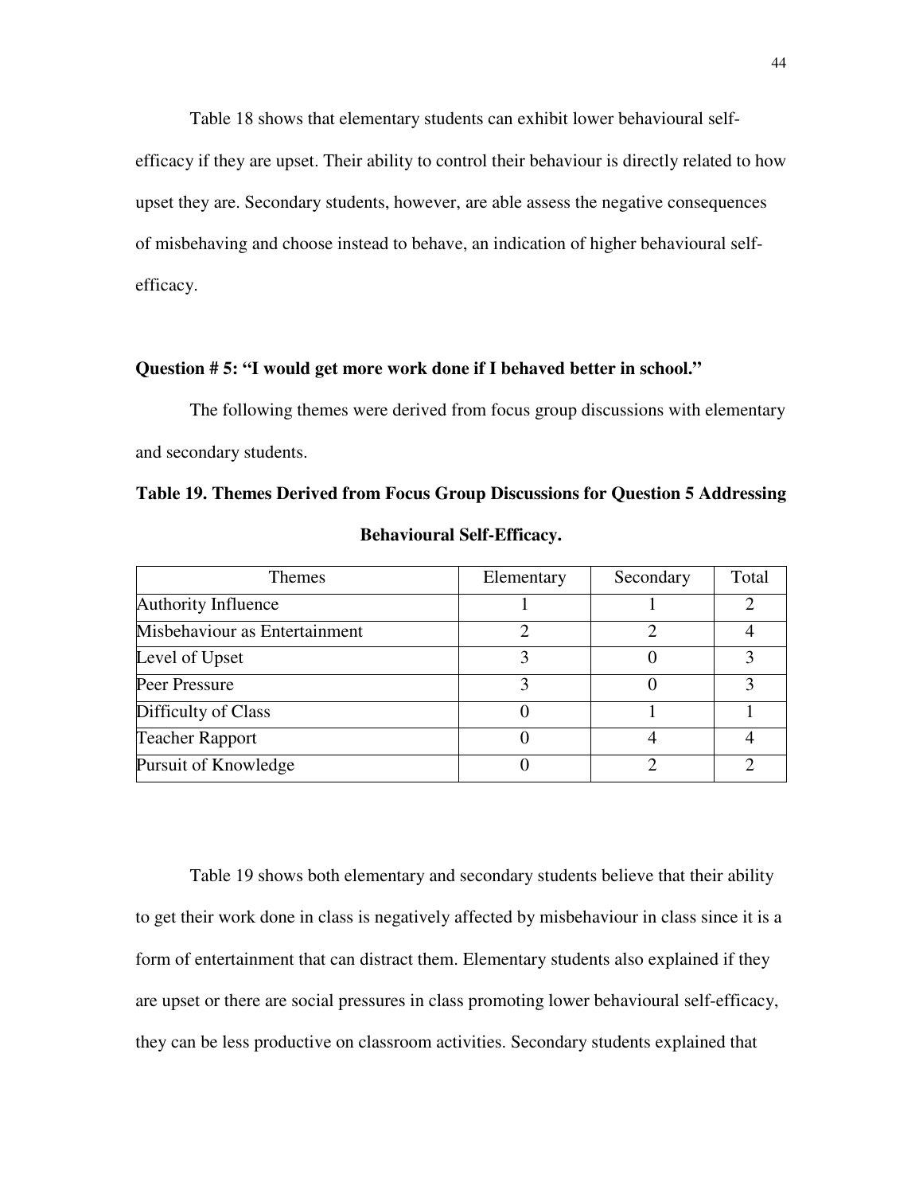Table 18 shows that elementary students can exhibit lower behavioural self-efficacy if they are upset. Their ability to control their behaviour is directly related to how upset they are. Secondary students, however, are able assess the negative consequences of misbehaving and choose instead to behave, an indication of higher behavioural self-efficacy.

**Question # 5: "I would get more work done if I behaved better in school."**

The following themes were derived from focus group discussions with elementary and secondary students.

**Table 19. Themes Derived from Focus Group Discussions for Question 5 Addressing Behavioural Self-Efficacy.**

| Themes | Elementary | Secondary | Total |
|---|---|---|---|
| Authority Influence | 1 | 1 | 2 |
| Misbehaviour as Entertainment | 2 | 2 | 4 |
| Level of Upset | 3 | 0 | 3 |
| Peer Pressure | 3 | 0 | 3 |
| Difficulty of Class | 0 | 1 | 1 |
| Teacher Rapport | 0 | 4 | 4 |
| Pursuit of Knowledge | 0 | 2 | 2 |

Table 19 shows both elementary and secondary students believe that their ability to get their work done in class is negatively affected by misbehaviour in class since it is a form of entertainment that can distract them. Elementary students also explained if they are upset or there are social pressures in class promoting lower behavioural self-efficacy, they can be less productive on classroom activities. Secondary students explained that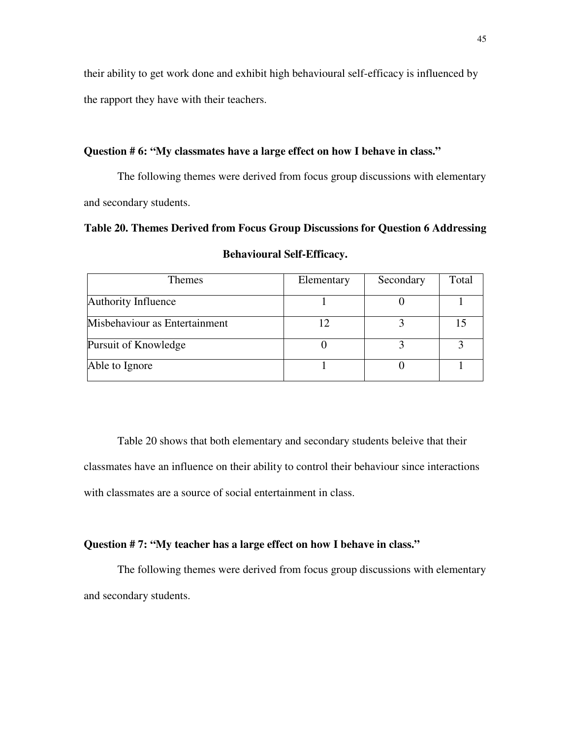their ability to get work done and exhibit high behavioural self-efficacy is influenced by the rapport they have with their teachers.

**Question # 6: "My classmates have a large effect on how I behave in class."**

The following themes were derived from focus group discussions with elementary and secondary students.

**Table 20. Themes Derived from Focus Group Discussions for Question 6 Addressing Behavioural Self-Efficacy.**

| Themes | Elementary | Secondary | Total |
|---|---|---|---|
| Authority Influence | 1 | 0 | 1 |
| Misbehaviour as Entertainment | 12 | 3 | 15 |
| Pursuit of Knowledge | 0 | 3 | 3 |
| Able to Ignore | 1 | 0 | 1 |

Table 20 shows that both elementary and secondary students beleive that their classmates have an influence on their ability to control their behaviour since interactions with classmates are a source of social entertainment in class.

**Question # 7: "My teacher has a large effect on how I behave in class."**

The following themes were derived from focus group discussions with elementary and secondary students.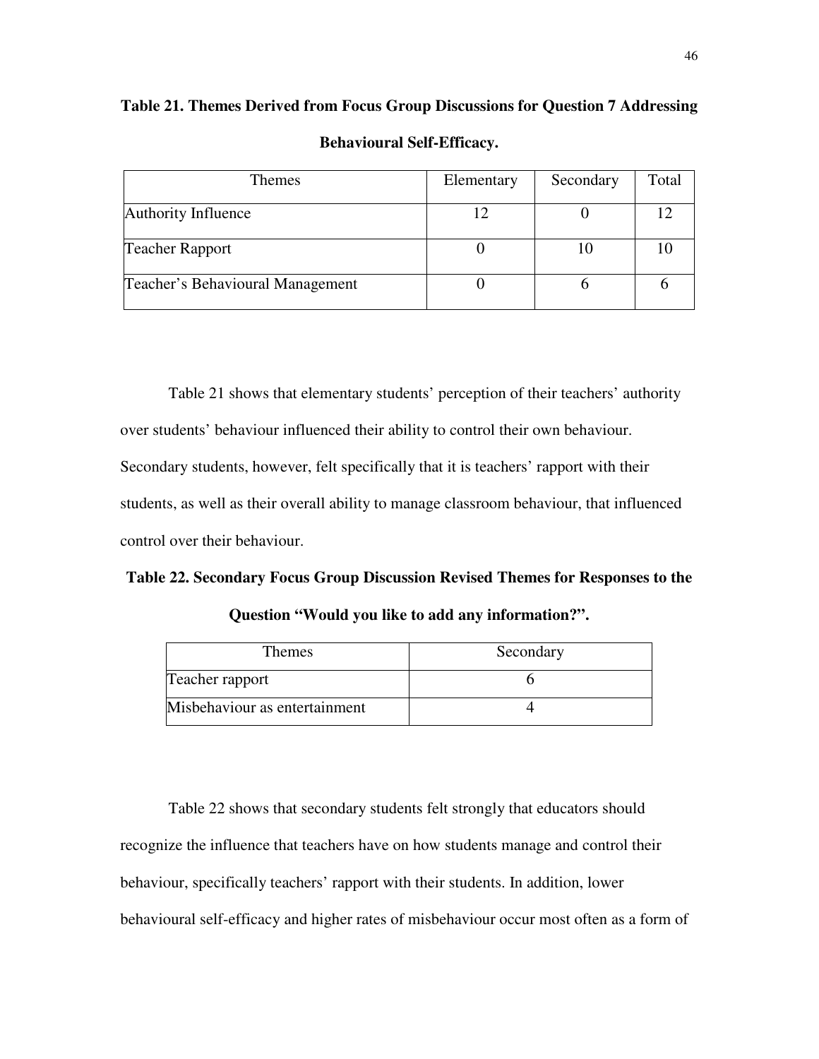**Table 21. Themes Derived from Focus Group Discussions for Question 7 Addressing Behavioural Self-Efficacy.**

| Themes | Elementary | Secondary | Total |
|---|---|---|---|
| Authority Influence | 12 | 0 | 12 |
| Teacher Rapport | 0 | 10 | 10 |
| Teacher's Behavioural Management | 0 | 6 | 6 |

Table 21 shows that elementary students' perception of their teachers' authority over students' behaviour influenced their ability to control their own behaviour. Secondary students, however, felt specifically that it is teachers' rapport with their students, as well as their overall ability to manage classroom behaviour, that influenced control over their behaviour.

**Table 22. Secondary Focus Group Discussion Revised Themes for Responses to the Question "Would you like to add any information?".**

| Themes | Secondary |
|---|---|
| Teacher rapport | 6 |
| Misbehaviour as entertainment | 4 |

Table 22 shows that secondary students felt strongly that educators should recognize the influence that teachers have on how students manage and control their behaviour, specifically teachers' rapport with their students. In addition, lower behavioural self-efficacy and higher rates of misbehaviour occur most often as a form of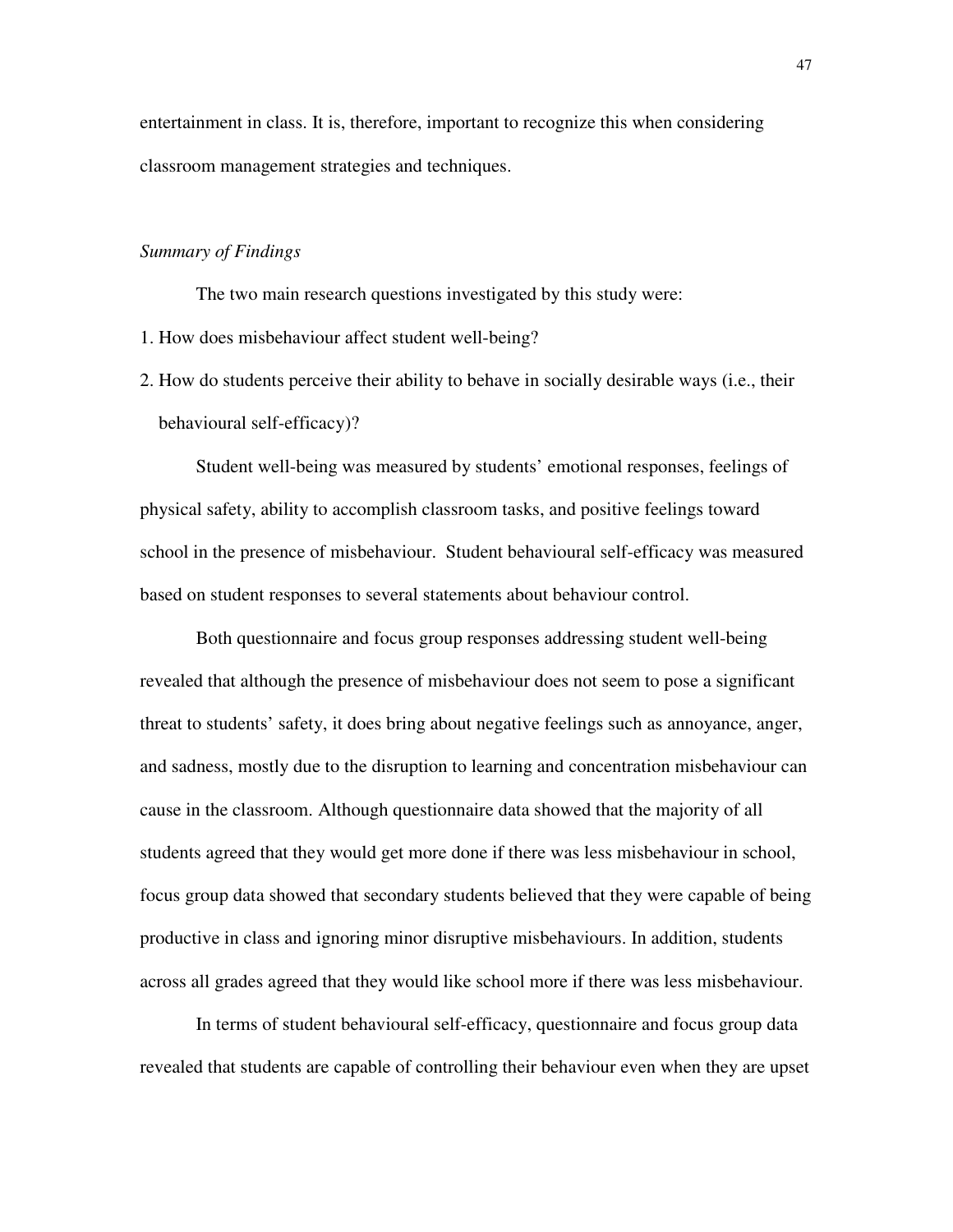entertainment in class. It is, therefore, important to recognize this when considering classroom management strategies and techniques.

*Summary of Findings*

The two main research questions investigated by this study were:

1. How does misbehaviour affect student well-being?
2. How do students perceive their ability to behave in socially desirable ways (i.e., their behavioural self-efficacy)?

Student well-being was measured by students' emotional responses, feelings of physical safety, ability to accomplish classroom tasks, and positive feelings toward school in the presence of misbehaviour. Student behavioural self-efficacy was measured based on student responses to several statements about behaviour control.

Both questionnaire and focus group responses addressing student well-being revealed that although the presence of misbehaviour does not seem to pose a significant threat to students' safety, it does bring about negative feelings such as annoyance, anger, and sadness, mostly due to the disruption to learning and concentration misbehaviour can cause in the classroom. Although questionnaire data showed that the majority of all students agreed that they would get more done if there was less misbehaviour in school, focus group data showed that secondary students believed that they were capable of being productive in class and ignoring minor disruptive misbehaviours. In addition, students across all grades agreed that they would like school more if there was less misbehaviour.

In terms of student behavioural self-efficacy, questionnaire and focus group data revealed that students are capable of controlling their behaviour even when they are upset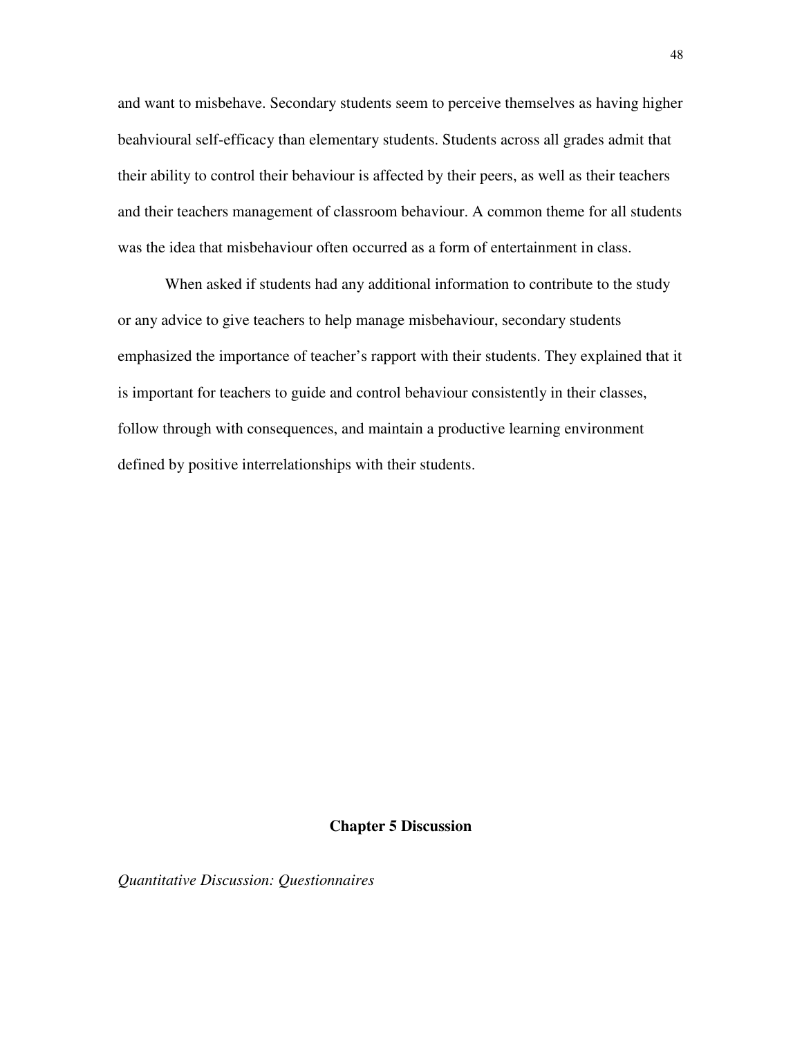and want to misbehave. Secondary students seem to perceive themselves as having higher beahvioural self-efficacy than elementary students. Students across all grades admit that their ability to control their behaviour is affected by their peers, as well as their teachers and their teachers management of classroom behaviour. A common theme for all students was the idea that misbehaviour often occurred as a form of entertainment in class.

When asked if students had any additional information to contribute to the study or any advice to give teachers to help manage misbehaviour, secondary students emphasized the importance of teacher's rapport with their students. They explained that it is important for teachers to guide and control behaviour consistently in their classes, follow through with consequences, and maintain a productive learning environment defined by positive interrelationships with their students.

# Chapter 5 Discussion

*Quantitative Discussion: Questionnaires*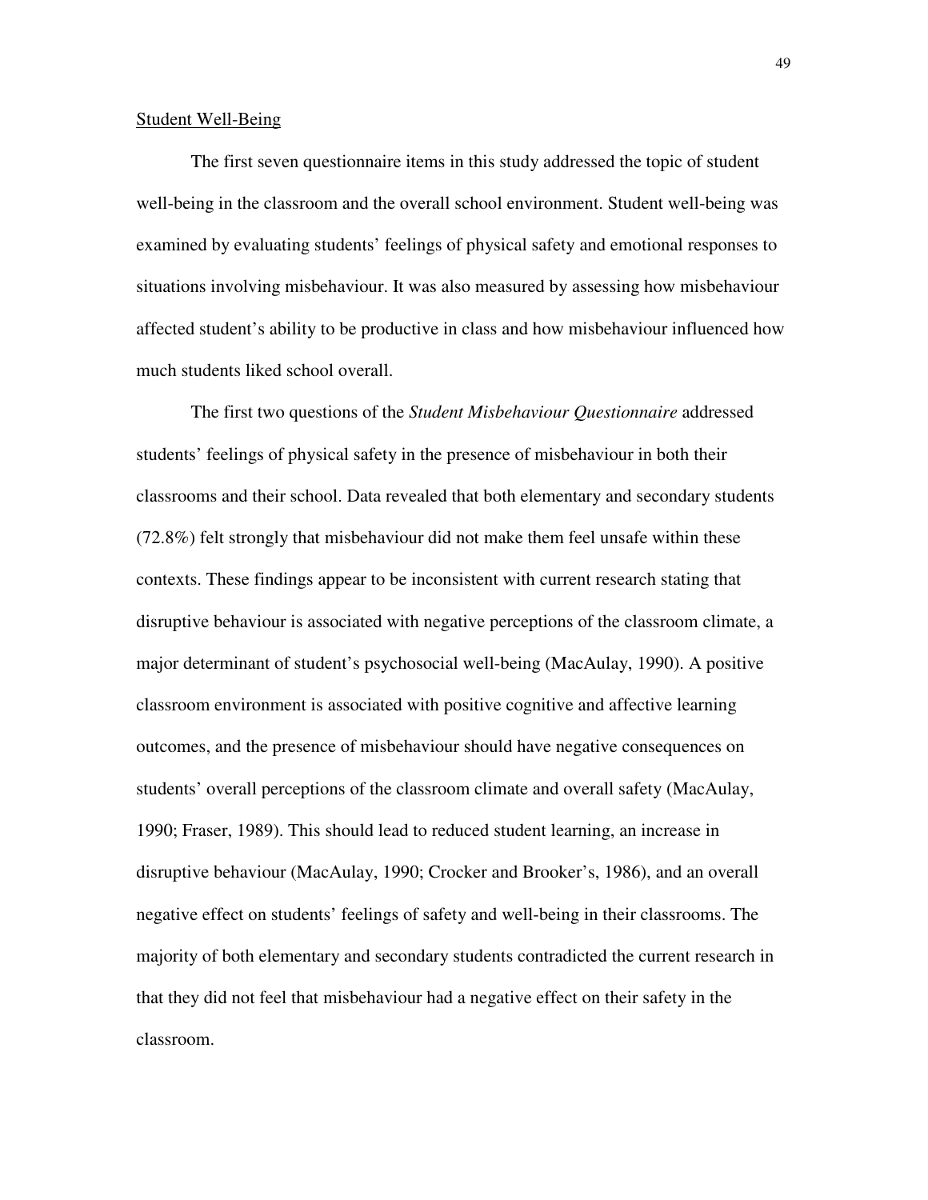Student Well-Being

The first seven questionnaire items in this study addressed the topic of student well-being in the classroom and the overall school environment. Student well-being was examined by evaluating students' feelings of physical safety and emotional responses to situations involving misbehaviour. It was also measured by assessing how misbehaviour affected student's ability to be productive in class and how misbehaviour influenced how much students liked school overall.

The first two questions of the *Student Misbehaviour Questionnaire* addressed students' feelings of physical safety in the presence of misbehaviour in both their classrooms and their school. Data revealed that both elementary and secondary students (72.8%) felt strongly that misbehaviour did not make them feel unsafe within these contexts. These findings appear to be inconsistent with current research stating that disruptive behaviour is associated with negative perceptions of the classroom climate, a major determinant of student's psychosocial well-being (MacAulay, 1990). A positive classroom environment is associated with positive cognitive and affective learning outcomes, and the presence of misbehaviour should have negative consequences on students' overall perceptions of the classroom climate and overall safety (MacAulay, 1990; Fraser, 1989). This should lead to reduced student learning, an increase in disruptive behaviour (MacAulay, 1990; Crocker and Brooker's, 1986), and an overall negative effect on students' feelings of safety and well-being in their classrooms. The majority of both elementary and secondary students contradicted the current research in that they did not feel that misbehaviour had a negative effect on their safety in the classroom.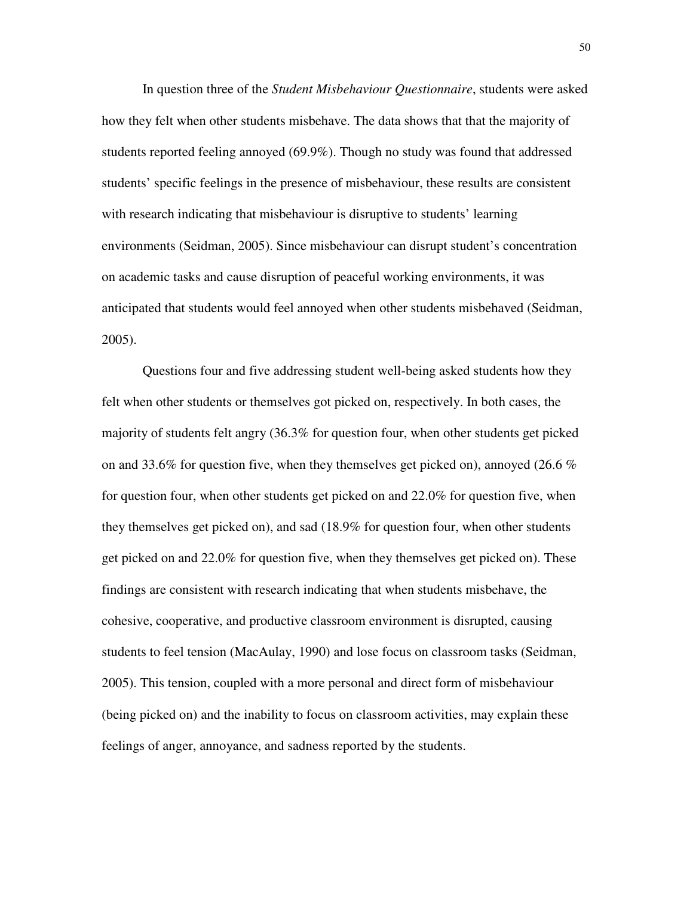In question three of the *Student Misbehaviour Questionnaire*, students were asked how they felt when other students misbehave. The data shows that that the majority of students reported feeling annoyed (69.9%). Though no study was found that addressed students' specific feelings in the presence of misbehaviour, these results are consistent with research indicating that misbehaviour is disruptive to students' learning environments (Seidman, 2005). Since misbehaviour can disrupt student's concentration on academic tasks and cause disruption of peaceful working environments, it was anticipated that students would feel annoyed when other students misbehaved (Seidman, 2005).

Questions four and five addressing student well-being asked students how they felt when other students or themselves got picked on, respectively. In both cases, the majority of students felt angry (36.3% for question four, when other students get picked on and 33.6% for question five, when they themselves get picked on), annoyed (26.6 % for question four, when other students get picked on and 22.0% for question five, when they themselves get picked on), and sad (18.9% for question four, when other students get picked on and 22.0% for question five, when they themselves get picked on). These findings are consistent with research indicating that when students misbehave, the cohesive, cooperative, and productive classroom environment is disrupted, causing students to feel tension (MacAulay, 1990) and lose focus on classroom tasks (Seidman, 2005). This tension, coupled with a more personal and direct form of misbehaviour (being picked on) and the inability to focus on classroom activities, may explain these feelings of anger, annoyance, and sadness reported by the students.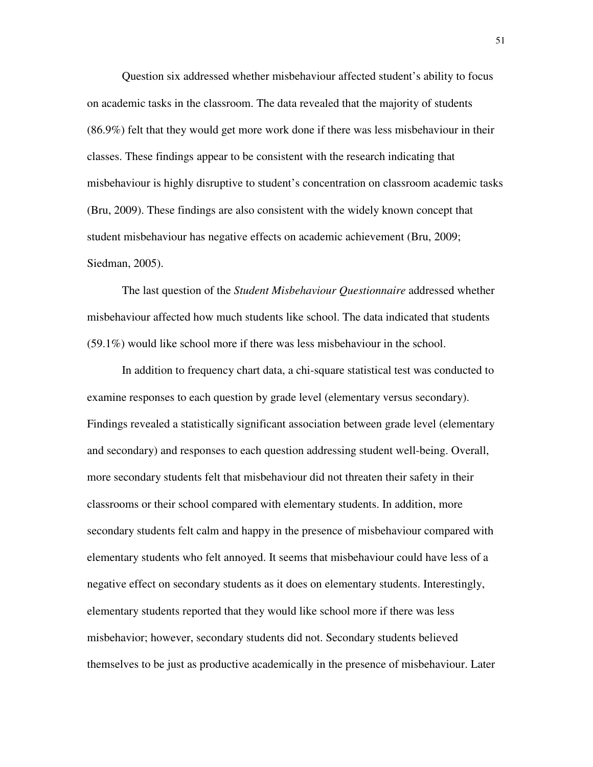Question six addressed whether misbehaviour affected student's ability to focus on academic tasks in the classroom. The data revealed that the majority of students (86.9%) felt that they would get more work done if there was less misbehaviour in their classes. These findings appear to be consistent with the research indicating that misbehaviour is highly disruptive to student's concentration on classroom academic tasks (Bru, 2009). These findings are also consistent with the widely known concept that student misbehaviour has negative effects on academic achievement (Bru, 2009; Siedman, 2005).

The last question of the *Student Misbehaviour Questionnaire* addressed whether misbehaviour affected how much students like school. The data indicated that students (59.1%) would like school more if there was less misbehaviour in the school.

In addition to frequency chart data, a chi-square statistical test was conducted to examine responses to each question by grade level (elementary versus secondary). Findings revealed a statistically significant association between grade level (elementary and secondary) and responses to each question addressing student well-being. Overall, more secondary students felt that misbehaviour did not threaten their safety in their classrooms or their school compared with elementary students. In addition, more secondary students felt calm and happy in the presence of misbehaviour compared with elementary students who felt annoyed. It seems that misbehaviour could have less of a negative effect on secondary students as it does on elementary students. Interestingly, elementary students reported that they would like school more if there was less misbehavior; however, secondary students did not. Secondary students believed themselves to be just as productive academically in the presence of misbehaviour. Later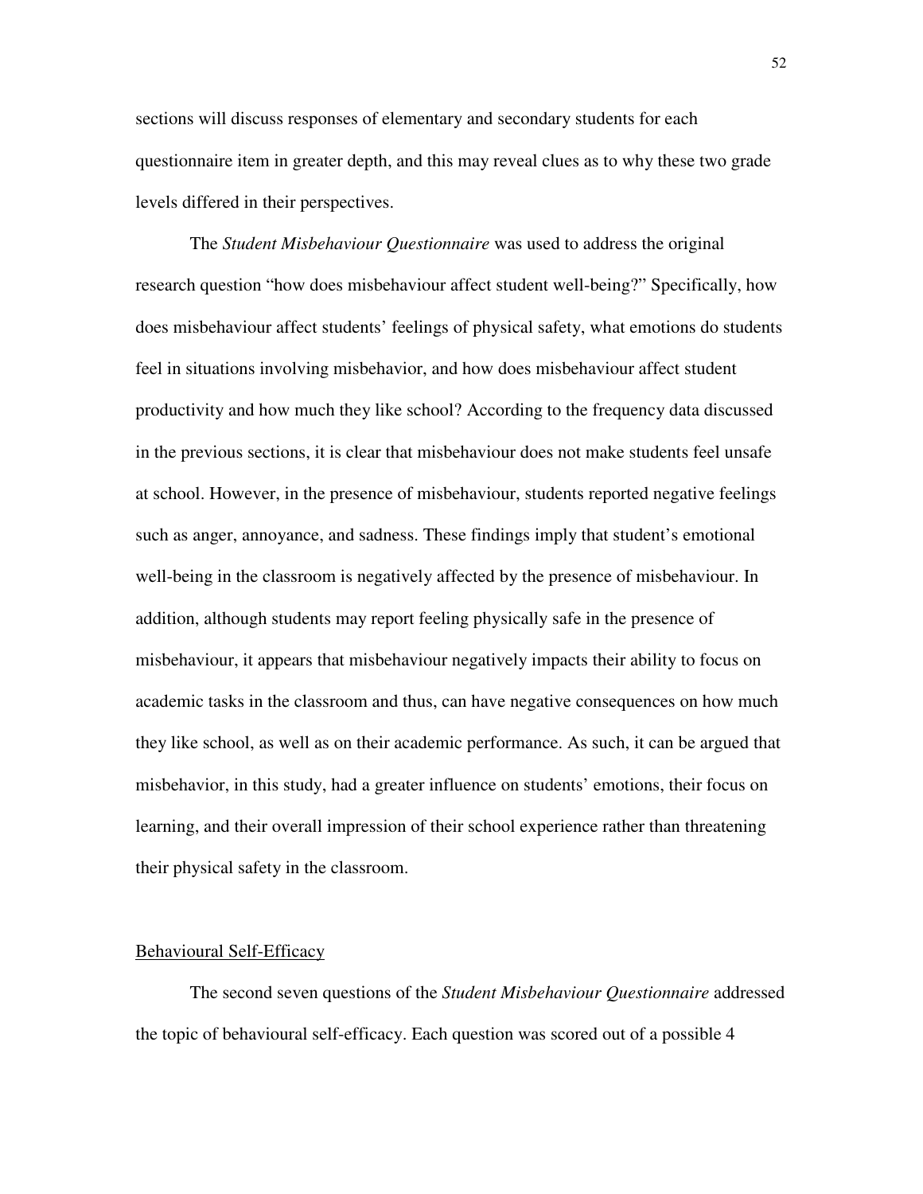sections will discuss responses of elementary and secondary students for each questionnaire item in greater depth, and this may reveal clues as to why these two grade levels differed in their perspectives.

The *Student Misbehaviour Questionnaire* was used to address the original research question "how does misbehaviour affect student well-being?" Specifically, how does misbehaviour affect students' feelings of physical safety, what emotions do students feel in situations involving misbehavior, and how does misbehaviour affect student productivity and how much they like school? According to the frequency data discussed in the previous sections, it is clear that misbehaviour does not make students feel unsafe at school. However, in the presence of misbehaviour, students reported negative feelings such as anger, annoyance, and sadness. These findings imply that student's emotional well-being in the classroom is negatively affected by the presence of misbehaviour. In addition, although students may report feeling physically safe in the presence of misbehaviour, it appears that misbehaviour negatively impacts their ability to focus on academic tasks in the classroom and thus, can have negative consequences on how much they like school, as well as on their academic performance. As such, it can be argued that misbehavior, in this study, had a greater influence on students' emotions, their focus on learning, and their overall impression of their school experience rather than threatening their physical safety in the classroom.

## Behavioural Self-Efficacy

The second seven questions of the *Student Misbehaviour Questionnaire* addressed the topic of behavioural self-efficacy. Each question was scored out of a possible 4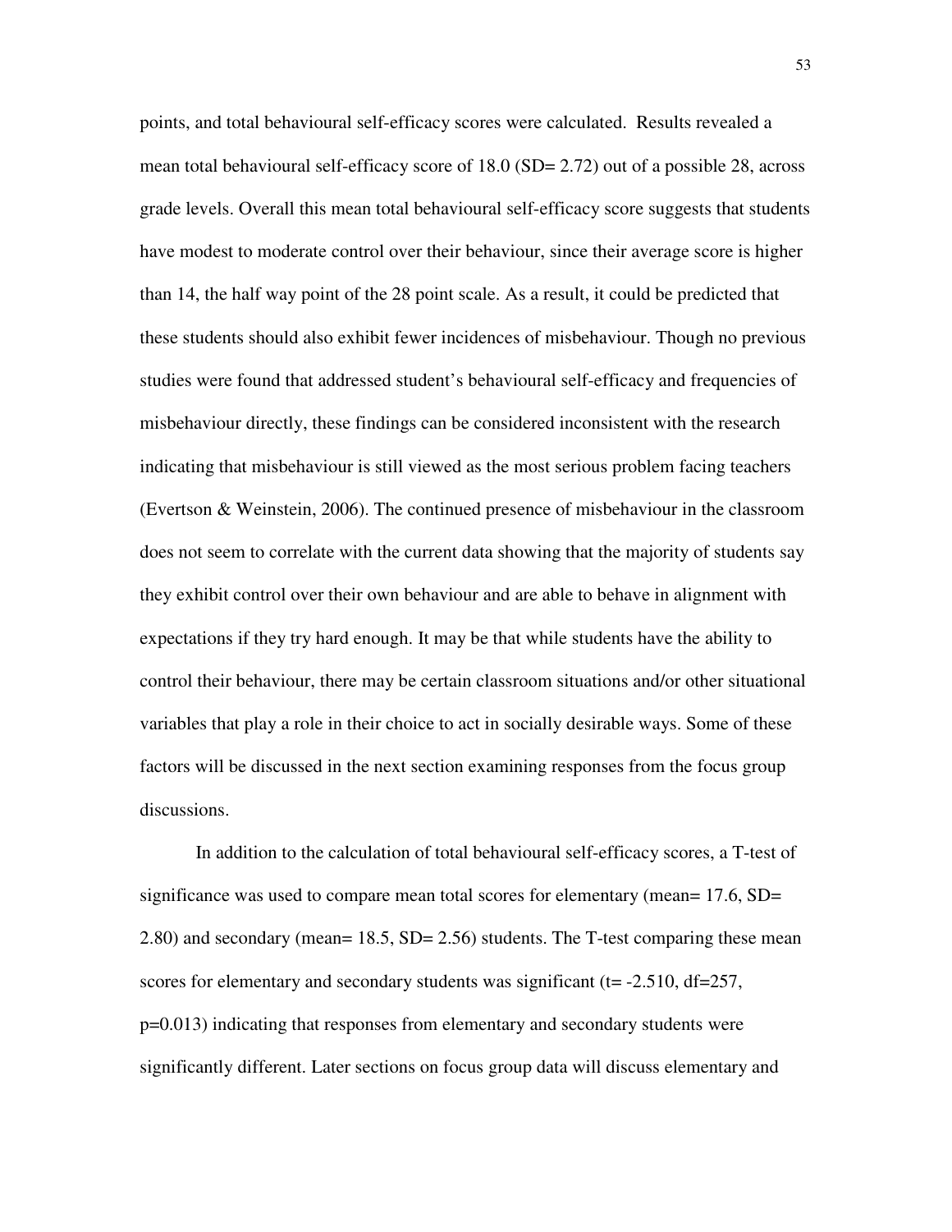points, and total behavioural self-efficacy scores were calculated. Results revealed a mean total behavioural self-efficacy score of 18.0 (SD= 2.72) out of a possible 28, across grade levels. Overall this mean total behavioural self-efficacy score suggests that students have modest to moderate control over their behaviour, since their average score is higher than 14, the half way point of the 28 point scale. As a result, it could be predicted that these students should also exhibit fewer incidences of misbehaviour. Though no previous studies were found that addressed student's behavioural self-efficacy and frequencies of misbehaviour directly, these findings can be considered inconsistent with the research indicating that misbehaviour is still viewed as the most serious problem facing teachers (Evertson & Weinstein, 2006). The continued presence of misbehaviour in the classroom does not seem to correlate with the current data showing that the majority of students say they exhibit control over their own behaviour and are able to behave in alignment with expectations if they try hard enough. It may be that while students have the ability to control their behaviour, there may be certain classroom situations and/or other situational variables that play a role in their choice to act in socially desirable ways. Some of these factors will be discussed in the next section examining responses from the focus group discussions.

In addition to the calculation of total behavioural self-efficacy scores, a T-test of significance was used to compare mean total scores for elementary (mean= 17.6, SD= 2.80) and secondary (mean= 18.5, SD= 2.56) students. The T-test comparing these mean scores for elementary and secondary students was significant ($t = -2.510$, $df = 257$, $p = 0.013$) indicating that responses from elementary and secondary students were significantly different. Later sections on focus group data will discuss elementary and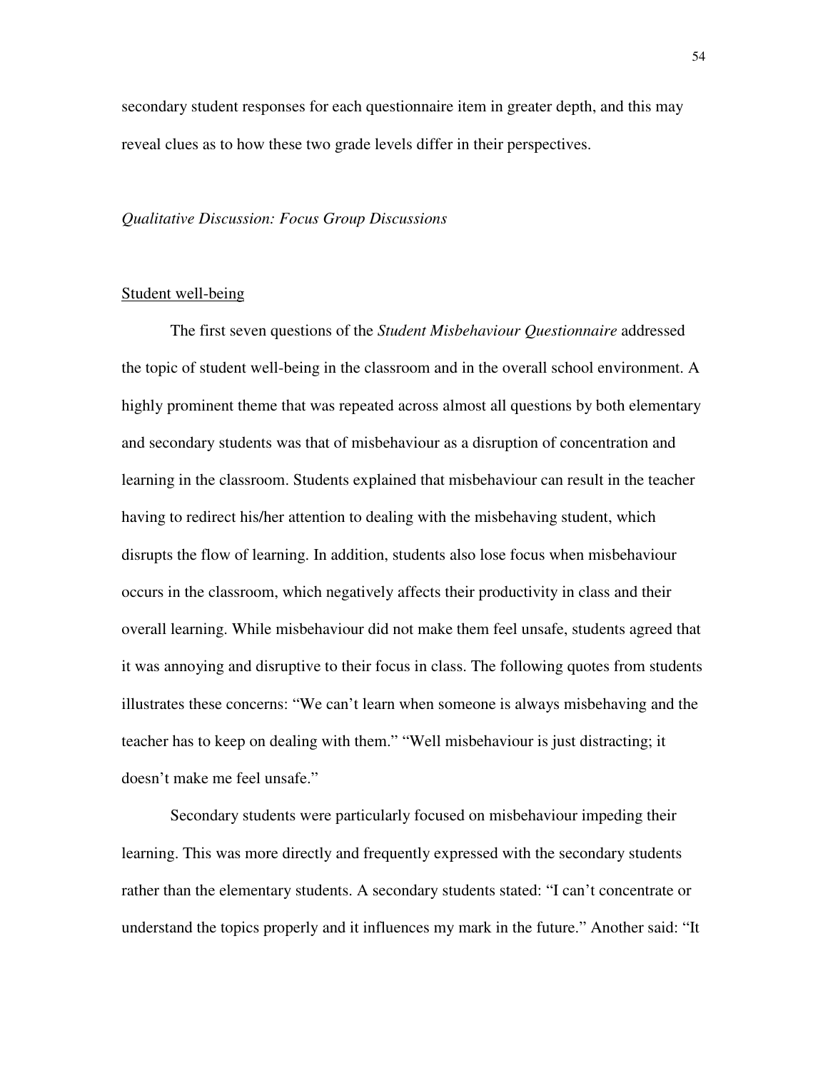secondary student responses for each questionnaire item in greater depth, and this may reveal clues as to how these two grade levels differ in their perspectives.

### *Qualitative Discussion: Focus Group Discussions*

#### Student well-being

The first seven questions of the *Student Misbehaviour Questionnaire* addressed the topic of student well-being in the classroom and in the overall school environment. A highly prominent theme that was repeated across almost all questions by both elementary and secondary students was that of misbehaviour as a disruption of concentration and learning in the classroom. Students explained that misbehaviour can result in the teacher having to redirect his/her attention to dealing with the misbehaving student, which disrupts the flow of learning. In addition, students also lose focus when misbehaviour occurs in the classroom, which negatively affects their productivity in class and their overall learning. While misbehaviour did not make them feel unsafe, students agreed that it was annoying and disruptive to their focus in class. The following quotes from students illustrates these concerns: "We can't learn when someone is always misbehaving and the teacher has to keep on dealing with them." "Well misbehaviour is just distracting; it doesn't make me feel unsafe."

Secondary students were particularly focused on misbehaviour impeding their learning. This was more directly and frequently expressed with the secondary students rather than the elementary students. A secondary students stated: "I can't concentrate or understand the topics properly and it influences my mark in the future." Another said: "It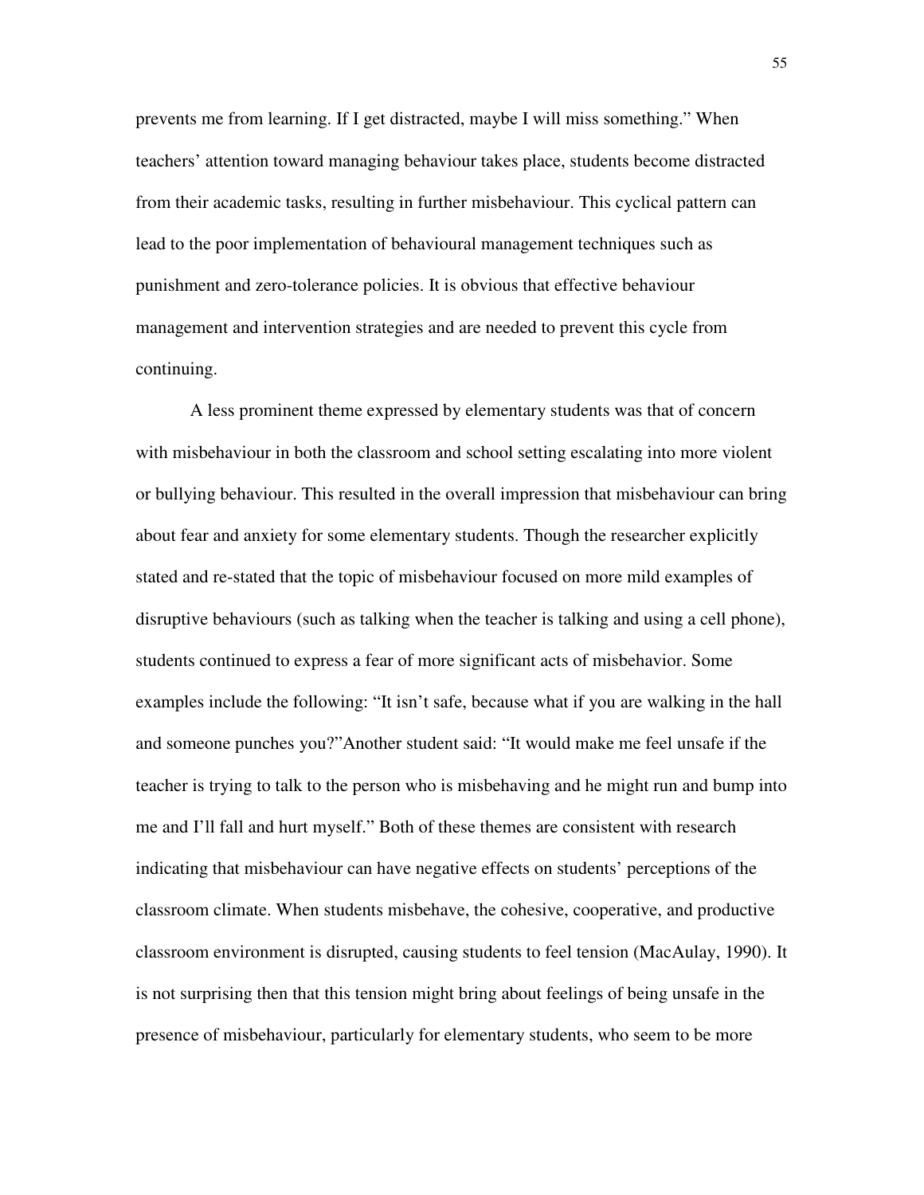prevents me from learning. If I get distracted, maybe I will miss something." When teachers' attention toward managing behaviour takes place, students become distracted from their academic tasks, resulting in further misbehaviour. This cyclical pattern can lead to the poor implementation of behavioural management techniques such as punishment and zero-tolerance policies. It is obvious that effective behaviour management and intervention strategies and are needed to prevent this cycle from continuing.

A less prominent theme expressed by elementary students was that of concern with misbehaviour in both the classroom and school setting escalating into more violent or bullying behaviour. This resulted in the overall impression that misbehaviour can bring about fear and anxiety for some elementary students. Though the researcher explicitly stated and re-stated that the topic of misbehaviour focused on more mild examples of disruptive behaviours (such as talking when the teacher is talking and using a cell phone), students continued to express a fear of more significant acts of misbehavior. Some examples include the following: "It isn't safe, because what if you are walking in the hall and someone punches you?"Another student said: "It would make me feel unsafe if the teacher is trying to talk to the person who is misbehaving and he might run and bump into me and I'll fall and hurt myself." Both of these themes are consistent with research indicating that misbehaviour can have negative effects on students' perceptions of the classroom climate. When students misbehave, the cohesive, cooperative, and productive classroom environment is disrupted, causing students to feel tension (MacAulay, 1990). It is not surprising then that this tension might bring about feelings of being unsafe in the presence of misbehaviour, particularly for elementary students, who seem to be more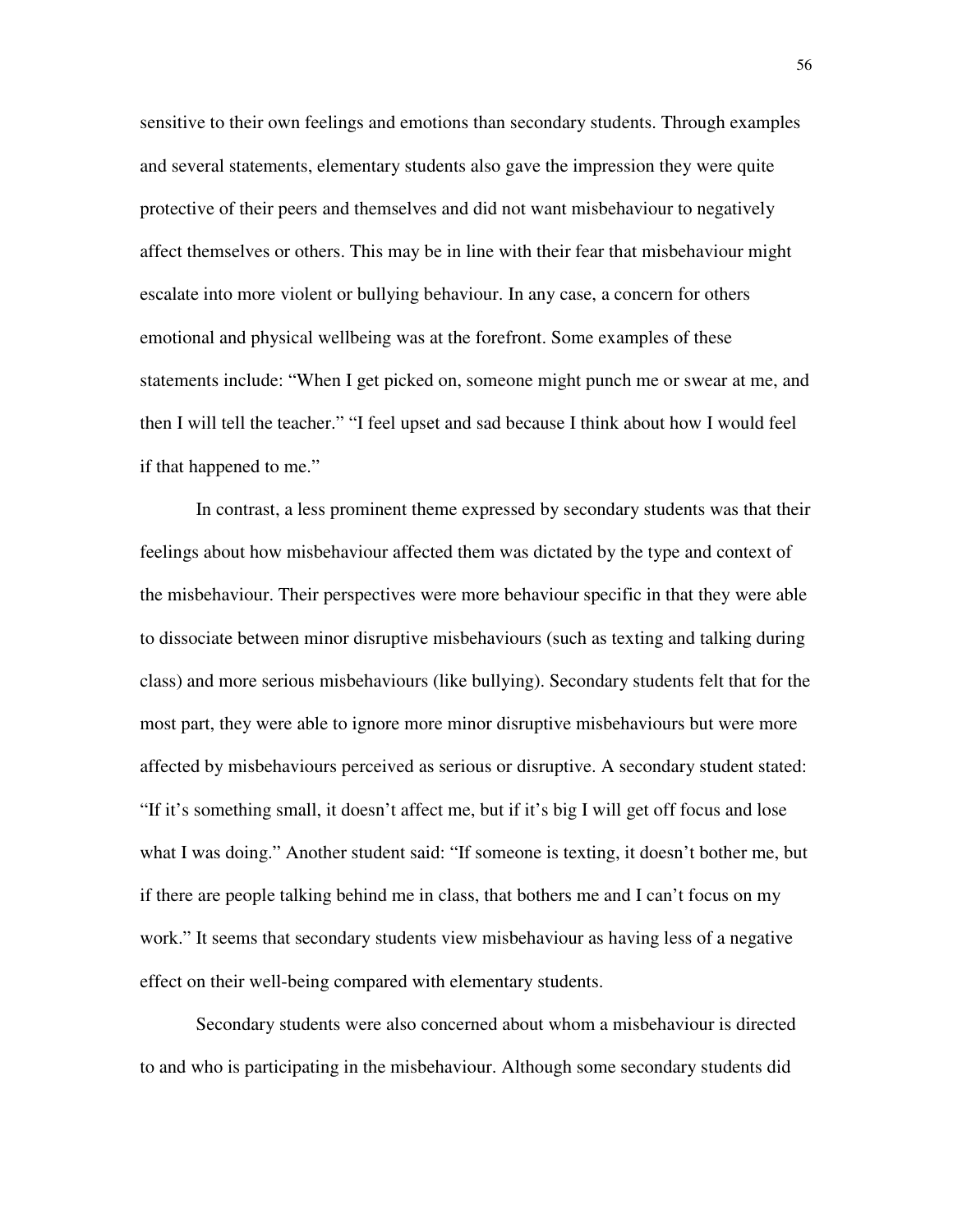sensitive to their own feelings and emotions than secondary students. Through examples and several statements, elementary students also gave the impression they were quite protective of their peers and themselves and did not want misbehaviour to negatively affect themselves or others. This may be in line with their fear that misbehaviour might escalate into more violent or bullying behaviour. In any case, a concern for others emotional and physical wellbeing was at the forefront. Some examples of these statements include: "When I get picked on, someone might punch me or swear at me, and then I will tell the teacher." "I feel upset and sad because I think about how I would feel if that happened to me."

In contrast, a less prominent theme expressed by secondary students was that their feelings about how misbehaviour affected them was dictated by the type and context of the misbehaviour. Their perspectives were more behaviour specific in that they were able to dissociate between minor disruptive misbehaviours (such as texting and talking during class) and more serious misbehaviours (like bullying). Secondary students felt that for the most part, they were able to ignore more minor disruptive misbehaviours but were more affected by misbehaviours perceived as serious or disruptive. A secondary student stated: "If it's something small, it doesn't affect me, but if it's big I will get off focus and lose what I was doing." Another student said: "If someone is texting, it doesn't bother me, but if there are people talking behind me in class, that bothers me and I can't focus on my work." It seems that secondary students view misbehaviour as having less of a negative effect on their well-being compared with elementary students.

Secondary students were also concerned about whom a misbehaviour is directed to and who is participating in the misbehaviour. Although some secondary students did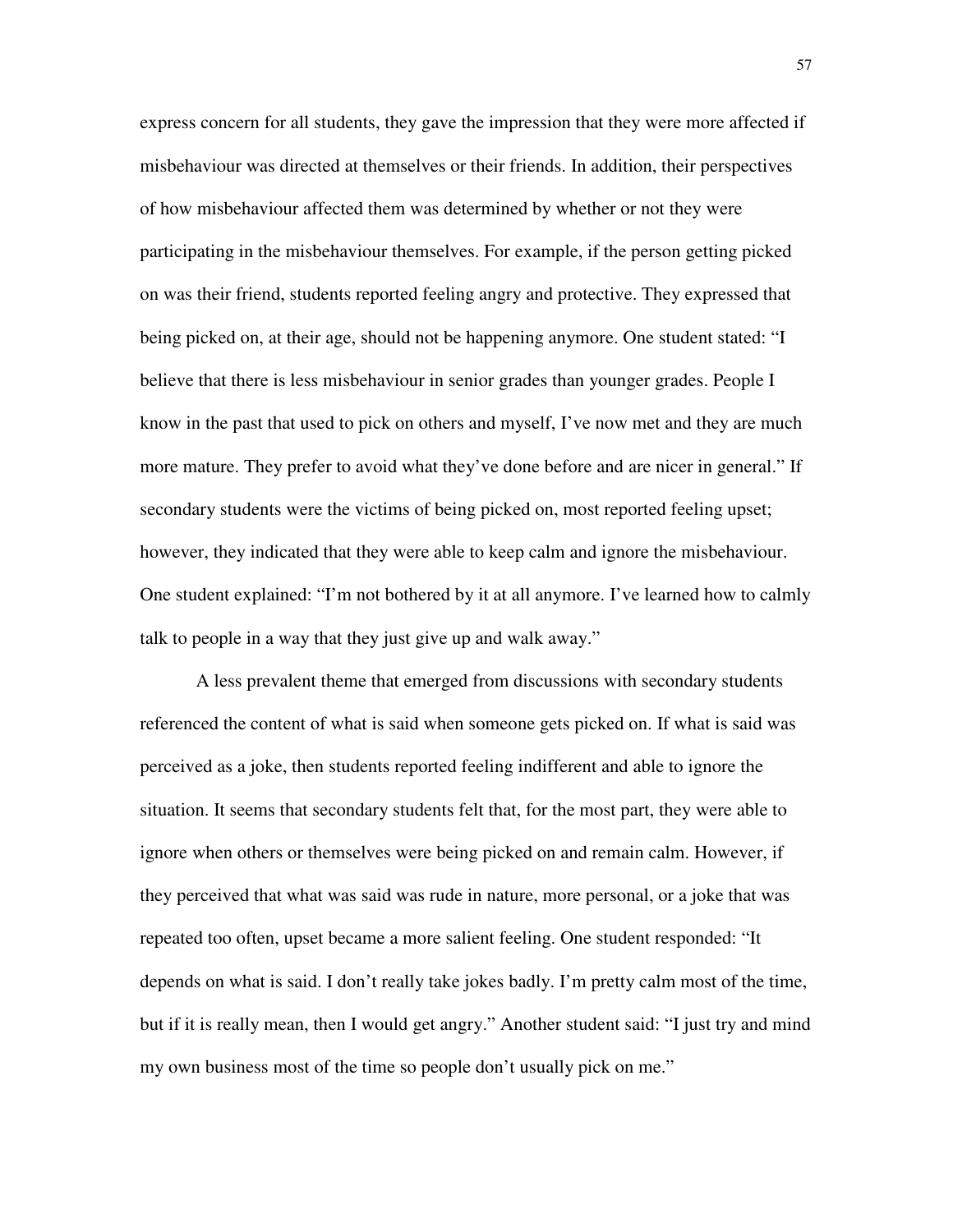express concern for all students, they gave the impression that they were more affected if misbehaviour was directed at themselves or their friends. In addition, their perspectives of how misbehaviour affected them was determined by whether or not they were participating in the misbehaviour themselves. For example, if the person getting picked on was their friend, students reported feeling angry and protective. They expressed that being picked on, at their age, should not be happening anymore. One student stated: "I believe that there is less misbehaviour in senior grades than younger grades. People I know in the past that used to pick on others and myself, I've now met and they are much more mature. They prefer to avoid what they've done before and are nicer in general." If secondary students were the victims of being picked on, most reported feeling upset; however, they indicated that they were able to keep calm and ignore the misbehaviour. One student explained: "I'm not bothered by it at all anymore. I've learned how to calmly talk to people in a way that they just give up and walk away."

A less prevalent theme that emerged from discussions with secondary students referenced the content of what is said when someone gets picked on. If what is said was perceived as a joke, then students reported feeling indifferent and able to ignore the situation. It seems that secondary students felt that, for the most part, they were able to ignore when others or themselves were being picked on and remain calm. However, if they perceived that what was said was rude in nature, more personal, or a joke that was repeated too often, upset became a more salient feeling. One student responded: "It depends on what is said. I don't really take jokes badly. I'm pretty calm most of the time, but if it is really mean, then I would get angry." Another student said: "I just try and mind my own business most of the time so people don't usually pick on me."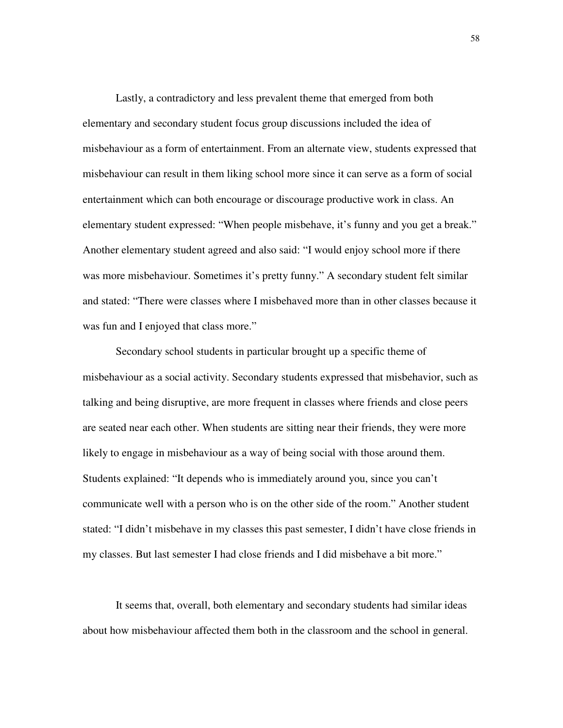Lastly, a contradictory and less prevalent theme that emerged from both elementary and secondary student focus group discussions included the idea of misbehaviour as a form of entertainment. From an alternate view, students expressed that misbehaviour can result in them liking school more since it can serve as a form of social entertainment which can both encourage or discourage productive work in class. An elementary student expressed: "When people misbehave, it's funny and you get a break." Another elementary student agreed and also said: "I would enjoy school more if there was more misbehaviour. Sometimes it's pretty funny." A secondary student felt similar and stated: "There were classes where I misbehaved more than in other classes because it was fun and I enjoyed that class more."

Secondary school students in particular brought up a specific theme of misbehaviour as a social activity. Secondary students expressed that misbehavior, such as talking and being disruptive, are more frequent in classes where friends and close peers are seated near each other. When students are sitting near their friends, they were more likely to engage in misbehaviour as a way of being social with those around them. Students explained: "It depends who is immediately around you, since you can't communicate well with a person who is on the other side of the room." Another student stated: "I didn't misbehave in my classes this past semester, I didn't have close friends in my classes. But last semester I had close friends and I did misbehave a bit more."

It seems that, overall, both elementary and secondary students had similar ideas about how misbehaviour affected them both in the classroom and the school in general.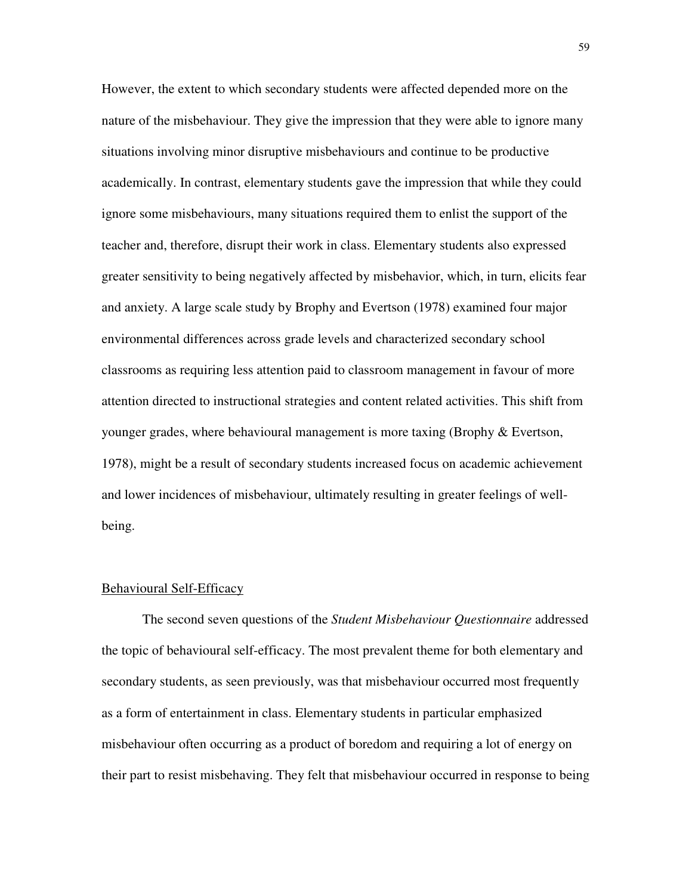However, the extent to which secondary students were affected depended more on the nature of the misbehaviour. They give the impression that they were able to ignore many situations involving minor disruptive misbehaviours and continue to be productive academically. In contrast, elementary students gave the impression that while they could ignore some misbehaviours, many situations required them to enlist the support of the teacher and, therefore, disrupt their work in class. Elementary students also expressed greater sensitivity to being negatively affected by misbehavior, which, in turn, elicits fear and anxiety. A large scale study by Brophy and Evertson (1978) examined four major environmental differences across grade levels and characterized secondary school classrooms as requiring less attention paid to classroom management in favour of more attention directed to instructional strategies and content related activities. This shift from younger grades, where behavioural management is more taxing (Brophy & Evertson, 1978), might be a result of secondary students increased focus on academic achievement and lower incidences of misbehaviour, ultimately resulting in greater feelings of well-being.

## Behavioural Self-Efficacy

The second seven questions of the *Student Misbehaviour Questionnaire* addressed the topic of behavioural self-efficacy. The most prevalent theme for both elementary and secondary students, as seen previously, was that misbehaviour occurred most frequently as a form of entertainment in class. Elementary students in particular emphasized misbehaviour often occurring as a product of boredom and requiring a lot of energy on their part to resist misbehaving. They felt that misbehaviour occurred in response to being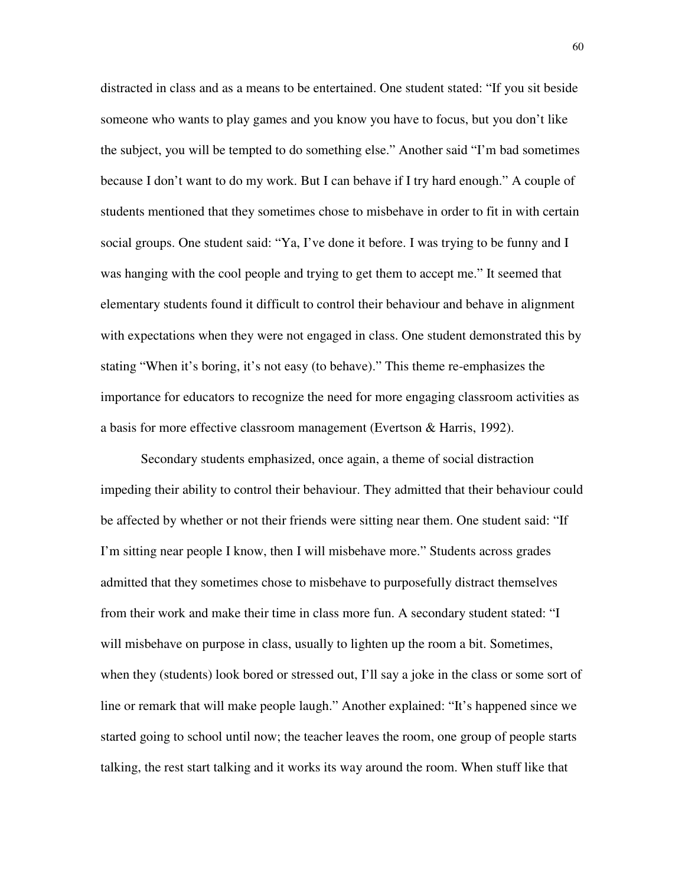distracted in class and as a means to be entertained. One student stated: "If you sit beside someone who wants to play games and you know you have to focus, but you don't like the subject, you will be tempted to do something else." Another said "I'm bad sometimes because I don't want to do my work. But I can behave if I try hard enough." A couple of students mentioned that they sometimes chose to misbehave in order to fit in with certain social groups. One student said: "Ya, I've done it before. I was trying to be funny and I was hanging with the cool people and trying to get them to accept me." It seemed that elementary students found it difficult to control their behaviour and behave in alignment with expectations when they were not engaged in class. One student demonstrated this by stating "When it's boring, it's not easy (to behave)." This theme re-emphasizes the importance for educators to recognize the need for more engaging classroom activities as a basis for more effective classroom management (Evertson & Harris, 1992).

Secondary students emphasized, once again, a theme of social distraction impeding their ability to control their behaviour. They admitted that their behaviour could be affected by whether or not their friends were sitting near them. One student said: "If I'm sitting near people I know, then I will misbehave more." Students across grades admitted that they sometimes chose to misbehave to purposefully distract themselves from their work and make their time in class more fun. A secondary student stated: "I will misbehave on purpose in class, usually to lighten up the room a bit. Sometimes, when they (students) look bored or stressed out, I'll say a joke in the class or some sort of line or remark that will make people laugh." Another explained: "It's happened since we started going to school until now; the teacher leaves the room, one group of people starts talking, the rest start talking and it works its way around the room. When stuff like that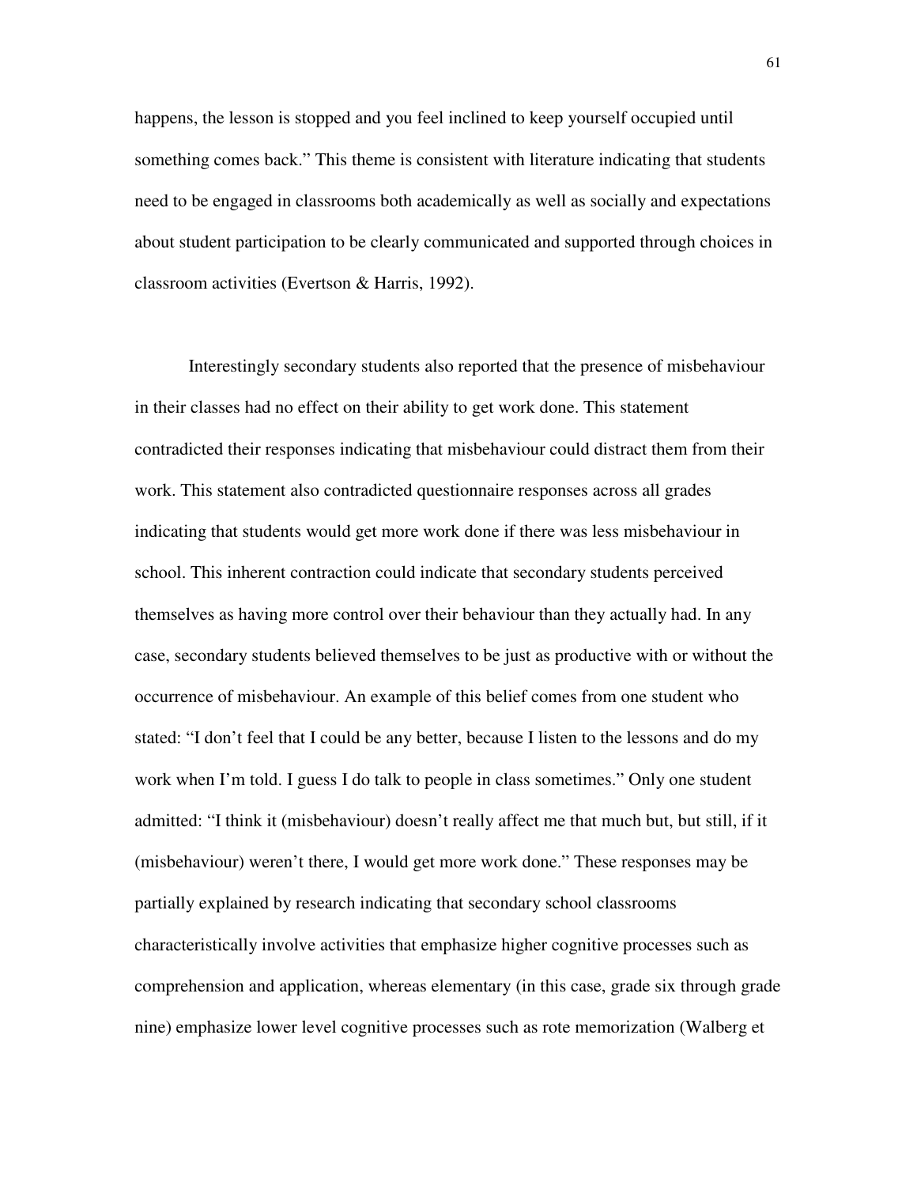happens, the lesson is stopped and you feel inclined to keep yourself occupied until something comes back." This theme is consistent with literature indicating that students need to be engaged in classrooms both academically as well as socially and expectations about student participation to be clearly communicated and supported through choices in classroom activities (Evertson & Harris, 1992).

Interestingly secondary students also reported that the presence of misbehaviour in their classes had no effect on their ability to get work done. This statement contradicted their responses indicating that misbehaviour could distract them from their work. This statement also contradicted questionnaire responses across all grades indicating that students would get more work done if there was less misbehaviour in school. This inherent contraction could indicate that secondary students perceived themselves as having more control over their behaviour than they actually had. In any case, secondary students believed themselves to be just as productive with or without the occurrence of misbehaviour. An example of this belief comes from one student who stated: "I don't feel that I could be any better, because I listen to the lessons and do my work when I'm told. I guess I do talk to people in class sometimes." Only one student admitted: "I think it (misbehaviour) doesn't really affect me that much but, but still, if it (misbehaviour) weren't there, I would get more work done." These responses may be partially explained by research indicating that secondary school classrooms characteristically involve activities that emphasize higher cognitive processes such as comprehension and application, whereas elementary (in this case, grade six through grade nine) emphasize lower level cognitive processes such as rote memorization (Walberg et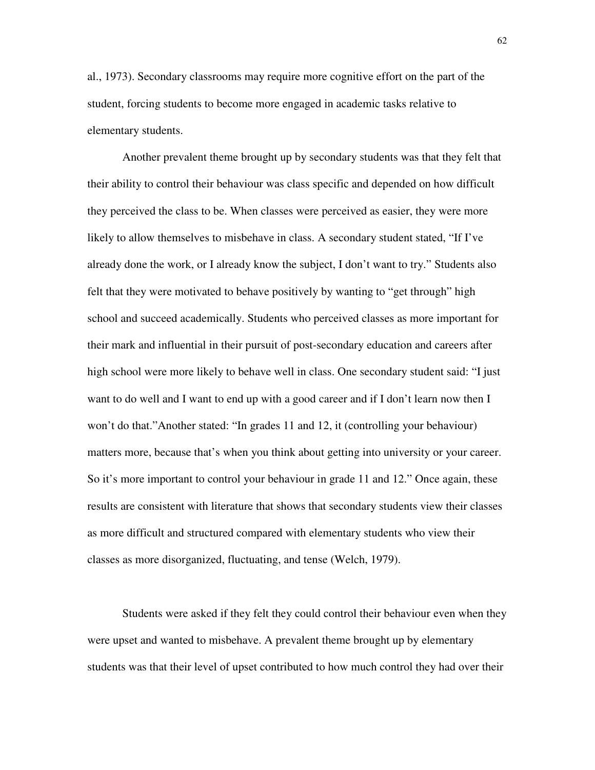al., 1973). Secondary classrooms may require more cognitive effort on the part of the student, forcing students to become more engaged in academic tasks relative to elementary students.

Another prevalent theme brought up by secondary students was that they felt that their ability to control their behaviour was class specific and depended on how difficult they perceived the class to be. When classes were perceived as easier, they were more likely to allow themselves to misbehave in class. A secondary student stated, "If I've already done the work, or I already know the subject, I don't want to try." Students also felt that they were motivated to behave positively by wanting to "get through" high school and succeed academically. Students who perceived classes as more important for their mark and influential in their pursuit of post-secondary education and careers after high school were more likely to behave well in class. One secondary student said: "I just want to do well and I want to end up with a good career and if I don't learn now then I won't do that."Another stated: "In grades 11 and 12, it (controlling your behaviour) matters more, because that's when you think about getting into university or your career. So it's more important to control your behaviour in grade 11 and 12." Once again, these results are consistent with literature that shows that secondary students view their classes as more difficult and structured compared with elementary students who view their classes as more disorganized, fluctuating, and tense (Welch, 1979).

Students were asked if they felt they could control their behaviour even when they were upset and wanted to misbehave. A prevalent theme brought up by elementary students was that their level of upset contributed to how much control they had over their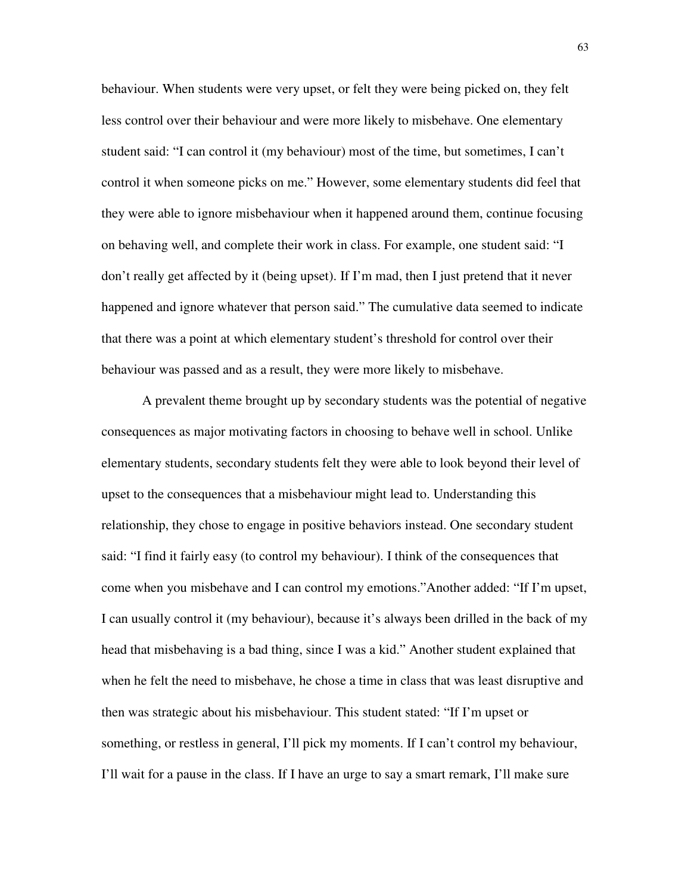behaviour. When students were very upset, or felt they were being picked on, they felt less control over their behaviour and were more likely to misbehave. One elementary student said: "I can control it (my behaviour) most of the time, but sometimes, I can't control it when someone picks on me." However, some elementary students did feel that they were able to ignore misbehaviour when it happened around them, continue focusing on behaving well, and complete their work in class. For example, one student said: "I don't really get affected by it (being upset). If I'm mad, then I just pretend that it never happened and ignore whatever that person said." The cumulative data seemed to indicate that there was a point at which elementary student's threshold for control over their behaviour was passed and as a result, they were more likely to misbehave.

A prevalent theme brought up by secondary students was the potential of negative consequences as major motivating factors in choosing to behave well in school. Unlike elementary students, secondary students felt they were able to look beyond their level of upset to the consequences that a misbehaviour might lead to. Understanding this relationship, they chose to engage in positive behaviors instead. One secondary student said: "I find it fairly easy (to control my behaviour). I think of the consequences that come when you misbehave and I can control my emotions."Another added: "If I'm upset, I can usually control it (my behaviour), because it's always been drilled in the back of my head that misbehaving is a bad thing, since I was a kid." Another student explained that when he felt the need to misbehave, he chose a time in class that was least disruptive and then was strategic about his misbehaviour. This student stated: "If I'm upset or something, or restless in general, I'll pick my moments. If I can't control my behaviour, I'll wait for a pause in the class. If I have an urge to say a smart remark, I'll make sure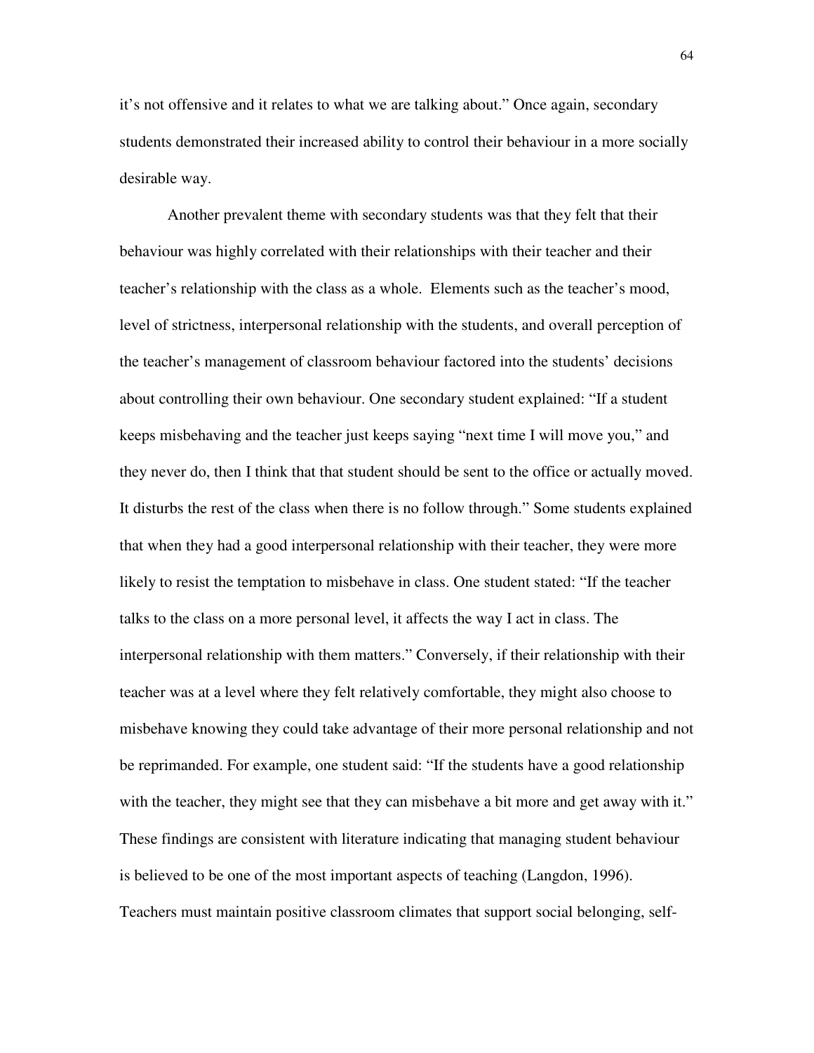it's not offensive and it relates to what we are talking about." Once again, secondary students demonstrated their increased ability to control their behaviour in a more socially desirable way.

Another prevalent theme with secondary students was that they felt that their behaviour was highly correlated with their relationships with their teacher and their teacher's relationship with the class as a whole. Elements such as the teacher's mood, level of strictness, interpersonal relationship with the students, and overall perception of the teacher's management of classroom behaviour factored into the students' decisions about controlling their own behaviour. One secondary student explained: "If a student keeps misbehaving and the teacher just keeps saying "next time I will move you," and they never do, then I think that that student should be sent to the office or actually moved. It disturbs the rest of the class when there is no follow through." Some students explained that when they had a good interpersonal relationship with their teacher, they were more likely to resist the temptation to misbehave in class. One student stated: "If the teacher talks to the class on a more personal level, it affects the way I act in class. The interpersonal relationship with them matters." Conversely, if their relationship with their teacher was at a level where they felt relatively comfortable, they might also choose to misbehave knowing they could take advantage of their more personal relationship and not be reprimanded. For example, one student said: "If the students have a good relationship with the teacher, they might see that they can misbehave a bit more and get away with it." These findings are consistent with literature indicating that managing student behaviour is believed to be one of the most important aspects of teaching (Langdon, 1996). Teachers must maintain positive classroom climates that support social belonging, self-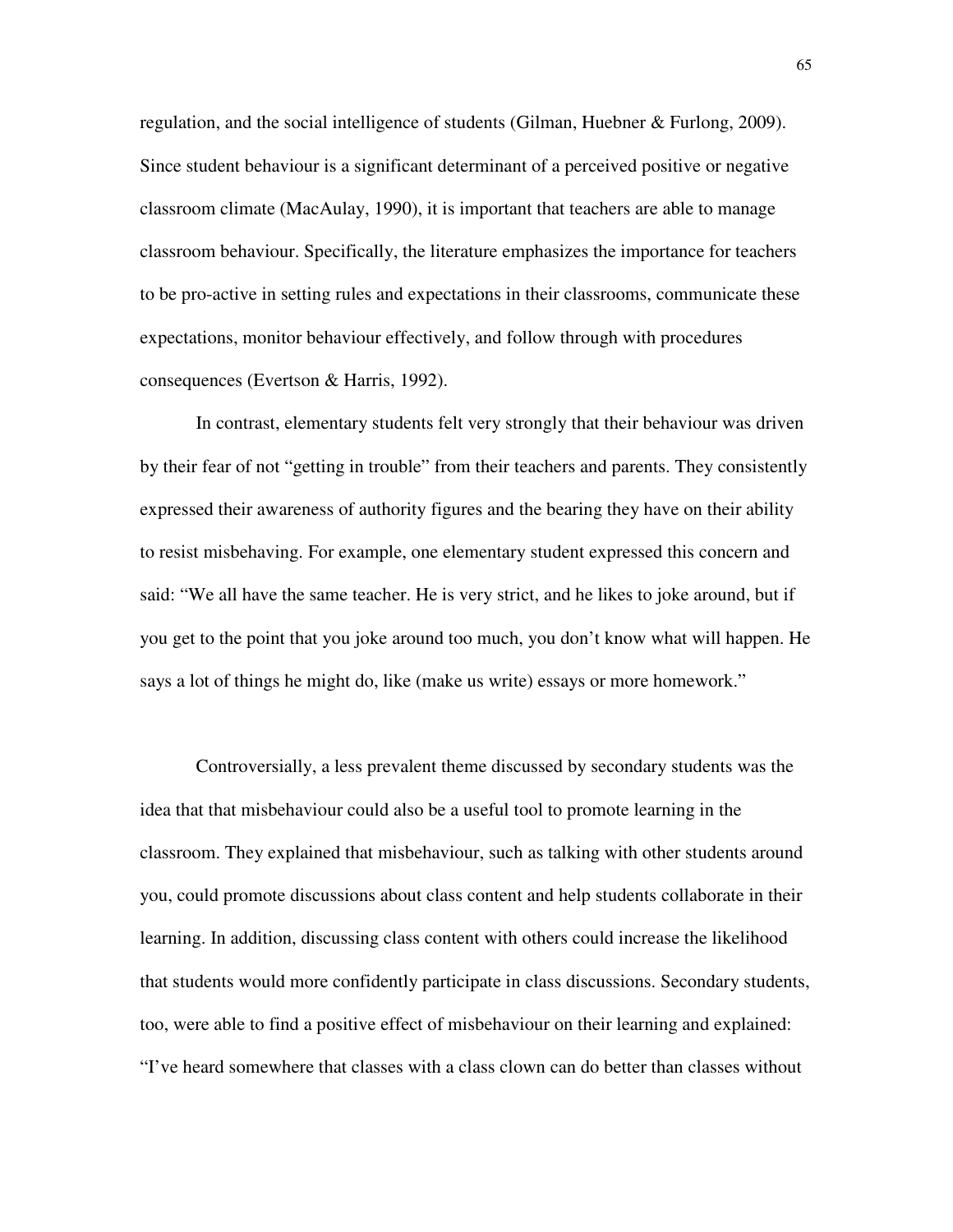regulation, and the social intelligence of students (Gilman, Huebner & Furlong, 2009). Since student behaviour is a significant determinant of a perceived positive or negative classroom climate (MacAulay, 1990), it is important that teachers are able to manage classroom behaviour. Specifically, the literature emphasizes the importance for teachers to be pro-active in setting rules and expectations in their classrooms, communicate these expectations, monitor behaviour effectively, and follow through with procedures consequences (Evertson & Harris, 1992).

In contrast, elementary students felt very strongly that their behaviour was driven by their fear of not "getting in trouble" from their teachers and parents. They consistently expressed their awareness of authority figures and the bearing they have on their ability to resist misbehaving. For example, one elementary student expressed this concern and said: "We all have the same teacher. He is very strict, and he likes to joke around, but if you get to the point that you joke around too much, you don't know what will happen. He says a lot of things he might do, like (make us write) essays or more homework."

Controversially, a less prevalent theme discussed by secondary students was the idea that that misbehaviour could also be a useful tool to promote learning in the classroom. They explained that misbehaviour, such as talking with other students around you, could promote discussions about class content and help students collaborate in their learning. In addition, discussing class content with others could increase the likelihood that students would more confidently participate in class discussions. Secondary students, too, were able to find a positive effect of misbehaviour on their learning and explained: "I've heard somewhere that classes with a class clown can do better than classes without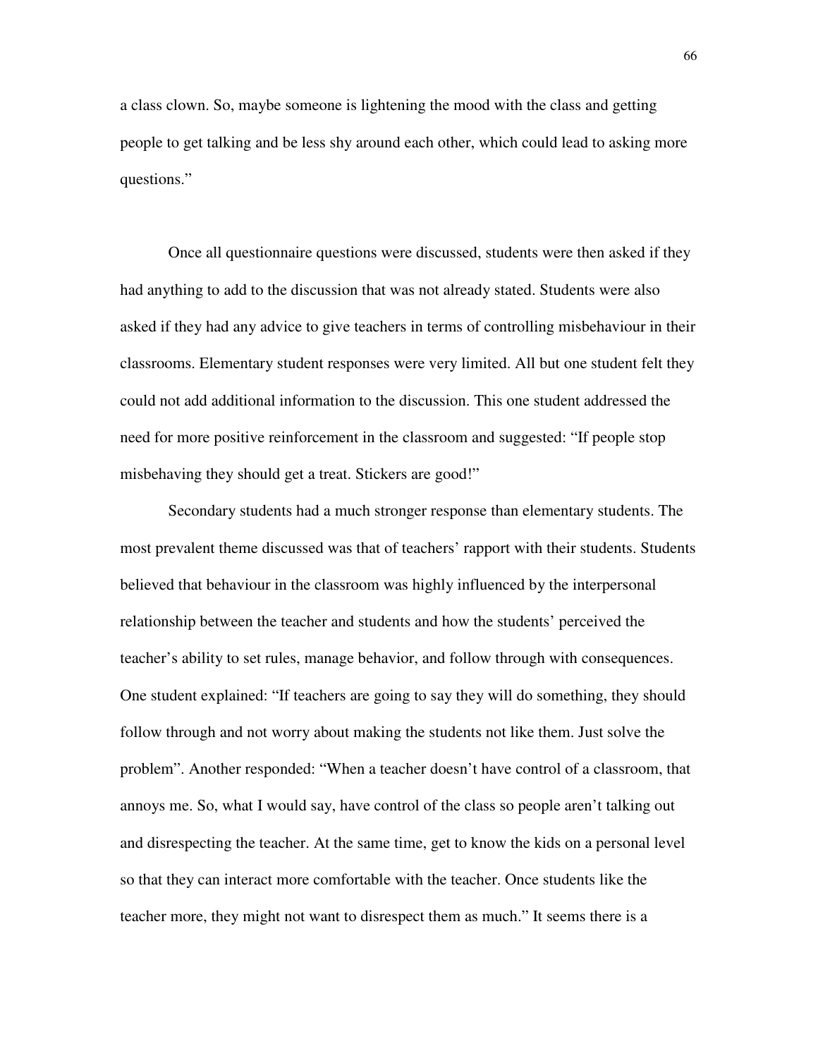a class clown. So, maybe someone is lightening the mood with the class and getting people to get talking and be less shy around each other, which could lead to asking more questions."

Once all questionnaire questions were discussed, students were then asked if they had anything to add to the discussion that was not already stated. Students were also asked if they had any advice to give teachers in terms of controlling misbehaviour in their classrooms. Elementary student responses were very limited. All but one student felt they could not add additional information to the discussion. This one student addressed the need for more positive reinforcement in the classroom and suggested: "If people stop misbehaving they should get a treat. Stickers are good!"

Secondary students had a much stronger response than elementary students. The most prevalent theme discussed was that of teachers' rapport with their students. Students believed that behaviour in the classroom was highly influenced by the interpersonal relationship between the teacher and students and how the students' perceived the teacher's ability to set rules, manage behavior, and follow through with consequences. One student explained: "If teachers are going to say they will do something, they should follow through and not worry about making the students not like them. Just solve the problem". Another responded: "When a teacher doesn't have control of a classroom, that annoys me. So, what I would say, have control of the class so people aren't talking out and disrespecting the teacher. At the same time, get to know the kids on a personal level so that they can interact more comfortable with the teacher. Once students like the teacher more, they might not want to disrespect them as much." It seems there is a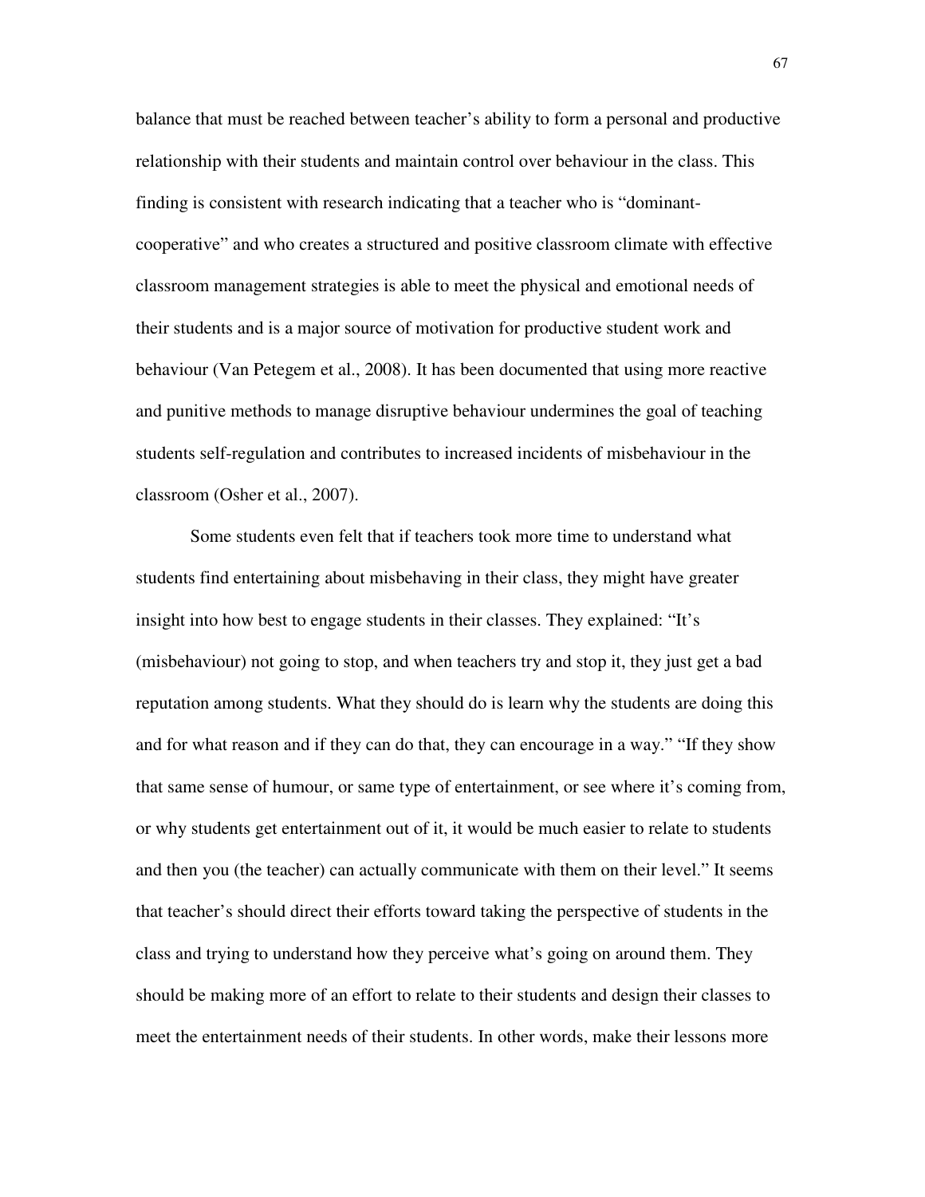balance that must be reached between teacher's ability to form a personal and productive relationship with their students and maintain control over behaviour in the class. This finding is consistent with research indicating that a teacher who is "dominant-cooperative" and who creates a structured and positive classroom climate with effective classroom management strategies is able to meet the physical and emotional needs of their students and is a major source of motivation for productive student work and behaviour (Van Petegem et al., 2008). It has been documented that using more reactive and punitive methods to manage disruptive behaviour undermines the goal of teaching students self-regulation and contributes to increased incidents of misbehaviour in the classroom (Osher et al., 2007).

Some students even felt that if teachers took more time to understand what students find entertaining about misbehaving in their class, they might have greater insight into how best to engage students in their classes. They explained: "It's (misbehaviour) not going to stop, and when teachers try and stop it, they just get a bad reputation among students. What they should do is learn why the students are doing this and for what reason and if they can do that, they can encourage in a way." "If they show that same sense of humour, or same type of entertainment, or see where it's coming from, or why students get entertainment out of it, it would be much easier to relate to students and then you (the teacher) can actually communicate with them on their level." It seems that teacher's should direct their efforts toward taking the perspective of students in the class and trying to understand how they perceive what's going on around them. They should be making more of an effort to relate to their students and design their classes to meet the entertainment needs of their students. In other words, make their lessons more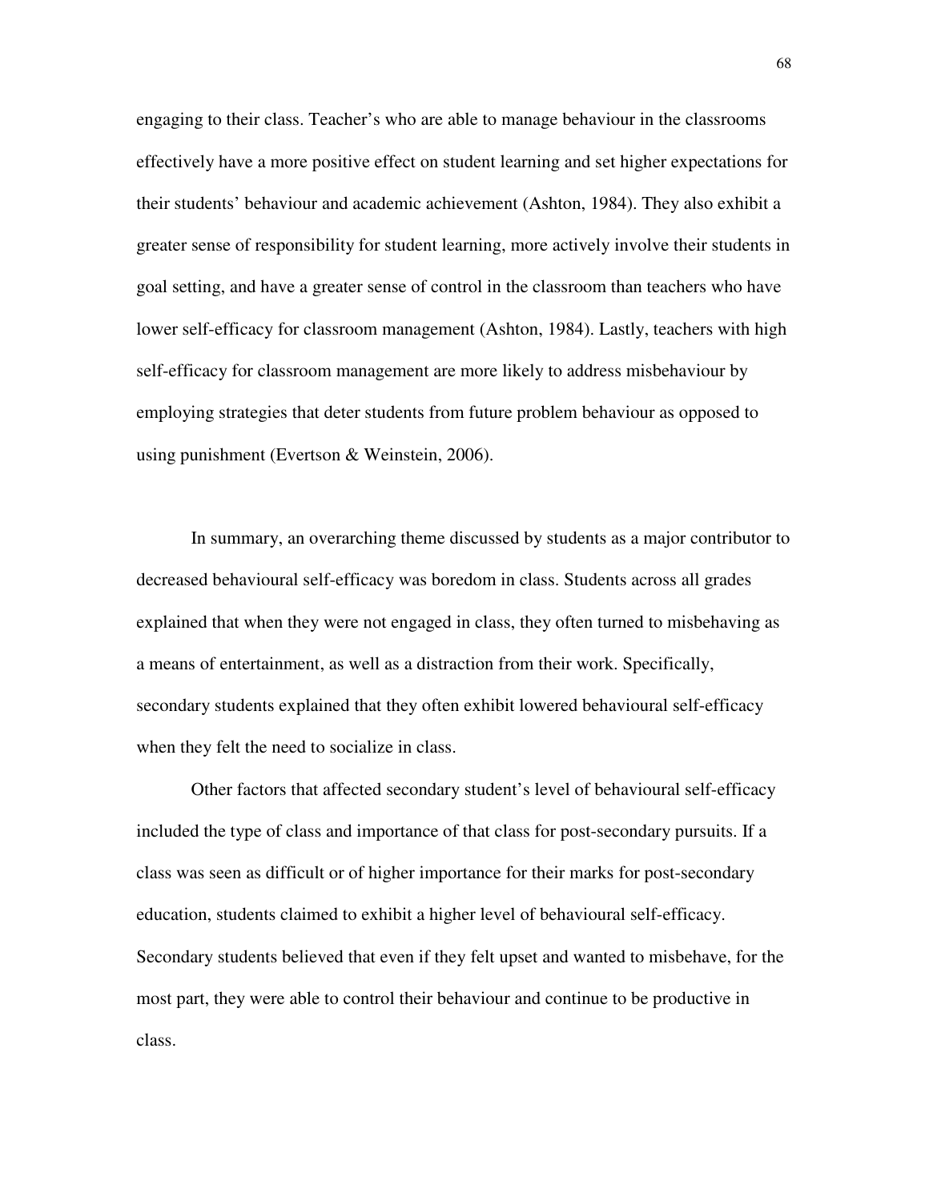engaging to their class. Teacher's who are able to manage behaviour in the classrooms effectively have a more positive effect on student learning and set higher expectations for their students' behaviour and academic achievement (Ashton, 1984). They also exhibit a greater sense of responsibility for student learning, more actively involve their students in goal setting, and have a greater sense of control in the classroom than teachers who have lower self-efficacy for classroom management (Ashton, 1984). Lastly, teachers with high self-efficacy for classroom management are more likely to address misbehaviour by employing strategies that deter students from future problem behaviour as opposed to using punishment (Evertson & Weinstein, 2006).

In summary, an overarching theme discussed by students as a major contributor to decreased behavioural self-efficacy was boredom in class. Students across all grades explained that when they were not engaged in class, they often turned to misbehaving as a means of entertainment, as well as a distraction from their work. Specifically, secondary students explained that they often exhibit lowered behavioural self-efficacy when they felt the need to socialize in class.

Other factors that affected secondary student's level of behavioural self-efficacy included the type of class and importance of that class for post-secondary pursuits. If a class was seen as difficult or of higher importance for their marks for post-secondary education, students claimed to exhibit a higher level of behavioural self-efficacy. Secondary students believed that even if they felt upset and wanted to misbehave, for the most part, they were able to control their behaviour and continue to be productive in class.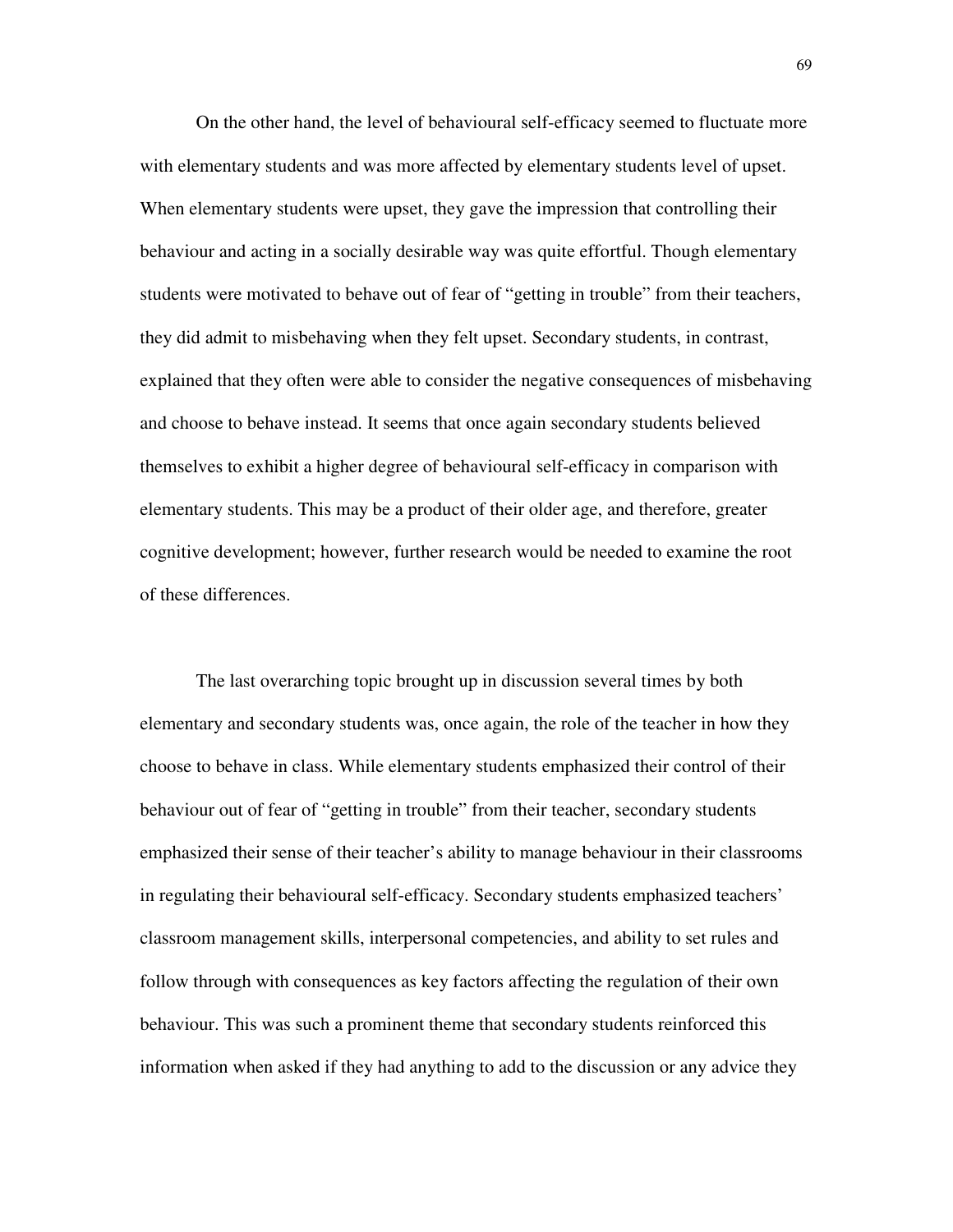On the other hand, the level of behavioural self-efficacy seemed to fluctuate more with elementary students and was more affected by elementary students level of upset. When elementary students were upset, they gave the impression that controlling their behaviour and acting in a socially desirable way was quite effortful. Though elementary students were motivated to behave out of fear of "getting in trouble" from their teachers, they did admit to misbehaving when they felt upset. Secondary students, in contrast, explained that they often were able to consider the negative consequences of misbehaving and choose to behave instead. It seems that once again secondary students believed themselves to exhibit a higher degree of behavioural self-efficacy in comparison with elementary students. This may be a product of their older age, and therefore, greater cognitive development; however, further research would be needed to examine the root of these differences.

The last overarching topic brought up in discussion several times by both elementary and secondary students was, once again, the role of the teacher in how they choose to behave in class. While elementary students emphasized their control of their behaviour out of fear of "getting in trouble" from their teacher, secondary students emphasized their sense of their teacher's ability to manage behaviour in their classrooms in regulating their behavioural self-efficacy. Secondary students emphasized teachers' classroom management skills, interpersonal competencies, and ability to set rules and follow through with consequences as key factors affecting the regulation of their own behaviour. This was such a prominent theme that secondary students reinforced this information when asked if they had anything to add to the discussion or any advice they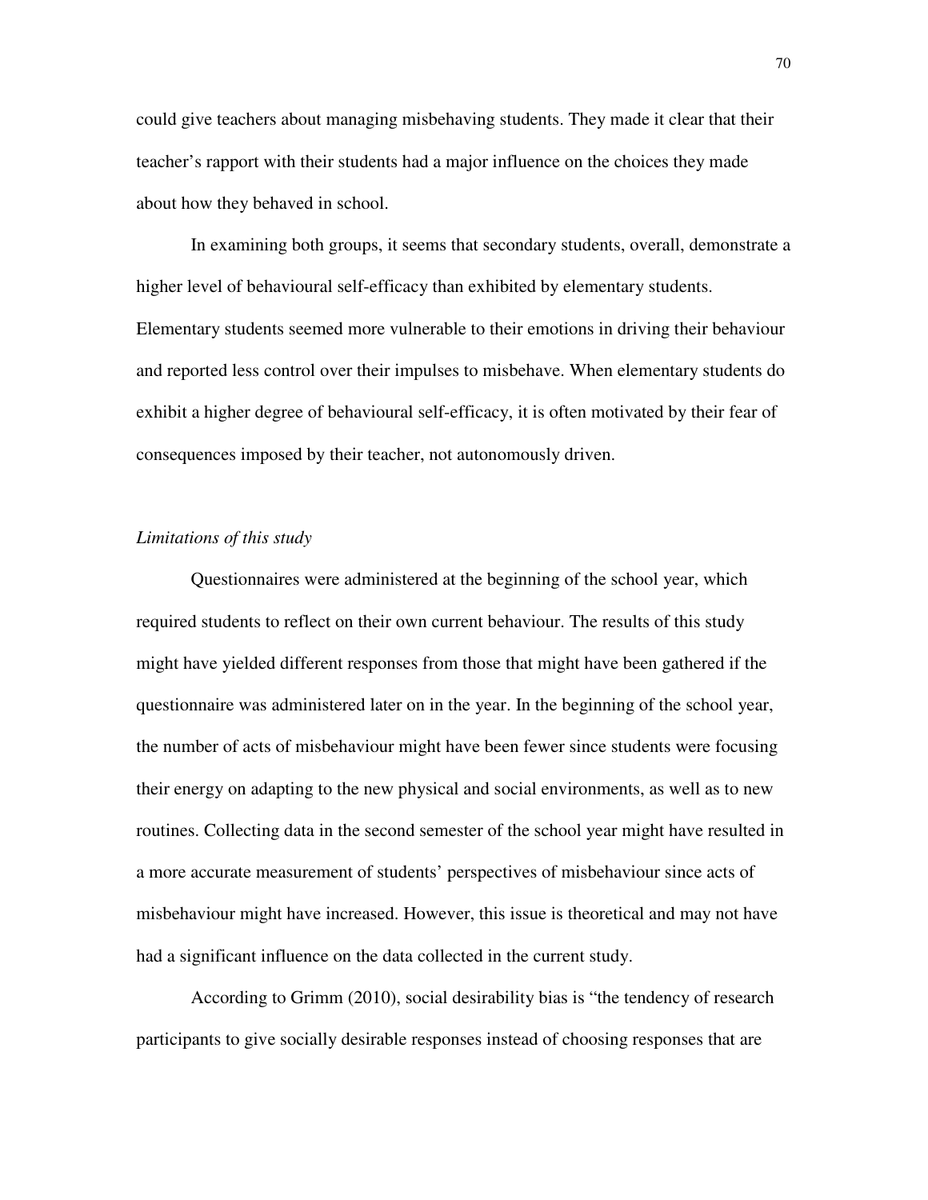could give teachers about managing misbehaving students. They made it clear that their teacher's rapport with their students had a major influence on the choices they made about how they behaved in school.

In examining both groups, it seems that secondary students, overall, demonstrate a higher level of behavioural self-efficacy than exhibited by elementary students. Elementary students seemed more vulnerable to their emotions in driving their behaviour and reported less control over their impulses to misbehave. When elementary students do exhibit a higher degree of behavioural self-efficacy, it is often motivated by their fear of consequences imposed by their teacher, not autonomously driven.

*Limitations of this study*

Questionnaires were administered at the beginning of the school year, which required students to reflect on their own current behaviour. The results of this study might have yielded different responses from those that might have been gathered if the questionnaire was administered later on in the year. In the beginning of the school year, the number of acts of misbehaviour might have been fewer since students were focusing their energy on adapting to the new physical and social environments, as well as to new routines. Collecting data in the second semester of the school year might have resulted in a more accurate measurement of students' perspectives of misbehaviour since acts of misbehaviour might have increased. However, this issue is theoretical and may not have had a significant influence on the data collected in the current study.

According to Grimm (2010), social desirability bias is "the tendency of research participants to give socially desirable responses instead of choosing responses that are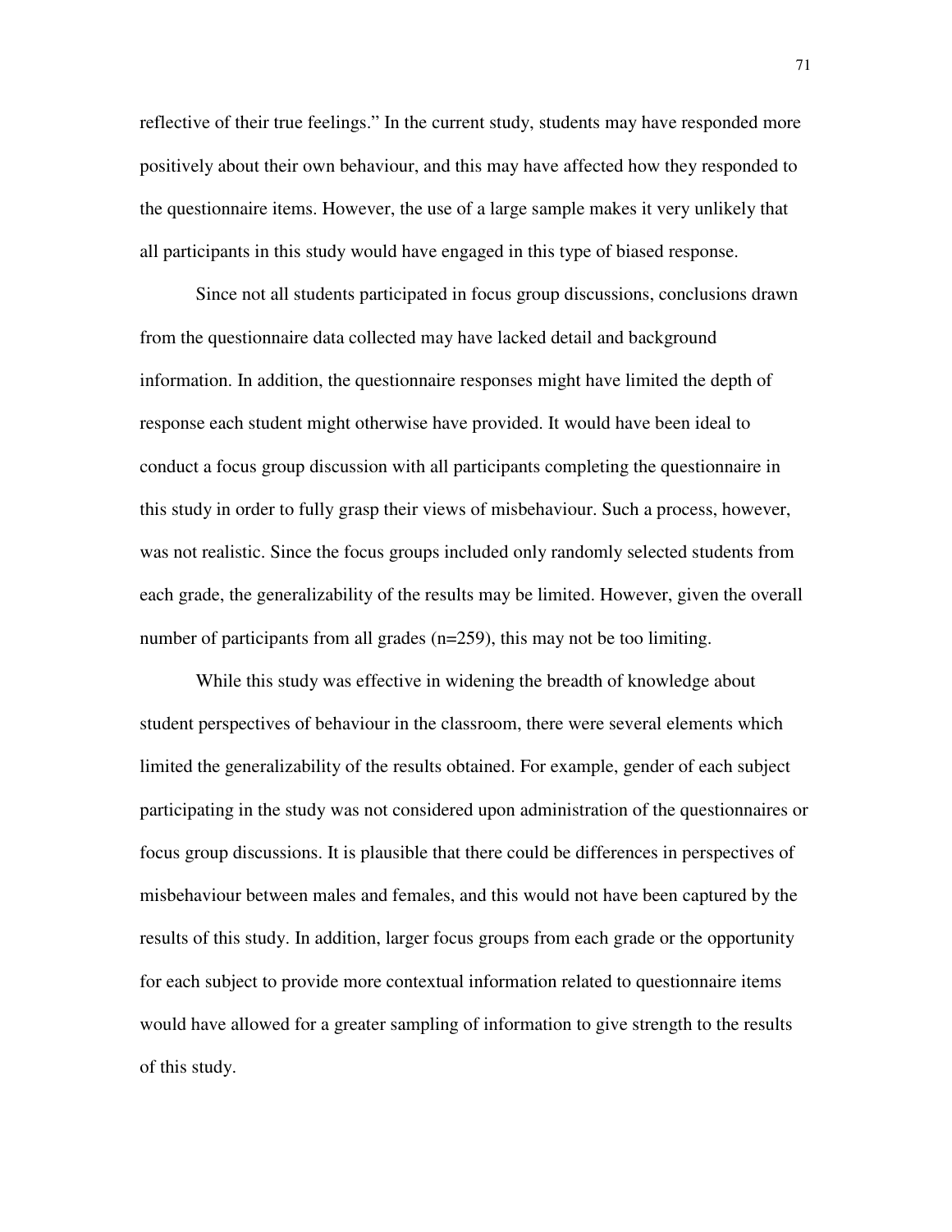reflective of their true feelings." In the current study, students may have responded more positively about their own behaviour, and this may have affected how they responded to the questionnaire items. However, the use of a large sample makes it very unlikely that all participants in this study would have engaged in this type of biased response.

Since not all students participated in focus group discussions, conclusions drawn from the questionnaire data collected may have lacked detail and background information. In addition, the questionnaire responses might have limited the depth of response each student might otherwise have provided. It would have been ideal to conduct a focus group discussion with all participants completing the questionnaire in this study in order to fully grasp their views of misbehaviour. Such a process, however, was not realistic. Since the focus groups included only randomly selected students from each grade, the generalizability of the results may be limited. However, given the overall number of participants from all grades (n=259), this may not be too limiting.

While this study was effective in widening the breadth of knowledge about student perspectives of behaviour in the classroom, there were several elements which limited the generalizability of the results obtained. For example, gender of each subject participating in the study was not considered upon administration of the questionnaires or focus group discussions. It is plausible that there could be differences in perspectives of misbehaviour between males and females, and this would not have been captured by the results of this study. In addition, larger focus groups from each grade or the opportunity for each subject to provide more contextual information related to questionnaire items would have allowed for a greater sampling of information to give strength to the results of this study.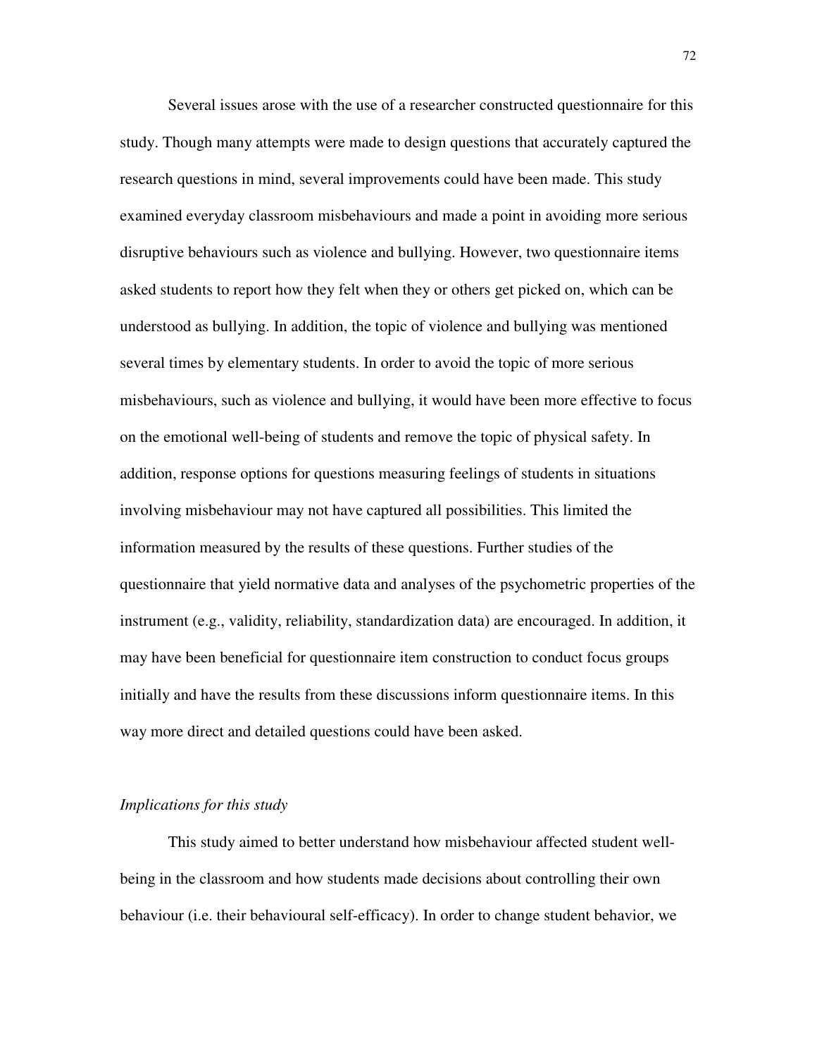Several issues arose with the use of a researcher constructed questionnaire for this study. Though many attempts were made to design questions that accurately captured the research questions in mind, several improvements could have been made. This study examined everyday classroom misbehaviours and made a point in avoiding more serious disruptive behaviours such as violence and bullying. However, two questionnaire items asked students to report how they felt when they or others get picked on, which can be understood as bullying. In addition, the topic of violence and bullying was mentioned several times by elementary students. In order to avoid the topic of more serious misbehaviours, such as violence and bullying, it would have been more effective to focus on the emotional well-being of students and remove the topic of physical safety. In addition, response options for questions measuring feelings of students in situations involving misbehaviour may not have captured all possibilities. This limited the information measured by the results of these questions. Further studies of the questionnaire that yield normative data and analyses of the psychometric properties of the instrument (e.g., validity, reliability, standardization data) are encouraged. In addition, it may have been beneficial for questionnaire item construction to conduct focus groups initially and have the results from these discussions inform questionnaire items. In this way more direct and detailed questions could have been asked.

*Implications for this study*

This study aimed to better understand how misbehaviour affected student well-being in the classroom and how students made decisions about controlling their own behaviour (i.e. their behavioural self-efficacy). In order to change student behavior, we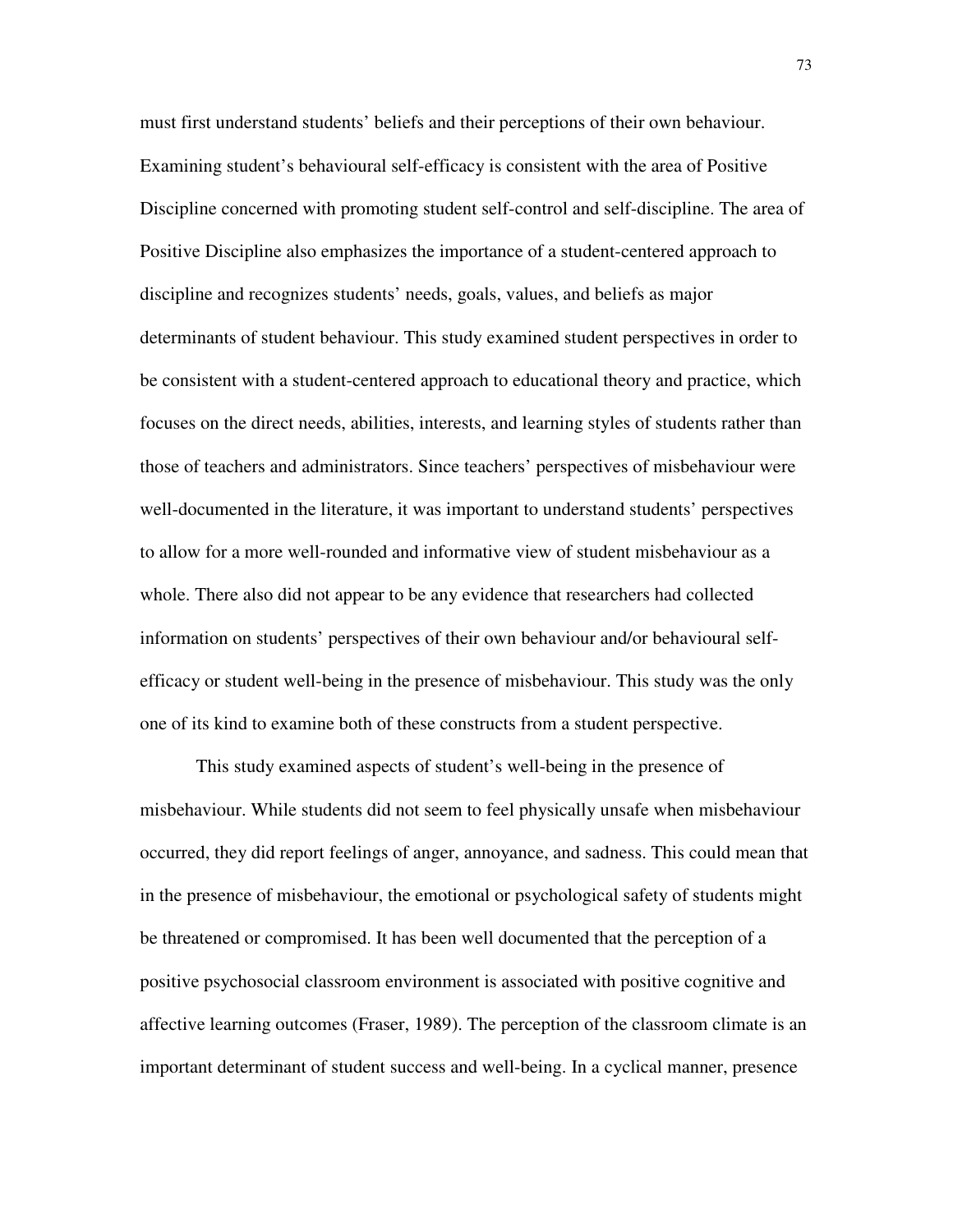must first understand students' beliefs and their perceptions of their own behaviour. Examining student's behavioural self-efficacy is consistent with the area of Positive Discipline concerned with promoting student self-control and self-discipline. The area of Positive Discipline also emphasizes the importance of a student-centered approach to discipline and recognizes students' needs, goals, values, and beliefs as major determinants of student behaviour. This study examined student perspectives in order to be consistent with a student-centered approach to educational theory and practice, which focuses on the direct needs, abilities, interests, and learning styles of students rather than those of teachers and administrators. Since teachers' perspectives of misbehaviour were well-documented in the literature, it was important to understand students' perspectives to allow for a more well-rounded and informative view of student misbehaviour as a whole. There also did not appear to be any evidence that researchers had collected information on students' perspectives of their own behaviour and/or behavioural self-efficacy or student well-being in the presence of misbehaviour. This study was the only one of its kind to examine both of these constructs from a student perspective.

This study examined aspects of student's well-being in the presence of misbehaviour. While students did not seem to feel physically unsafe when misbehaviour occurred, they did report feelings of anger, annoyance, and sadness. This could mean that in the presence of misbehaviour, the emotional or psychological safety of students might be threatened or compromised. It has been well documented that the perception of a positive psychosocial classroom environment is associated with positive cognitive and affective learning outcomes (Fraser, 1989). The perception of the classroom climate is an important determinant of student success and well-being. In a cyclical manner, presence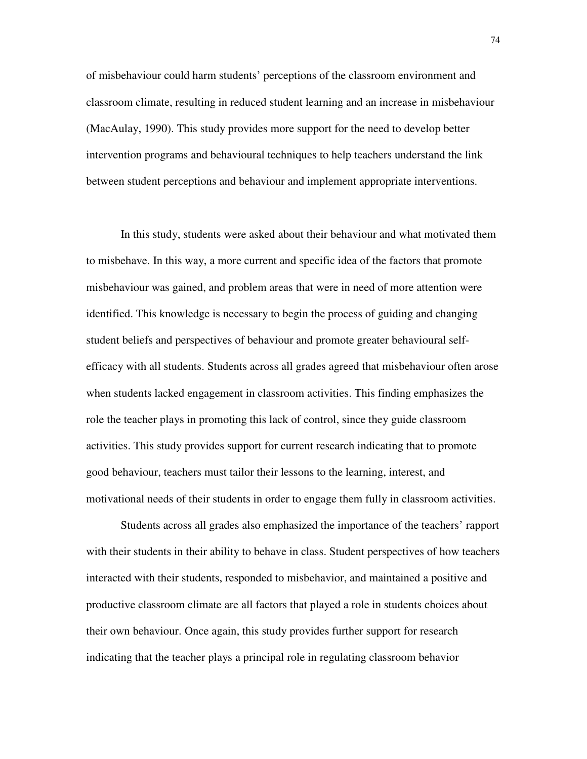of misbehaviour could harm students' perceptions of the classroom environment and classroom climate, resulting in reduced student learning and an increase in misbehaviour (MacAulay, 1990). This study provides more support for the need to develop better intervention programs and behavioural techniques to help teachers understand the link between student perceptions and behaviour and implement appropriate interventions.

In this study, students were asked about their behaviour and what motivated them to misbehave. In this way, a more current and specific idea of the factors that promote misbehaviour was gained, and problem areas that were in need of more attention were identified. This knowledge is necessary to begin the process of guiding and changing student beliefs and perspectives of behaviour and promote greater behavioural self-efficacy with all students. Students across all grades agreed that misbehaviour often arose when students lacked engagement in classroom activities. This finding emphasizes the role the teacher plays in promoting this lack of control, since they guide classroom activities. This study provides support for current research indicating that to promote good behaviour, teachers must tailor their lessons to the learning, interest, and motivational needs of their students in order to engage them fully in classroom activities.

Students across all grades also emphasized the importance of the teachers' rapport with their students in their ability to behave in class. Student perspectives of how teachers interacted with their students, responded to misbehavior, and maintained a positive and productive classroom climate are all factors that played a role in students choices about their own behaviour. Once again, this study provides further support for research indicating that the teacher plays a principal role in regulating classroom behavior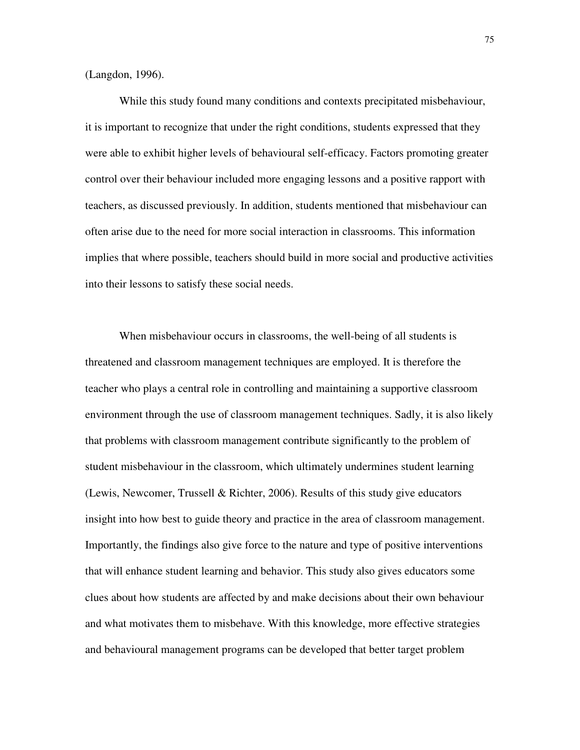(Langdon, 1996).

While this study found many conditions and contexts precipitated misbehaviour, it is important to recognize that under the right conditions, students expressed that they were able to exhibit higher levels of behavioural self-efficacy. Factors promoting greater control over their behaviour included more engaging lessons and a positive rapport with teachers, as discussed previously. In addition, students mentioned that misbehaviour can often arise due to the need for more social interaction in classrooms. This information implies that where possible, teachers should build in more social and productive activities into their lessons to satisfy these social needs.

When misbehaviour occurs in classrooms, the well-being of all students is threatened and classroom management techniques are employed. It is therefore the teacher who plays a central role in controlling and maintaining a supportive classroom environment through the use of classroom management techniques. Sadly, it is also likely that problems with classroom management contribute significantly to the problem of student misbehaviour in the classroom, which ultimately undermines student learning (Lewis, Newcomer, Trussell & Richter, 2006). Results of this study give educators insight into how best to guide theory and practice in the area of classroom management. Importantly, the findings also give force to the nature and type of positive interventions that will enhance student learning and behavior. This study also gives educators some clues about how students are affected by and make decisions about their own behaviour and what motivates them to misbehave. With this knowledge, more effective strategies and behavioural management programs can be developed that better target problem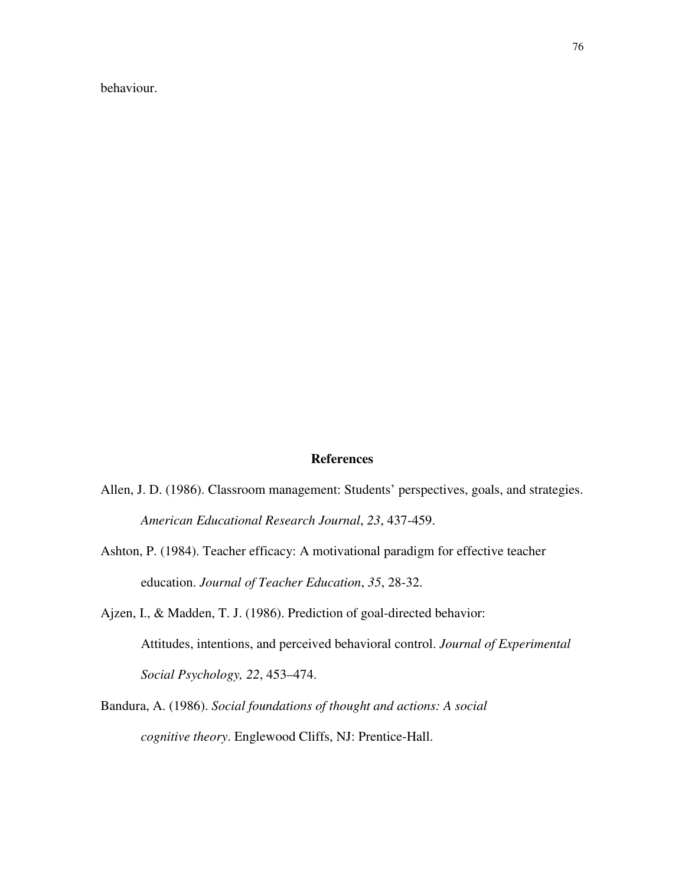behaviour.

## References

Allen, J. D. (1986). Classroom management: Students' perspectives, goals, and strategies. *American Educational Research Journal*, *23*, 437-459.

Ashton, P. (1984). Teacher efficacy: A motivational paradigm for effective teacher education. *Journal of Teacher Education*, *35*, 28-32.

Ajzen, I., & Madden, T. J. (1986). Prediction of goal-directed behavior: Attitudes, intentions, and perceived behavioral control. *Journal of Experimental Social Psychology, 22*, 453–474.

Bandura, A. (1986). *Social foundations of thought and actions: A social cognitive theory*. Englewood Cliffs, NJ: Prentice-Hall.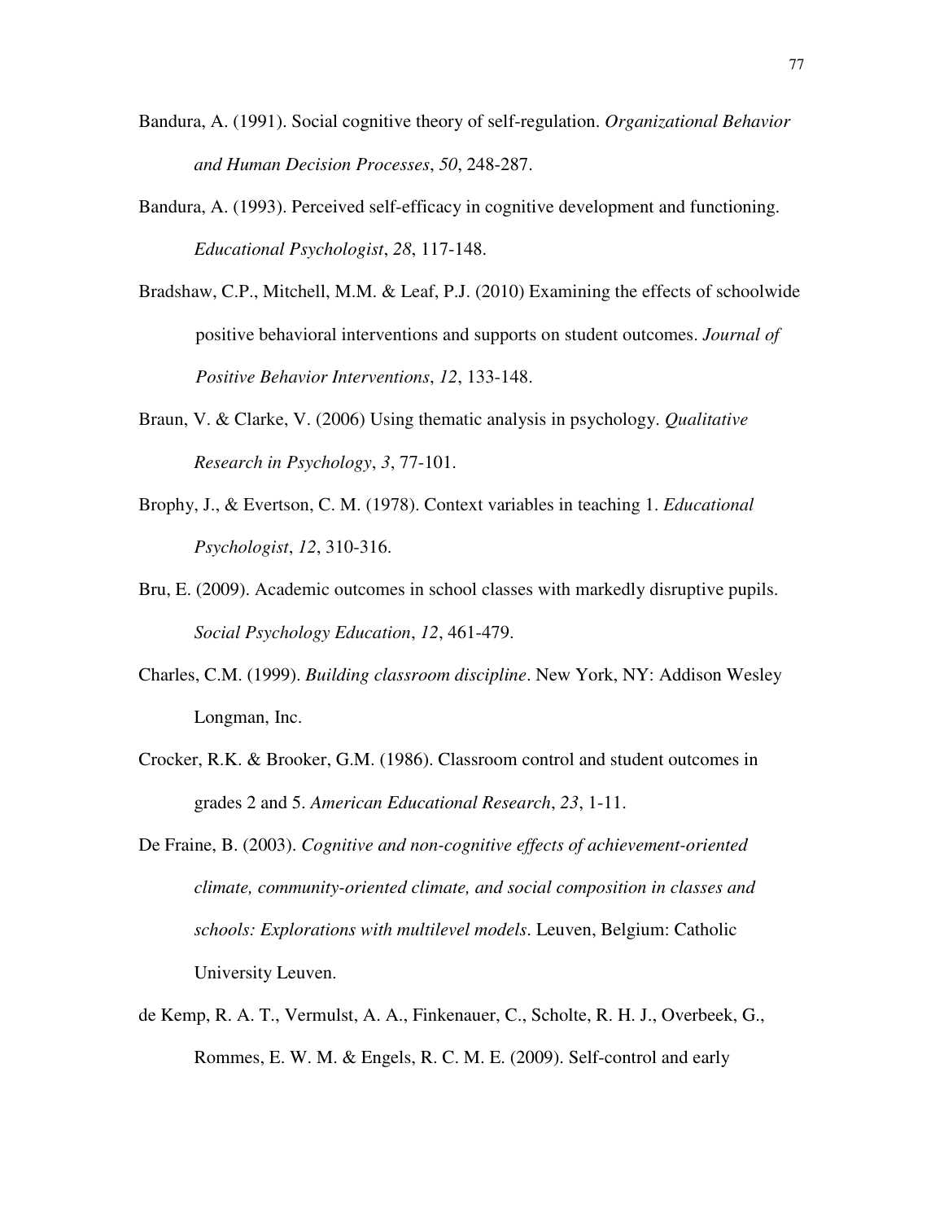Bandura, A. (1991). Social cognitive theory of self-regulation. *Organizational Behavior and Human Decision Processes*, *50*, 248-287.

Bandura, A. (1993). Perceived self-efficacy in cognitive development and functioning. *Educational Psychologist*, *28*, 117-148.

Bradshaw, C.P., Mitchell, M.M. & Leaf, P.J. (2010) Examining the effects of schoolwide positive behavioral interventions and supports on student outcomes. *Journal of Positive Behavior Interventions*, *12*, 133-148.

Braun, V. & Clarke, V. (2006) Using thematic analysis in psychology. *Qualitative Research in Psychology*, *3*, 77-101.

Brophy, J., & Evertson, C. M. (1978). Context variables in teaching 1. *Educational Psychologist*, *12*, 310-316.

Bru, E. (2009). Academic outcomes in school classes with markedly disruptive pupils. *Social Psychology Education*, *12*, 461-479.

Charles, C.M. (1999). *Building classroom discipline*. New York, NY: Addison Wesley Longman, Inc.

Crocker, R.K. & Brooker, G.M. (1986). Classroom control and student outcomes in grades 2 and 5. *American Educational Research*, *23*, 1-11.

De Fraine, B. (2003). *Cognitive and non-cognitive effects of achievement-oriented climate, community-oriented climate, and social composition in classes and schools: Explorations with multilevel models*. Leuven, Belgium: Catholic University Leuven.

de Kemp, R. A. T., Vermulst, A. A., Finkenauer, C., Scholte, R. H. J., Overbeek, G., Rommes, E. W. M. & Engels, R. C. M. E. (2009). Self-control and early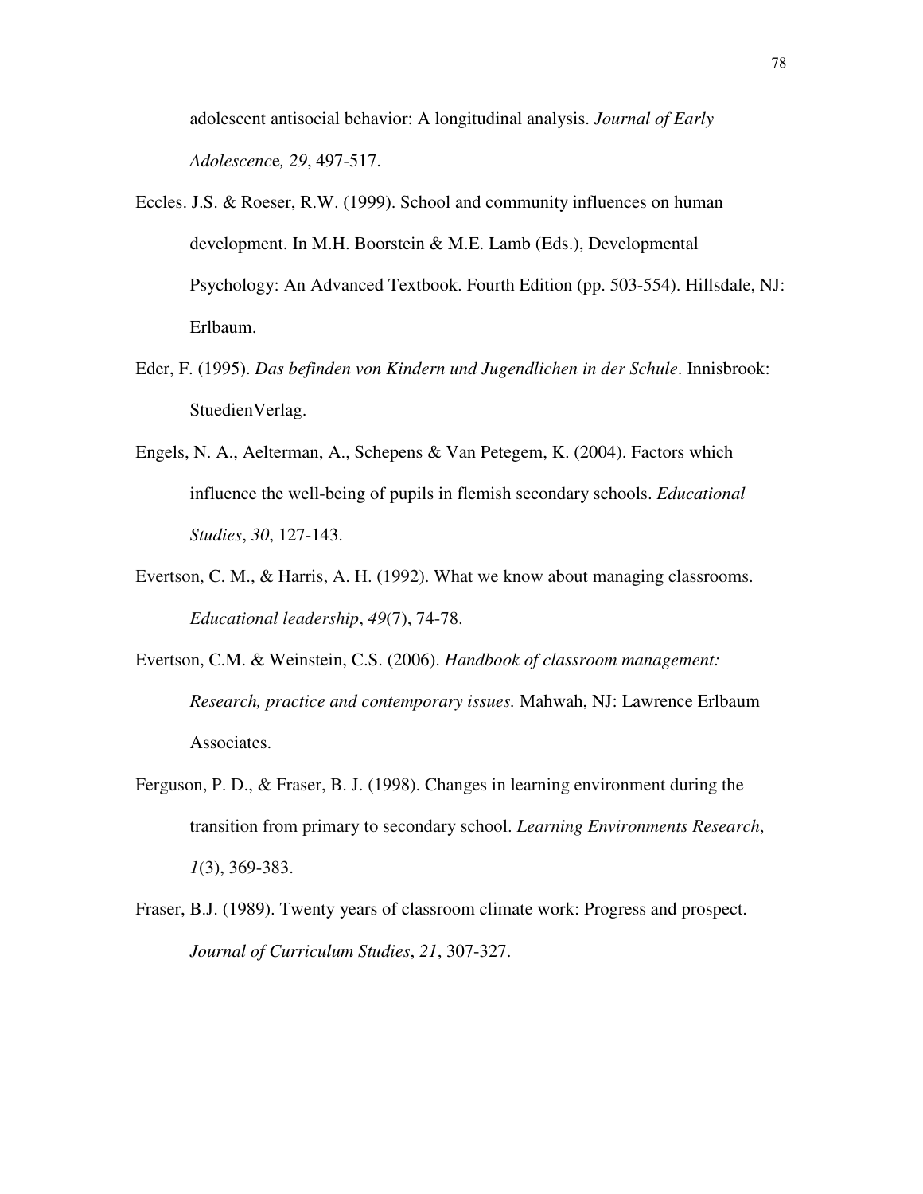adolescent antisocial behavior: A longitudinal analysis. *Journal of Early Adolescence, 29*, 497-517.

Eccles. J.S. & Roeser, R.W. (1999). School and community influences on human development. In M.H. Boorstein & M.E. Lamb (Eds.), Developmental Psychology: An Advanced Textbook. Fourth Edition (pp. 503-554). Hillsdale, NJ: Erlbaum.

Eder, F. (1995). *Das befinden von Kindern und Jugendlichen in der Schule*. Innisbrook: StuedienVerlag.

Engels, N. A., Aelterman, A., Schepens & Van Petegem, K. (2004). Factors which influence the well-being of pupils in flemish secondary schools. *Educational Studies*, *30*, 127-143.

Evertson, C. M., & Harris, A. H. (1992). What we know about managing classrooms. *Educational leadership*, *49*(7), 74-78.

Evertson, C.M. & Weinstein, C.S. (2006). *Handbook of classroom management: Research, practice and contemporary issues.* Mahwah, NJ: Lawrence Erlbaum Associates.

Ferguson, P. D., & Fraser, B. J. (1998). Changes in learning environment during the transition from primary to secondary school. *Learning Environments Research*, *1*(3), 369-383.

Fraser, B.J. (1989). Twenty years of classroom climate work: Progress and prospect. *Journal of Curriculum Studies*, *21*, 307-327.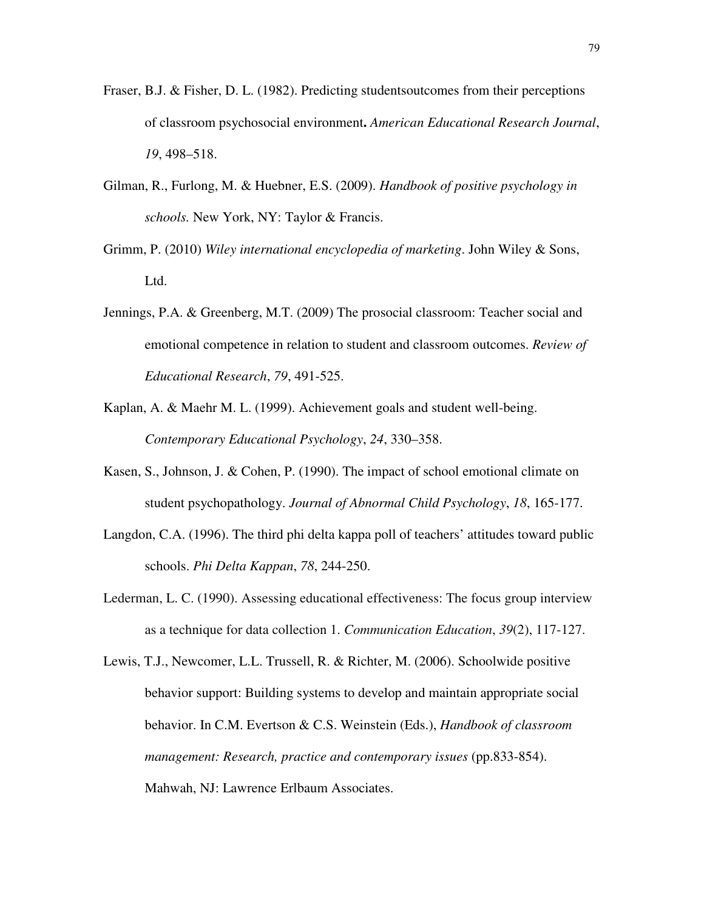Fraser, B.J. & Fisher, D. L. (1982). Predicting studentsoutcomes from their perceptions of classroom psychosocial environment**.** *American Educational Research Journal*, *19*, 498–518.

Gilman, R., Furlong, M. & Huebner, E.S. (2009). *Handbook of positive psychology in schools.* New York, NY: Taylor & Francis.

Grimm, P. (2010) *Wiley international encyclopedia of marketing*. John Wiley & Sons, Ltd.

Jennings, P.A. & Greenberg, M.T. (2009) The prosocial classroom: Teacher social and emotional competence in relation to student and classroom outcomes. *Review of Educational Research*, *79*, 491-525.

Kaplan, A. & Maehr M. L. (1999). Achievement goals and student well-being. *Contemporary Educational Psychology*, *24*, 330–358.

Kasen, S., Johnson, J. & Cohen, P. (1990). The impact of school emotional climate on student psychopathology. *Journal of Abnormal Child Psychology*, *18*, 165-177.

Langdon, C.A. (1996). The third phi delta kappa poll of teachers' attitudes toward public schools. *Phi Delta Kappan*, *78*, 244-250.

Lederman, L. C. (1990). Assessing educational effectiveness: The focus group interview as a technique for data collection 1. *Communication Education*, *39*(2), 117-127.

Lewis, T.J., Newcomer, L.L. Trussell, R. & Richter, M. (2006). Schoolwide positive behavior support: Building systems to develop and maintain appropriate social behavior. In C.M. Evertson & C.S. Weinstein (Eds.), *Handbook of classroom management: Research, practice and contemporary issues* (pp.833-854). Mahwah, NJ: Lawrence Erlbaum Associates.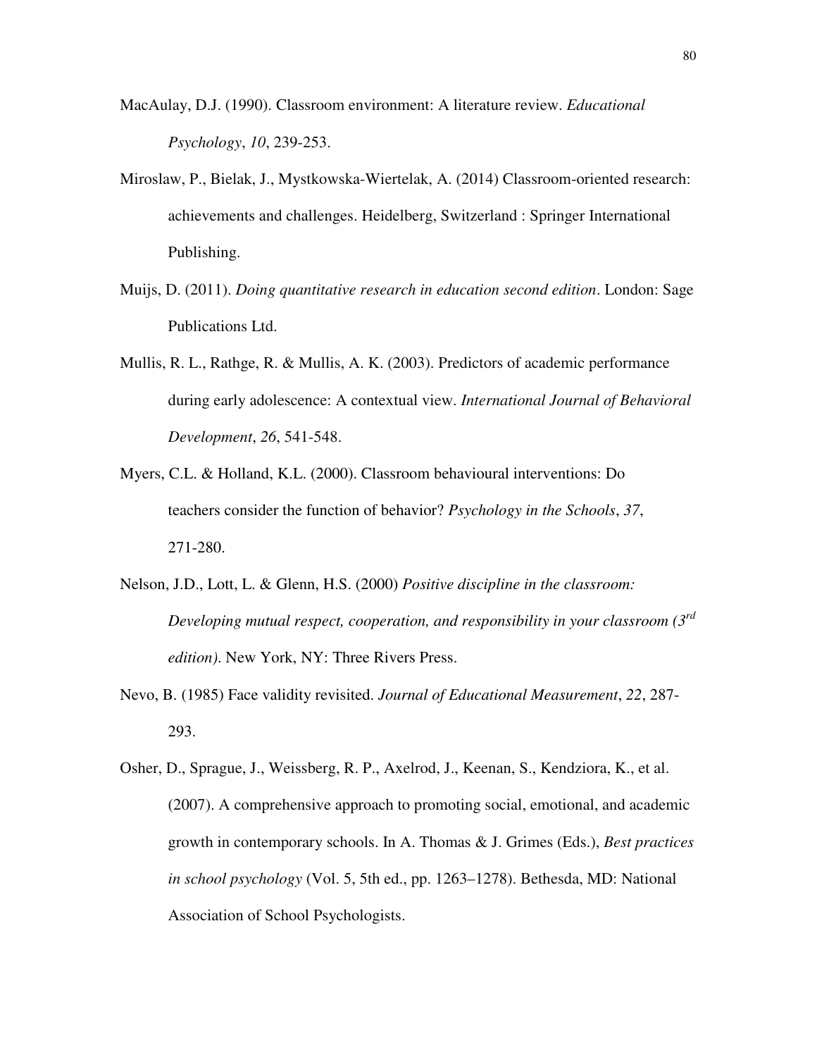MacAulay, D.J. (1990). Classroom environment: A literature review. *Educational Psychology*, *10*, 239-253.

Miroslaw, P., Bielak, J., Mystkowska-Wiertelak, A. (2014) Classroom-oriented research: achievements and challenges. Heidelberg, Switzerland : Springer International Publishing.

Muijs, D. (2011). *Doing quantitative research in education second edition*. London: Sage Publications Ltd.

Mullis, R. L., Rathge, R. & Mullis, A. K. (2003). Predictors of academic performance during early adolescence: A contextual view. *International Journal of Behavioral Development*, *26*, 541-548.

Myers, C.L. & Holland, K.L. (2000). Classroom behavioural interventions: Do teachers consider the function of behavior? *Psychology in the Schools*, *37*, 271-280.

Nelson, J.D., Lott, L. & Glenn, H.S. (2000) *Positive discipline in the classroom: Developing mutual respect, cooperation, and responsibility in your classroom (3rd edition)*. New York, NY: Three Rivers Press.

Nevo, B. (1985) Face validity revisited. *Journal of Educational Measurement*, *22*, 287-293.

Osher, D., Sprague, J., Weissberg, R. P., Axelrod, J., Keenan, S., Kendziora, K., et al. (2007). A comprehensive approach to promoting social, emotional, and academic growth in contemporary schools. In A. Thomas & J. Grimes (Eds.), *Best practices in school psychology* (Vol. 5, 5th ed., pp. 1263–1278). Bethesda, MD: National Association of School Psychologists.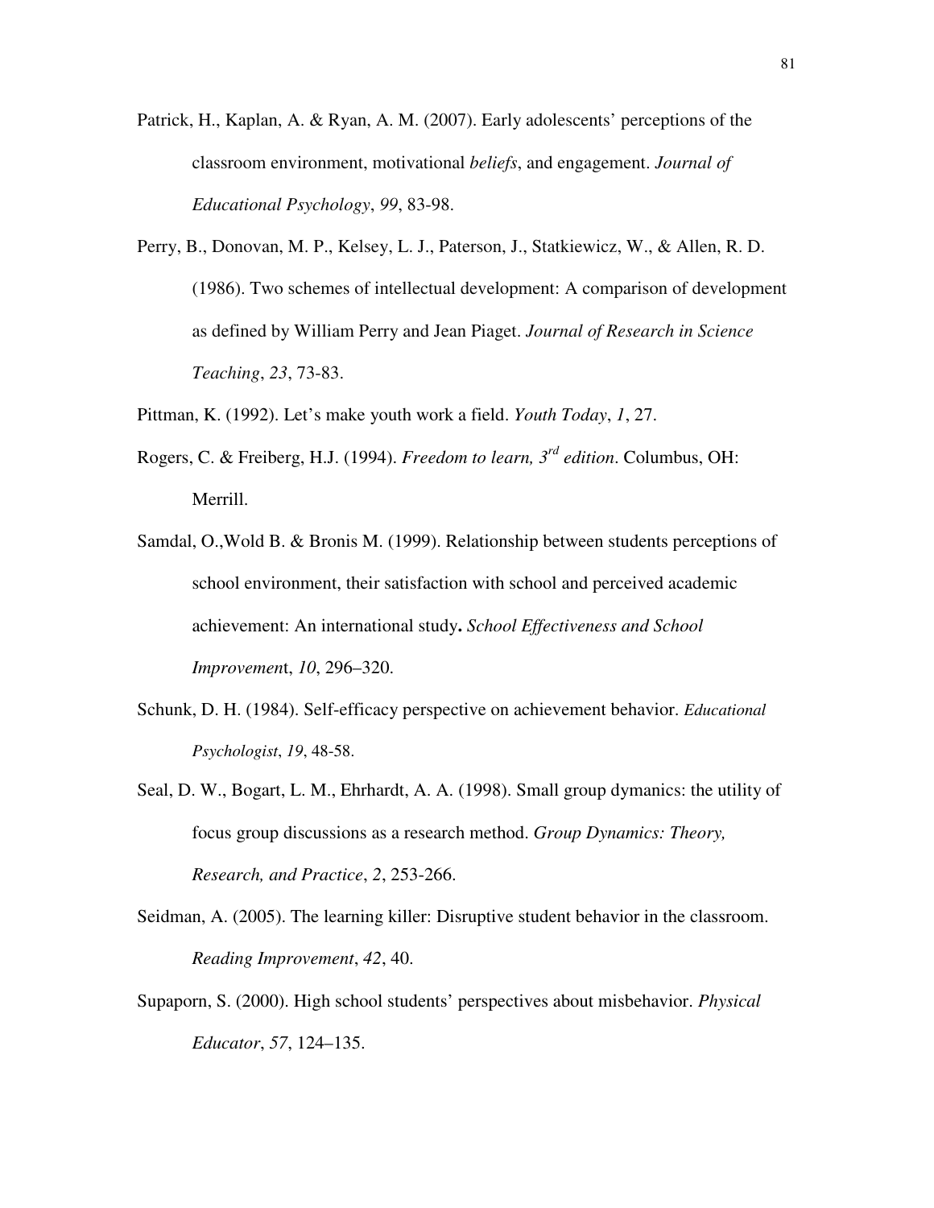Patrick, H., Kaplan, A. & Ryan, A. M. (2007). Early adolescents' perceptions of the classroom environment, motivational *beliefs*, and engagement. *Journal of Educational Psychology*, *99*, 83-98.

Perry, B., Donovan, M. P., Kelsey, L. J., Paterson, J., Statkiewicz, W., & Allen, R. D. (1986). Two schemes of intellectual development: A comparison of development as defined by William Perry and Jean Piaget. *Journal of Research in Science Teaching*, *23*, 73-83.

Pittman, K. (1992). Let's make youth work a field. *Youth Today*, *1*, 27.

Rogers, C. & Freiberg, H.J. (1994). *Freedom to learn, 3rd edition*. Columbus, OH: Merrill.

Samdal, O.,Wold B. & Bronis M. (1999). Relationship between students perceptions of school environment, their satisfaction with school and perceived academic achievement: An international study**.** *School Effectiveness and School Improvemen*t, *10*, 296–320.

Schunk, D. H. (1984). Self-efficacy perspective on achievement behavior. *Educational Psychologist*, *19*, 48-58.

Seal, D. W., Bogart, L. M., Ehrhardt, A. A. (1998). Small group dymanics: the utility of focus group discussions as a research method. *Group Dynamics: Theory, Research, and Practice*, *2*, 253-266.

Seidman, A. (2005). The learning killer: Disruptive student behavior in the classroom. *Reading Improvement*, *42*, 40.

Supaporn, S. (2000). High school students' perspectives about misbehavior. *Physical Educator*, *57*, 124–135.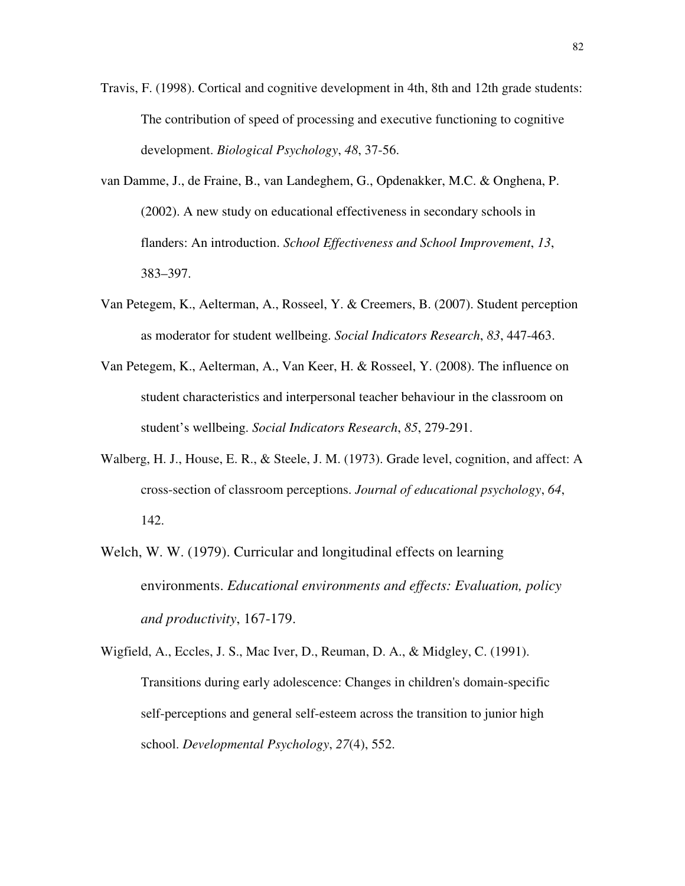Travis, F. (1998). Cortical and cognitive development in 4th, 8th and 12th grade students: The contribution of speed of processing and executive functioning to cognitive development. *Biological Psychology*, *48*, 37-56.

van Damme, J., de Fraine, B., van Landeghem, G., Opdenakker, M.C. & Onghena, P. (2002). A new study on educational effectiveness in secondary schools in flanders: An introduction. *School Effectiveness and School Improvement*, *13*, 383–397.

Van Petegem, K., Aelterman, A., Rosseel, Y. & Creemers, B. (2007). Student perception as moderator for student wellbeing. *Social Indicators Research*, *83*, 447-463.

Van Petegem, K., Aelterman, A., Van Keer, H. & Rosseel, Y. (2008). The influence on student characteristics and interpersonal teacher behaviour in the classroom on student's wellbeing. *Social Indicators Research*, *85*, 279-291.

Walberg, H. J., House, E. R., & Steele, J. M. (1973). Grade level, cognition, and affect: A cross-section of classroom perceptions. *Journal of educational psychology*, *64*, 142.

Welch, W. W. (1979). Curricular and longitudinal effects on learning environments. *Educational environments and effects: Evaluation, policy and productivity*, 167-179.

Wigfield, A., Eccles, J. S., Mac Iver, D., Reuman, D. A., & Midgley, C. (1991). Transitions during early adolescence: Changes in children's domain-specific self-perceptions and general self-esteem across the transition to junior high school. *Developmental Psychology*, *27*(4), 552.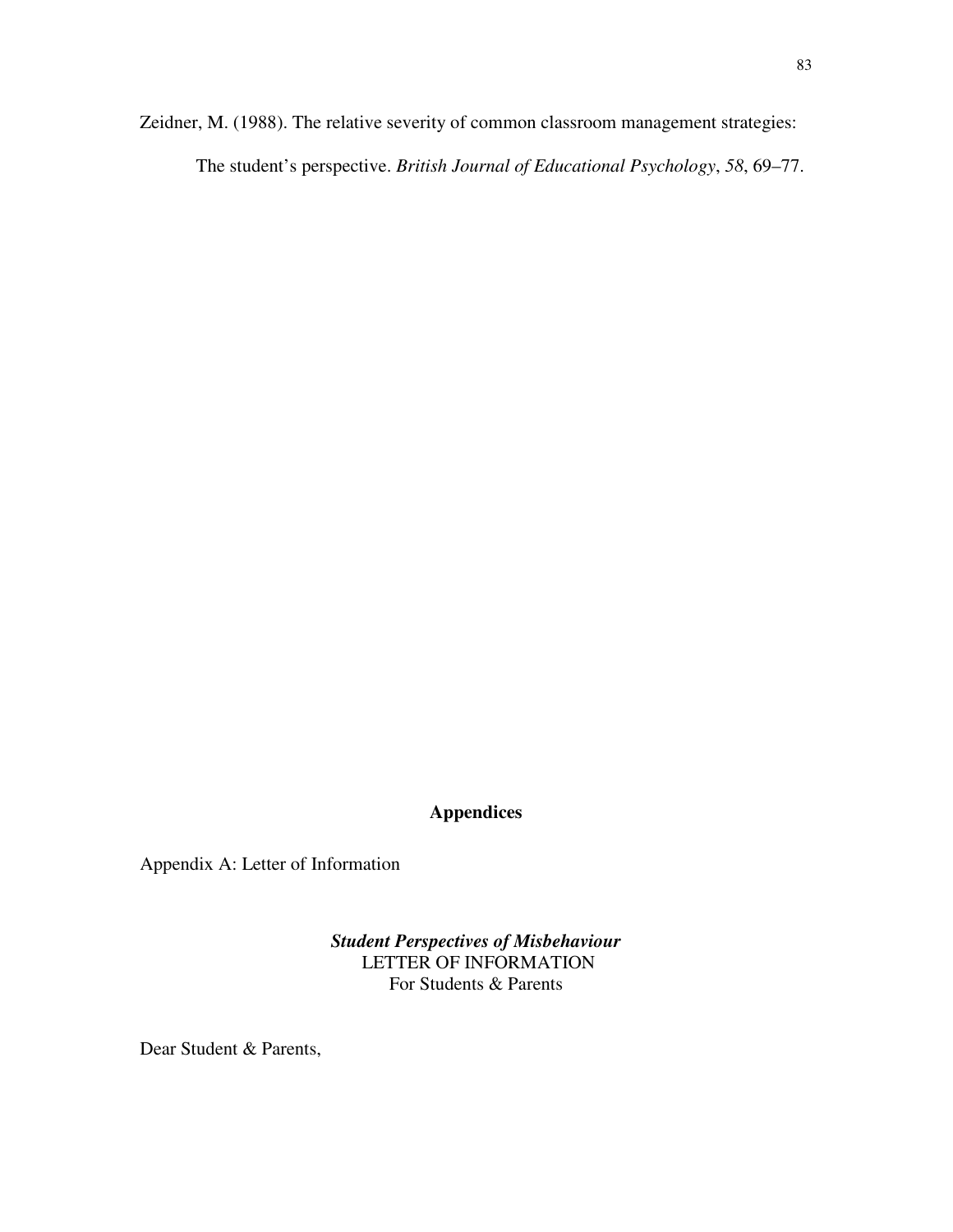Zeidner, M. (1988). The relative severity of common classroom management strategies: The student's perspective. *British Journal of Educational Psychology*, *58*, 69–77.

## Appendices

Appendix A: Letter of Information

***Student Perspectives of Misbehaviour***
LETTER OF INFORMATION
For Students & Parents

Dear Student & Parents,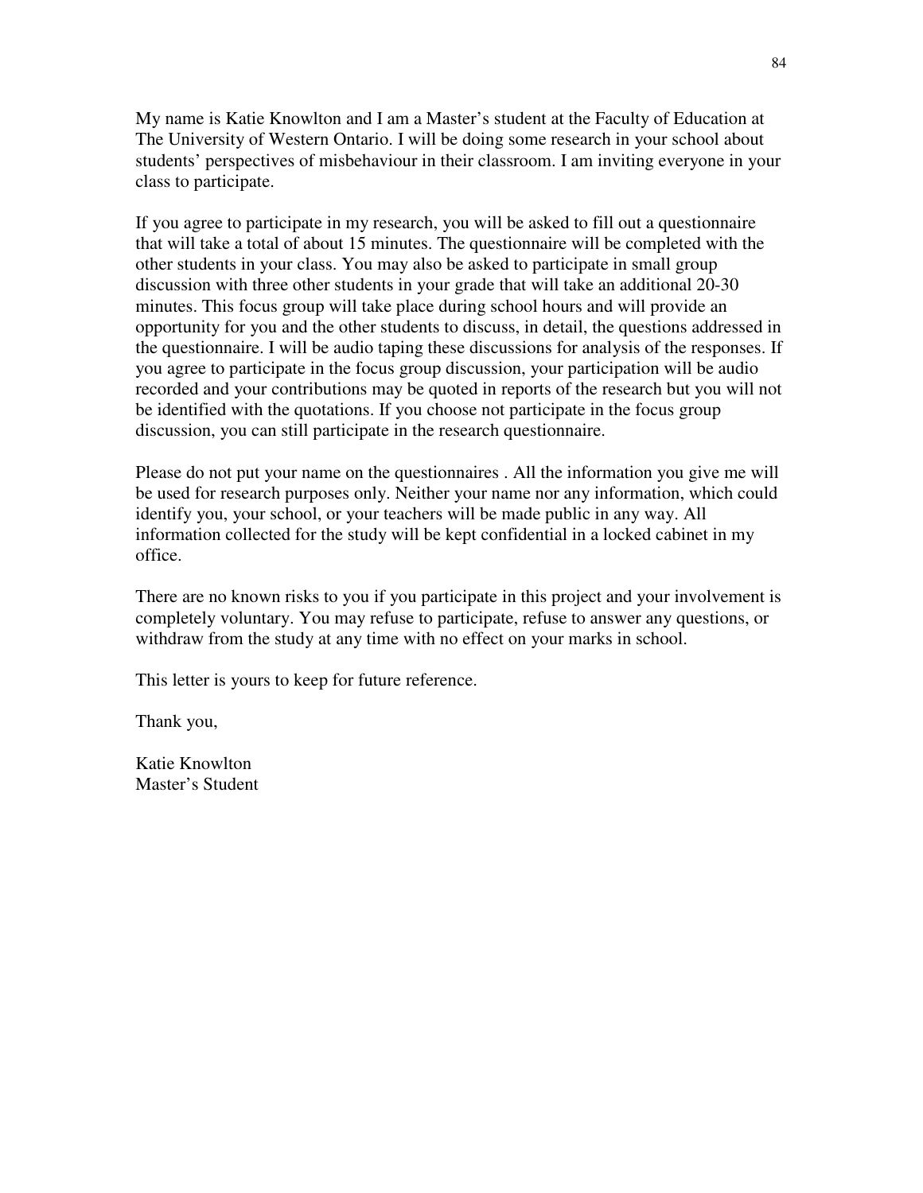My name is Katie Knowlton and I am a Master's student at the Faculty of Education at The University of Western Ontario. I will be doing some research in your school about students' perspectives of misbehaviour in their classroom. I am inviting everyone in your class to participate.

If you agree to participate in my research, you will be asked to fill out a questionnaire that will take a total of about 15 minutes. The questionnaire will be completed with the other students in your class. You may also be asked to participate in small group discussion with three other students in your grade that will take an additional 20-30 minutes. This focus group will take place during school hours and will provide an opportunity for you and the other students to discuss, in detail, the questions addressed in the questionnaire. I will be audio taping these discussions for analysis of the responses. If you agree to participate in the focus group discussion, your participation will be audio recorded and your contributions may be quoted in reports of the research but you will not be identified with the quotations. If you choose not participate in the focus group discussion, you can still participate in the research questionnaire.

Please do not put your name on the questionnaires . All the information you give me will be used for research purposes only. Neither your name nor any information, which could identify you, your school, or your teachers will be made public in any way. All information collected for the study will be kept confidential in a locked cabinet in my office.

There are no known risks to you if you participate in this project and your involvement is completely voluntary. You may refuse to participate, refuse to answer any questions, or withdraw from the study at any time with no effect on your marks in school.

This letter is yours to keep for future reference.

Thank you,

Katie Knowlton
Master's Student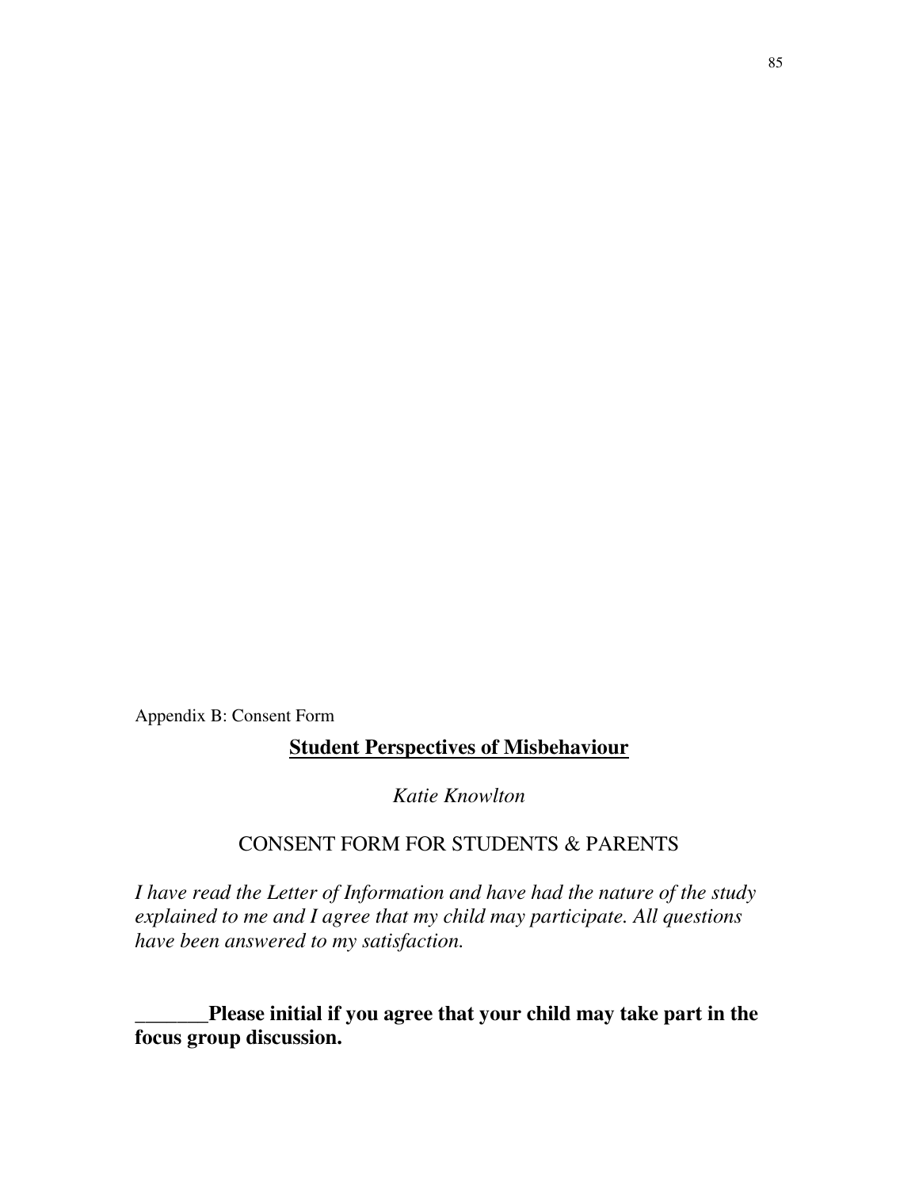Appendix B: Consent Form

## **Student Perspectives of Misbehaviour**

*Katie Knowlton*

CONSENT FORM FOR STUDENTS & PARENTS

*I have read the Letter of Information and have had the nature of the study explained to me and I agree that my child may participate. All questions have been answered to my satisfaction.*

**_______Please initial if you agree that your child may take part in the focus group discussion.**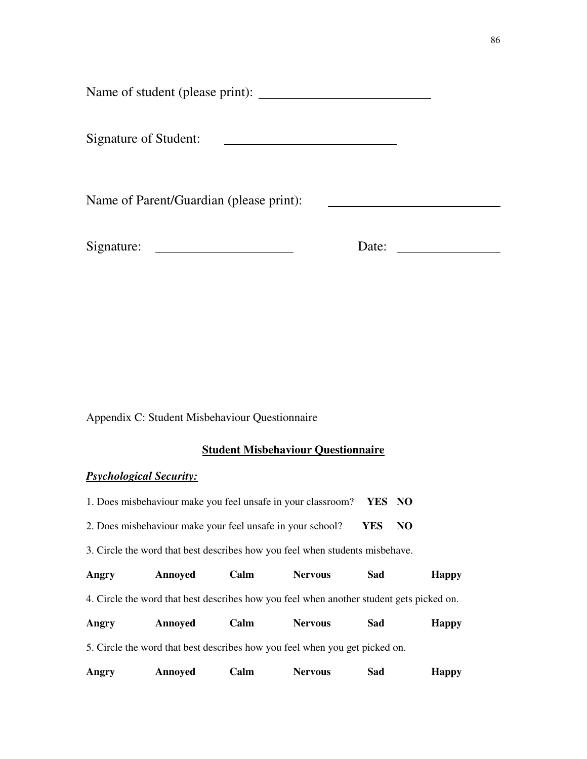Name of student (please print): ____________________________

Signature of Student: ____________________________

Name of Parent/Guardian (please print): ____________________________

Signature: ______________________ Date: ________________

Appendix C: Student Misbehaviour Questionnaire

**Student Misbehaviour Questionnaire**

***Psychological Security:***

1. Does misbehaviour make you feel unsafe in your classroom? **YES NO**

2. Does misbehaviour make your feel unsafe in your school? **YES NO**

3. Circle the word that best describes how you feel when students misbehave.

**Angry** **Annoyed** **Calm** **Nervous** **Sad** **Happy**

4. Circle the word that best describes how you feel when another student gets picked on.

**Angry** **Annoyed** **Calm** **Nervous** **Sad** **Happy**

5. Circle the word that best describes how you feel when you get picked on.

**Angry** **Annoyed** **Calm** **Nervous** **Sad** **Happy**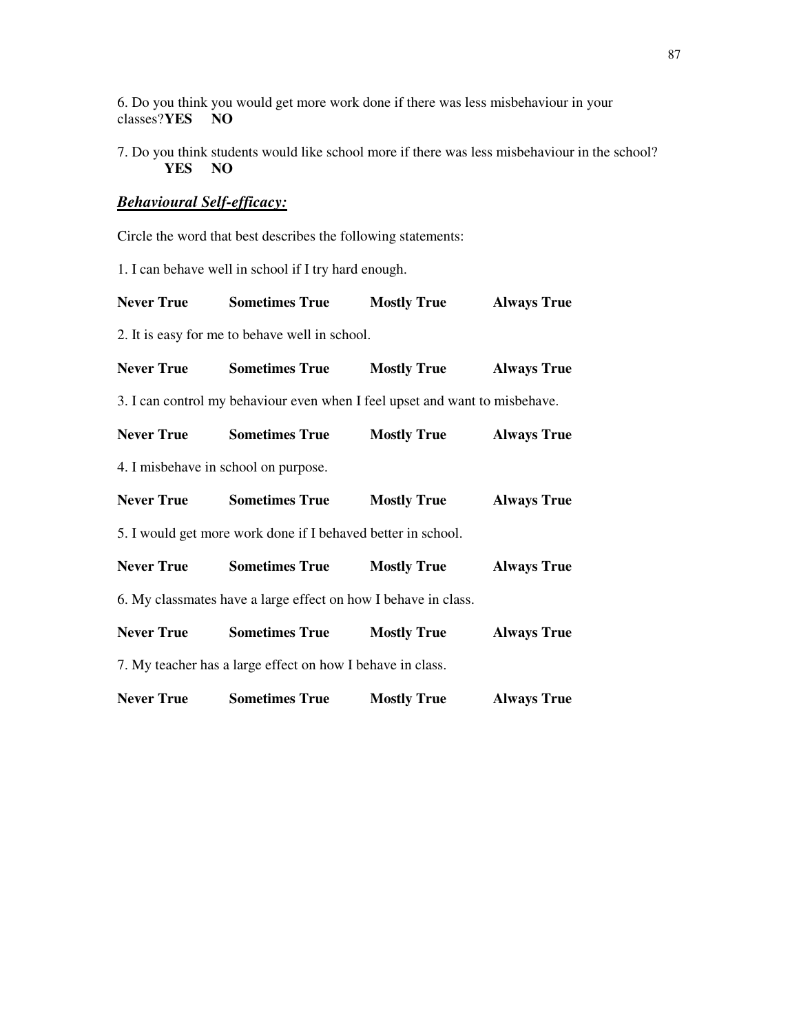6. Do you think you would get more work done if there was less misbehaviour in your classes? **YES** **NO**

7. Do you think students would like school more if there was less misbehaviour in the school? **YES** **NO**

***Behavioural Self-efficacy:***

Circle the word that best describes the following statements:

1. I can behave well in school if I try hard enough.

**Never True** **Sometimes True** **Mostly True** **Always True**

2. It is easy for me to behave well in school.

**Never True** **Sometimes True** **Mostly True** **Always True**

3. I can control my behaviour even when I feel upset and want to misbehave.

**Never True** **Sometimes True** **Mostly True** **Always True**

4. I misbehave in school on purpose.

**Never True** **Sometimes True** **Mostly True** **Always True**

5. I would get more work done if I behaved better in school.

**Never True** **Sometimes True** **Mostly True** **Always True**

6. My classmates have a large effect on how I behave in class.

**Never True** **Sometimes True** **Mostly True** **Always True**

7. My teacher has a large effect on how I behave in class.

**Never True** **Sometimes True** **Mostly True** **Always True**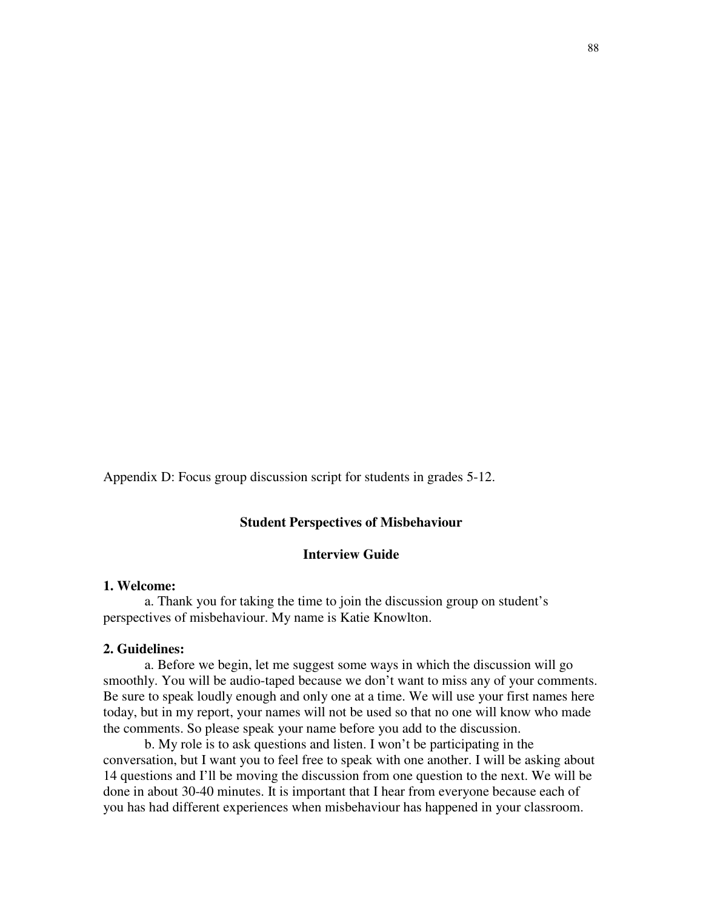Appendix D: Focus group discussion script for students in grades 5-12.

**Student Perspectives of Misbehaviour**

**Interview Guide**

**1. Welcome:**

a. Thank you for taking the time to join the discussion group on student's perspectives of misbehaviour. My name is Katie Knowlton.

**2. Guidelines:**

a. Before we begin, let me suggest some ways in which the discussion will go smoothly. You will be audio-taped because we don't want to miss any of your comments. Be sure to speak loudly enough and only one at a time. We will use your first names here today, but in my report, your names will not be used so that no one will know who made the comments. So please speak your name before you add to the discussion.

b. My role is to ask questions and listen. I won't be participating in the conversation, but I want you to feel free to speak with one another. I will be asking about 14 questions and I'll be moving the discussion from one question to the next. We will be done in about 30-40 minutes. It is important that I hear from everyone because each of you has had different experiences when misbehaviour has happened in your classroom.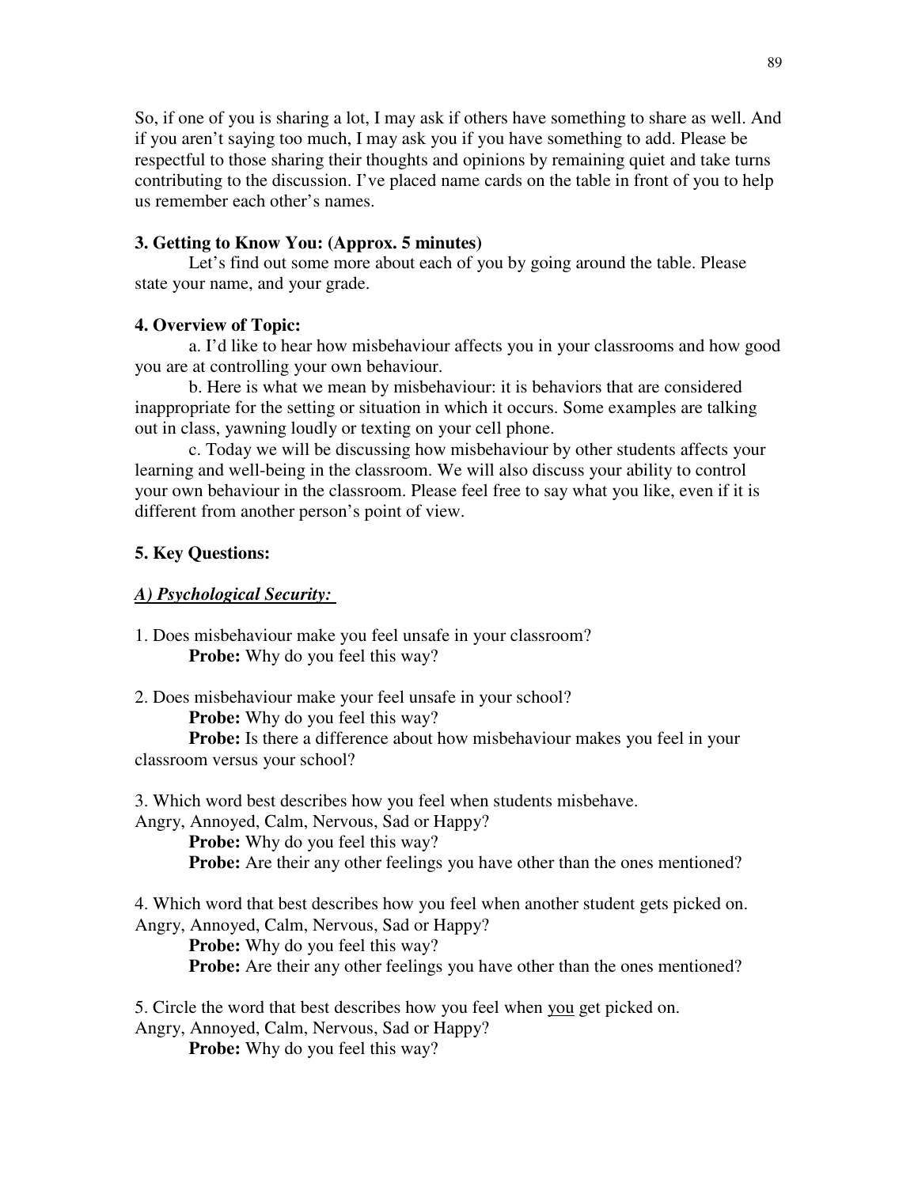So, if one of you is sharing a lot, I may ask if others have something to share as well. And if you aren't saying too much, I may ask you if you have something to add. Please be respectful to those sharing their thoughts and opinions by remaining quiet and take turns contributing to the discussion. I've placed name cards on the table in front of you to help us remember each other's names.

**3. Getting to Know You: (Approx. 5 minutes)**

Let's find out some more about each of you by going around the table. Please state your name, and your grade.

**4. Overview of Topic:**

a. I'd like to hear how misbehaviour affects you in your classrooms and how good you are at controlling your own behaviour.

b. Here is what we mean by misbehaviour: it is behaviors that are considered inappropriate for the setting or situation in which it occurs. Some examples are talking out in class, yawning loudly or texting on your cell phone.

c. Today we will be discussing how misbehaviour by other students affects your learning and well-being in the classroom. We will also discuss your ability to control your own behaviour in the classroom. Please feel free to say what you like, even if it is different from another person's point of view.

**5. Key Questions:**

***A) Psychological Security:***

1. Does misbehaviour make you feel unsafe in your classroom?
   **Probe:** Why do you feel this way?

2. Does misbehaviour make your feel unsafe in your school?
   **Probe:** Why do you feel this way?
   **Probe:** Is there a difference about how misbehaviour makes you feel in your classroom versus your school?

3. Which word best describes how you feel when students misbehave.
   Angry, Annoyed, Calm, Nervous, Sad or Happy?
   **Probe:** Why do you feel this way?
   **Probe:** Are their any other feelings you have other than the ones mentioned?

4. Which word that best describes how you feel when another student gets picked on.
   Angry, Annoyed, Calm, Nervous, Sad or Happy?
   **Probe:** Why do you feel this way?
   **Probe:** Are their any other feelings you have other than the ones mentioned?

5. Circle the word that best describes how you feel when <u>you</u> get picked on.
   Angry, Annoyed, Calm, Nervous, Sad or Happy?
   **Probe:** Why do you feel this way?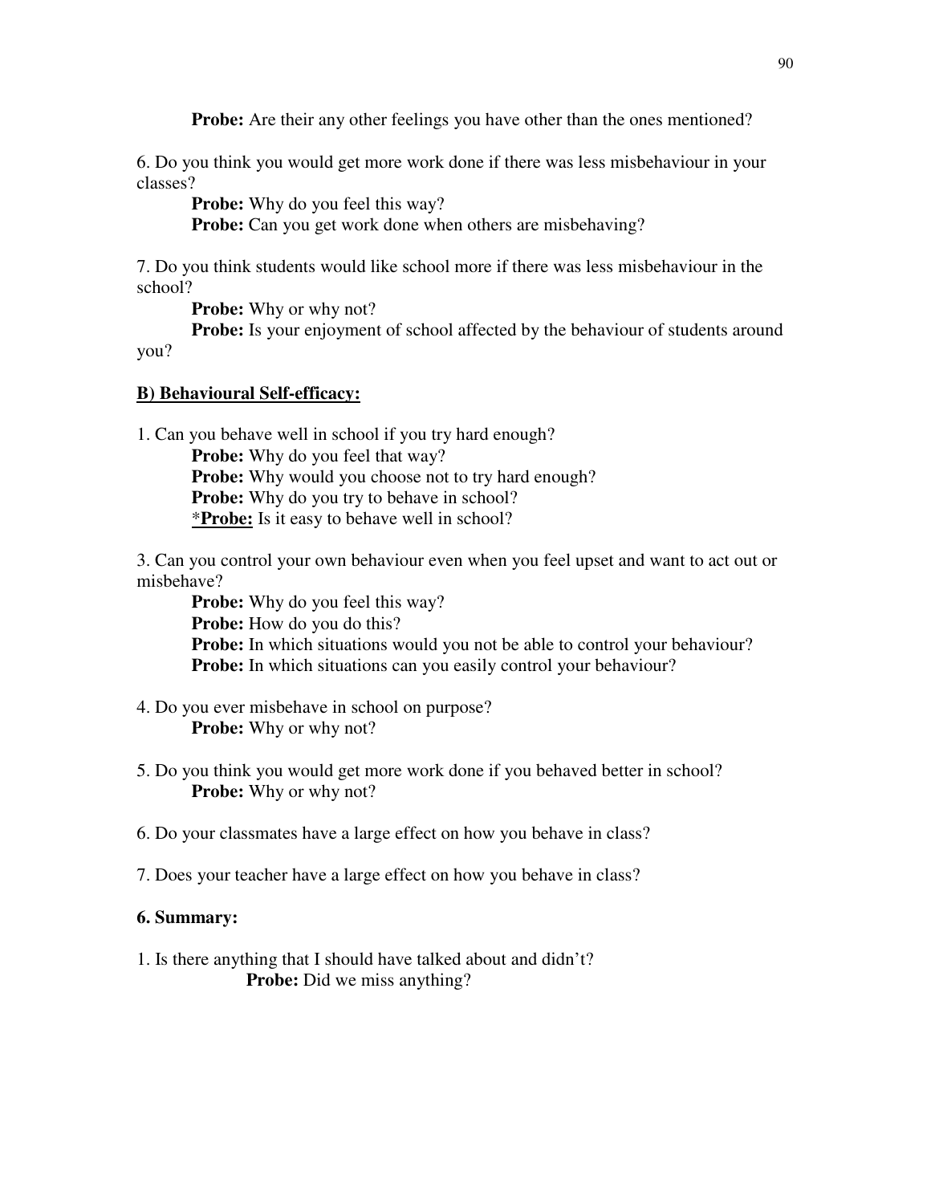**Probe:** Are their any other feelings you have other than the ones mentioned?

6. Do you think you would get more work done if there was less misbehaviour in your classes?

    **Probe:** Why do you feel this way?
    **Probe:** Can you get work done when others are misbehaving?

7. Do you think students would like school more if there was less misbehaviour in the school?

    **Probe:** Why or why not?
    **Probe:** Is your enjoyment of school affected by the behaviour of students around you?

**<u>B) Behavioural Self-efficacy:</u>**

1. Can you behave well in school if you try hard enough?

    **Probe:** Why do you feel that way?
    **Probe:** Why would you choose not to try hard enough?
    **Probe:** Why do you try to behave in school?
    *<u>**Probe:**</u> Is it easy to behave well in school?

3. Can you control your own behaviour even when you feel upset and want to act out or misbehave?

    **Probe:** Why do you feel this way?
    **Probe:** How do you do this?
    **Probe:** In which situations would you not be able to control your behaviour?
    **Probe:** In which situations can you easily control your behaviour?

4. Do you ever misbehave in school on purpose?

    **Probe:** Why or why not?

5. Do you think you would get more work done if you behaved better in school?

    **Probe:** Why or why not?

6. Do your classmates have a large effect on how you behave in class?

7. Does your teacher have a large effect on how you behave in class?

**6. Summary:**

1. Is there anything that I should have talked about and didn't?

    **Probe:** Did we miss anything?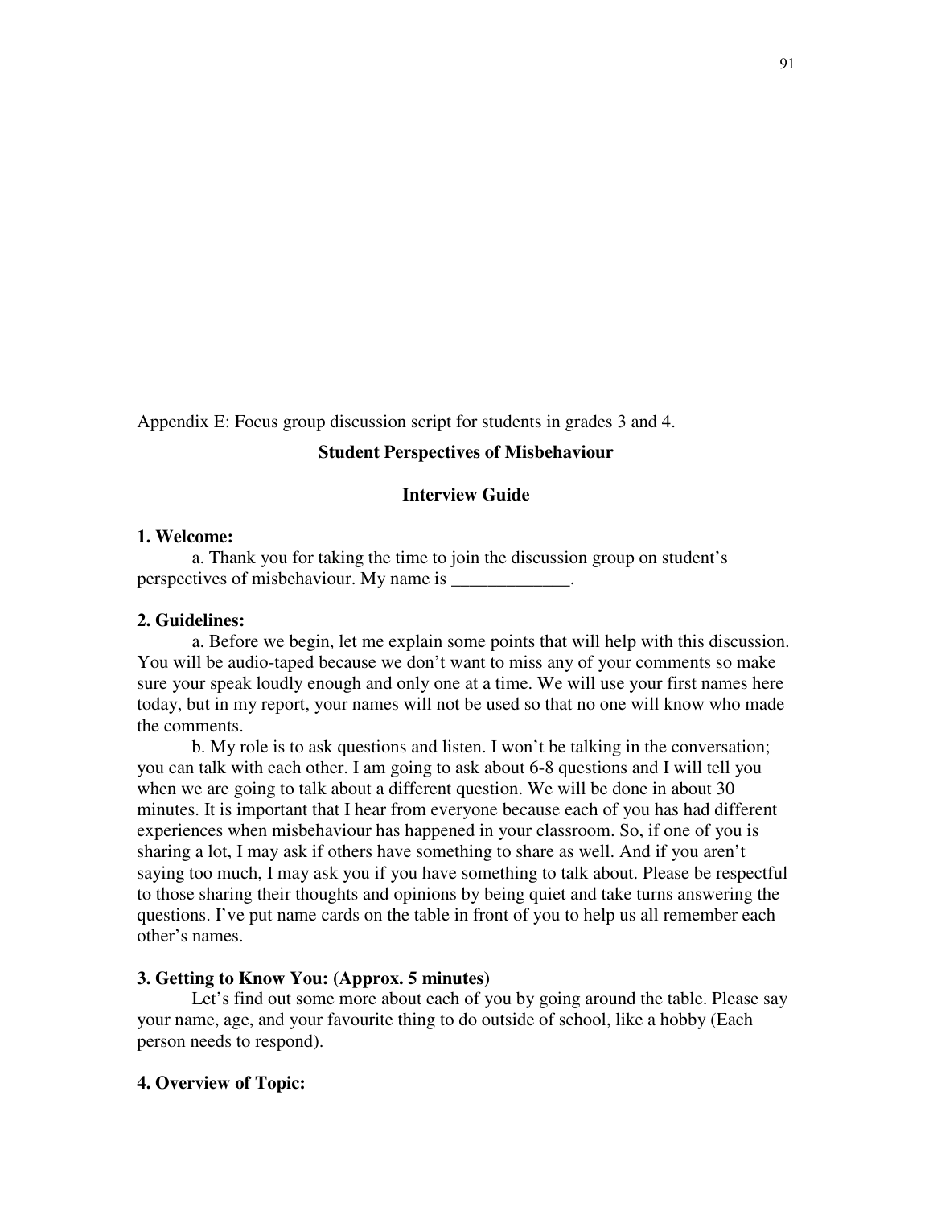Appendix E: Focus group discussion script for students in grades 3 and 4.

**Student Perspectives of Misbehaviour**

**Interview Guide**

**1. Welcome:**

a. Thank you for taking the time to join the discussion group on student's perspectives of misbehaviour. My name is _____________.

**2. Guidelines:**

a. Before we begin, let me explain some points that will help with this discussion. You will be audio-taped because we don't want to miss any of your comments so make sure your speak loudly enough and only one at a time. We will use your first names here today, but in my report, your names will not be used so that no one will know who made the comments.

b. My role is to ask questions and listen. I won't be talking in the conversation; you can talk with each other. I am going to ask about 6-8 questions and I will tell you when we are going to talk about a different question. We will be done in about 30 minutes. It is important that I hear from everyone because each of you has had different experiences when misbehaviour has happened in your classroom. So, if one of you is sharing a lot, I may ask if others have something to share as well. And if you aren't saying too much, I may ask you if you have something to talk about. Please be respectful to those sharing their thoughts and opinions by being quiet and take turns answering the questions. I've put name cards on the table in front of you to help us all remember each other's names.

**3. Getting to Know You: (Approx. 5 minutes)**

Let's find out some more about each of you by going around the table. Please say your name, age, and your favourite thing to do outside of school, like a hobby (Each person needs to respond).

**4. Overview of Topic:**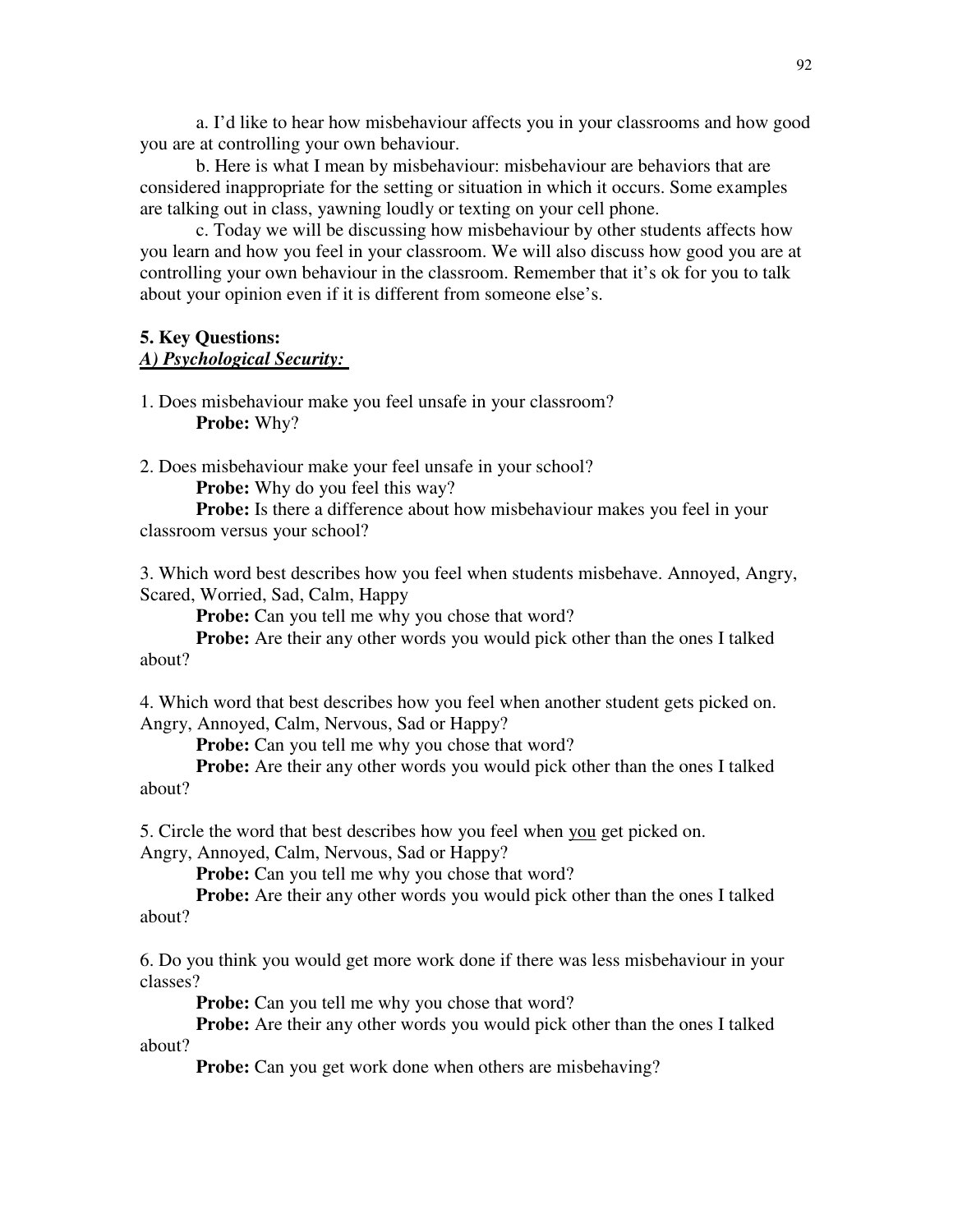a. I'd like to hear how misbehaviour affects you in your classrooms and how good you are at controlling your own behaviour.

b. Here is what I mean by misbehaviour: misbehaviour are behaviors that are considered inappropriate for the setting or situation in which it occurs. Some examples are talking out in class, yawning loudly or texting on your cell phone.

c. Today we will be discussing how misbehaviour by other students affects how you learn and how you feel in your classroom. We will also discuss how good you are at controlling your own behaviour in the classroom. Remember that it's ok for you to talk about your opinion even if it is different from someone else's.

**5. Key Questions:**

***A) Psychological Security:***

1. Does misbehaviour make you feel unsafe in your classroom?
   **Probe:** Why?

2. Does misbehaviour make your feel unsafe in your school?
   **Probe:** Why do you feel this way?
   **Probe:** Is there a difference about how misbehaviour makes you feel in your classroom versus your school?

3. Which word best describes how you feel when students misbehave. Annoyed, Angry, Scared, Worried, Sad, Calm, Happy
   **Probe:** Can you tell me why you chose that word?
   **Probe:** Are their any other words you would pick other than the ones I talked about?

4. Which word that best describes how you feel when another student gets picked on. Angry, Annoyed, Calm, Nervous, Sad or Happy?
   **Probe:** Can you tell me why you chose that word?
   **Probe:** Are their any other words you would pick other than the ones I talked about?

5. Circle the word that best describes how you feel when <u>you</u> get picked on. Angry, Annoyed, Calm, Nervous, Sad or Happy?
   **Probe:** Can you tell me why you chose that word?
   **Probe:** Are their any other words you would pick other than the ones I talked about?

6. Do you think you would get more work done if there was less misbehaviour in your classes?
   **Probe:** Can you tell me why you chose that word?
   **Probe:** Are their any other words you would pick other than the ones I talked about?
   **Probe:** Can you get work done when others are misbehaving?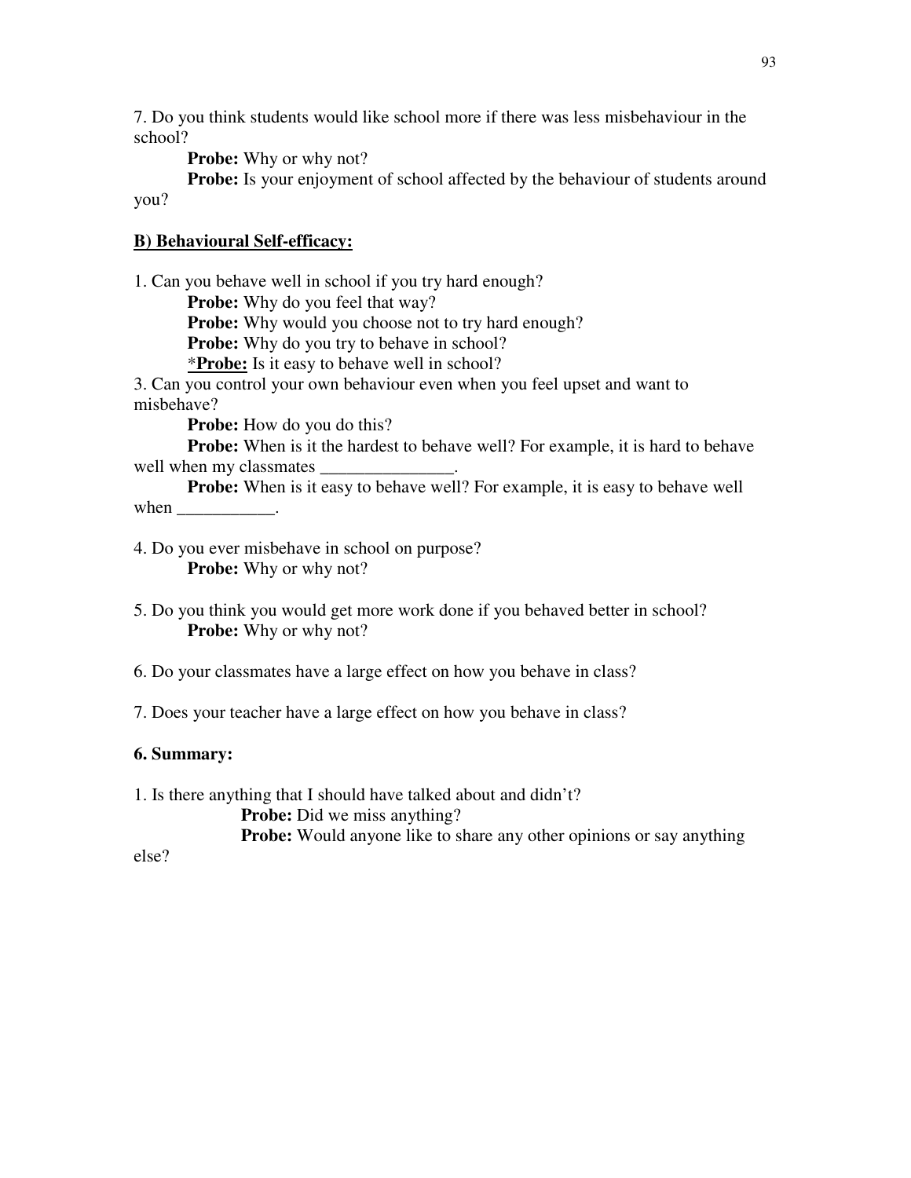7. Do you think students would like school more if there was less misbehaviour in the school?

**Probe:** Why or why not?

**Probe:** Is your enjoyment of school affected by the behaviour of students around you?

**<u>B) Behavioural Self-efficacy:</u>**

1. Can you behave well in school if you try hard enough?

**Probe:** Why do you feel that way?

**Probe:** Why would you choose not to try hard enough?

**Probe:** Why do you try to behave in school?

\***<u>Probe:</u>** Is it easy to behave well in school?

3. Can you control your own behaviour even when you feel upset and want to misbehave?

**Probe:** How do you do this?

**Probe:** When is it the hardest to behave well? For example, it is hard to behave well when my classmates _______________.

**Probe:** When is it easy to behave well? For example, it is easy to behave well when ___________.

4. Do you ever misbehave in school on purpose?

**Probe:** Why or why not?

5. Do you think you would get more work done if you behaved better in school?

**Probe:** Why or why not?

6. Do your classmates have a large effect on how you behave in class?

7. Does your teacher have a large effect on how you behave in class?

**6. Summary:**

1. Is there anything that I should have talked about and didn't?

**Probe:** Did we miss anything?

**Probe:** Would anyone like to share any other opinions or say anything else?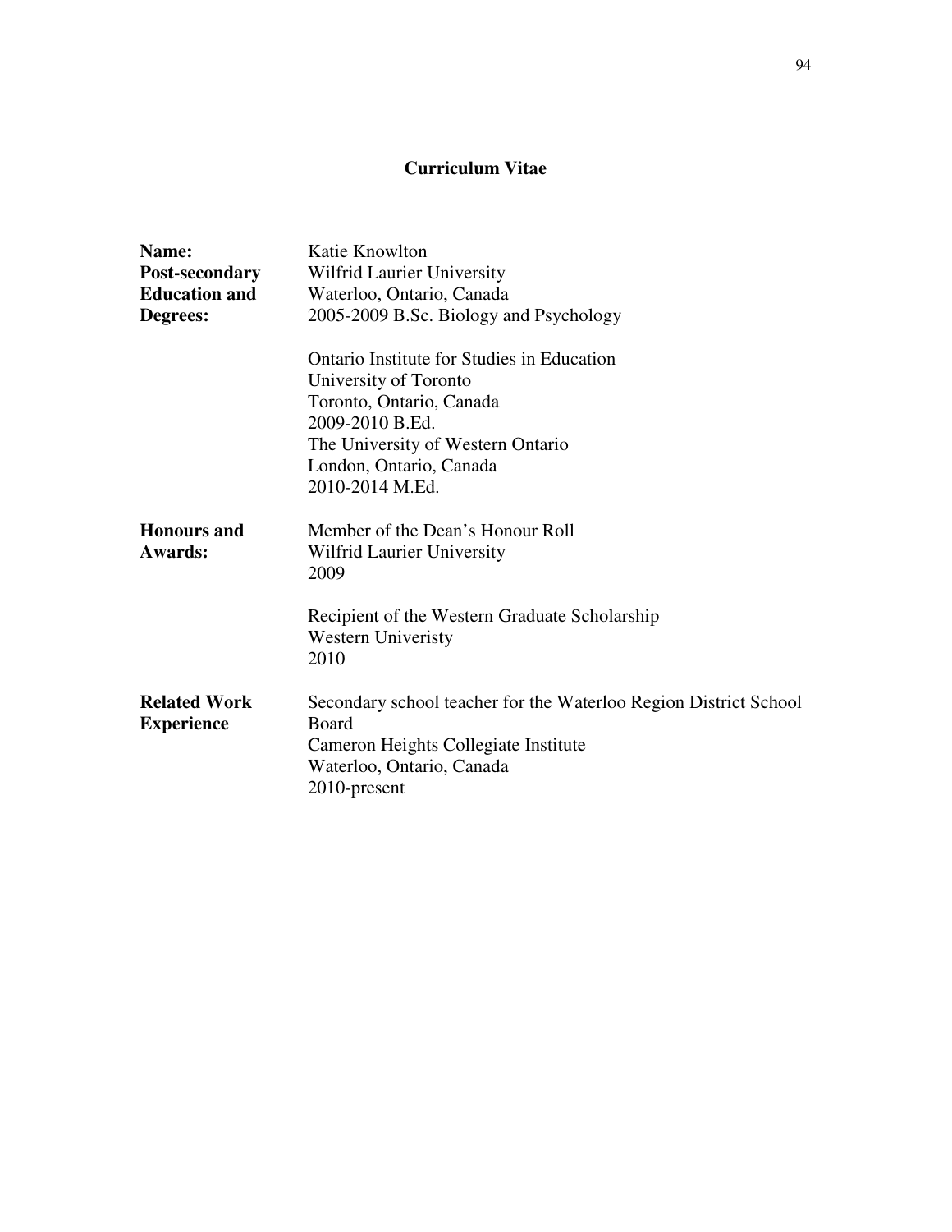# Curriculum Vitae

**Name:** Katie Knowlton

**Post-secondary Education and Degrees:**

Wilfrid Laurier University
Waterloo, Ontario, Canada
2005-2009 B.Sc. Biology and Psychology

Ontario Institute for Studies in Education
University of Toronto
Toronto, Ontario, Canada
2009-2010 B.Ed.
The University of Western Ontario
London, Ontario, Canada
2010-2014 M.Ed.

**Honours and Awards:**

Member of the Dean's Honour Roll
Wilfrid Laurier University
2009

Recipient of the Western Graduate Scholarship
Western Univeristy
2010

**Related Work Experience**

Secondary school teacher for the Waterloo Region District School Board
Cameron Heights Collegiate Institute
Waterloo, Ontario, Canada
2010-present